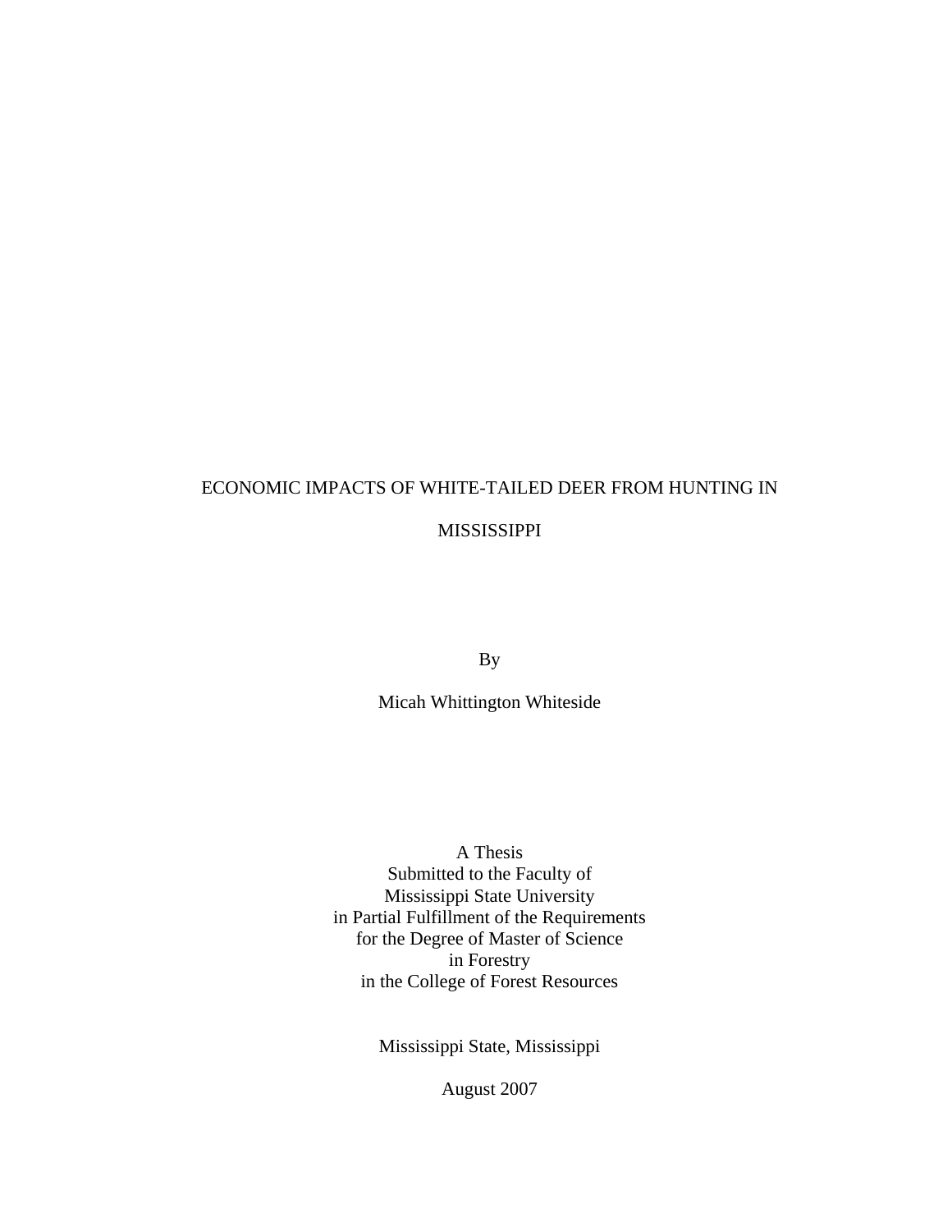# ECONOMIC IMPACTS OF WHITE-TAILED DEER FROM HUNTING IN MISSISSIPPI

By

Micah Whittington Whiteside

A Thesis
Submitted to the Faculty of
Mississippi State University
in Partial Fulfillment of the Requirements
for the Degree of Master of Science
in Forestry
in the College of Forest Resources

Mississippi State, Mississippi

August 2007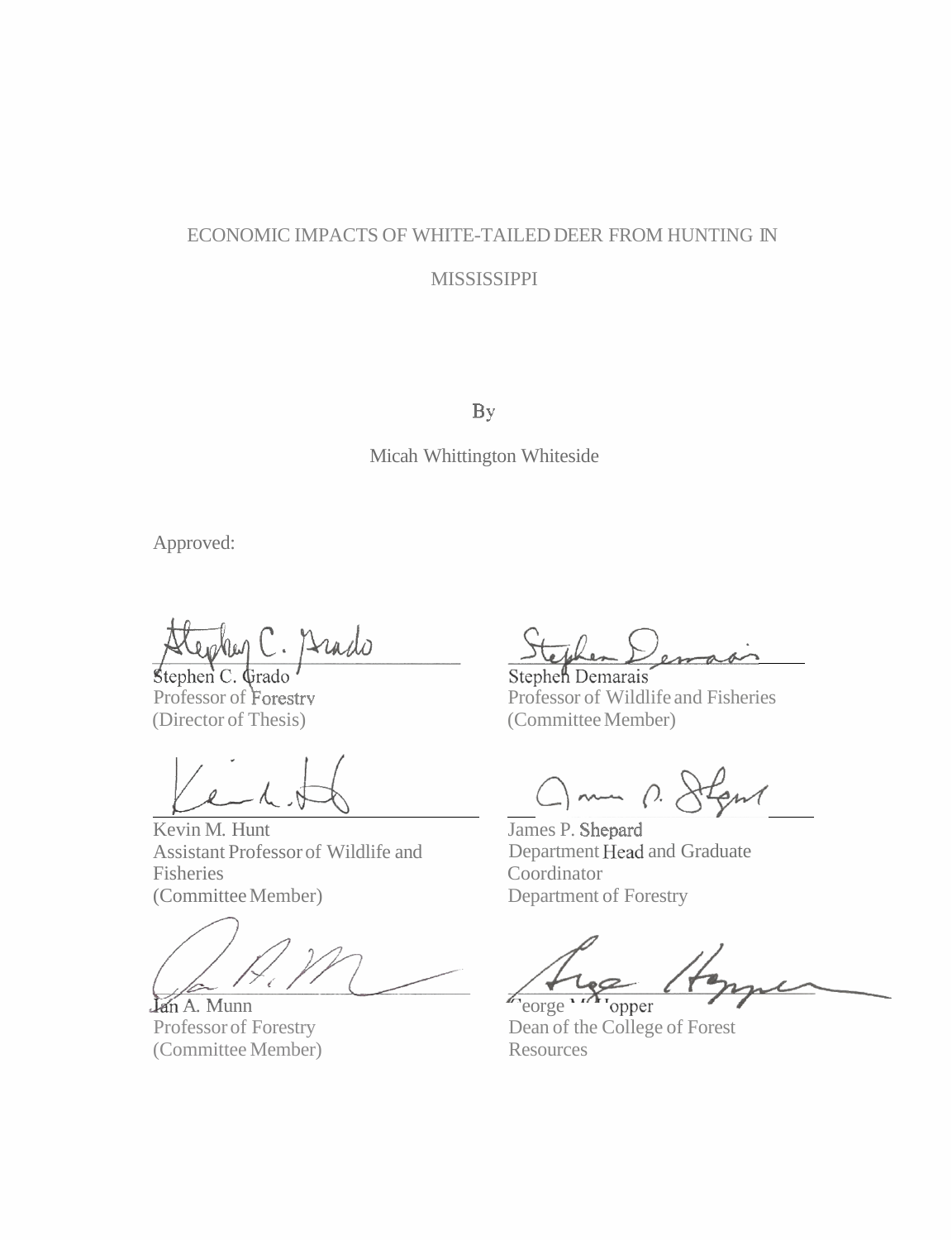ECONOMIC IMPACTS OF WHITE-TAILED DEER FROM HUNTING IN

MISSISSIPPI

By

Micah Whittington Whiteside

Approved:

Stephen C. Grado
Professor of Forestry
(Director of Thesis)

Stephen Demarais
Professor of Wildlife and Fisheries
(Committee Member)

Kevin M. Hunt
Assistant Professor of Wildlife and Fisheries
(Committee Member)

James P. Shepard
Department Head and Graduate Coordinator
Department of Forestry

Ian A. Munn
Professor of Forestry
(Committee Member)

George M. Hopper
Dean of the College of Forest Resources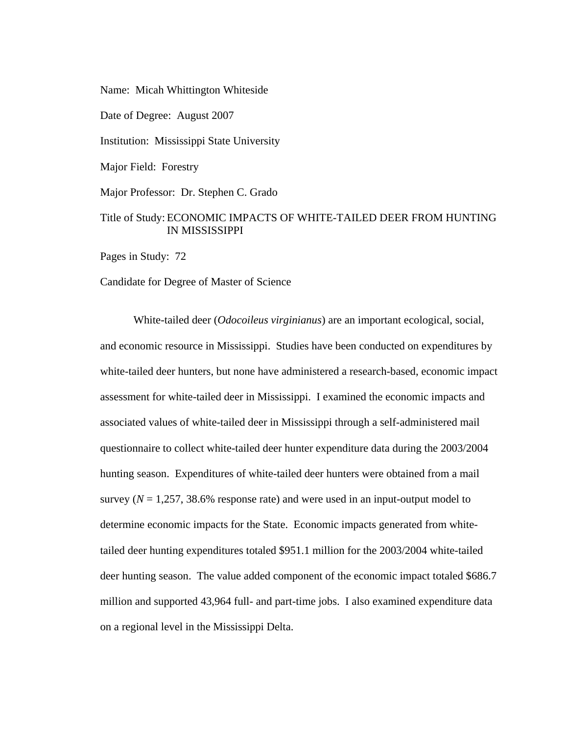Name: Micah Whittington Whiteside

Date of Degree: August 2007

Institution: Mississippi State University

Major Field: Forestry

Major Professor: Dr. Stephen C. Grado

Title of Study: ECONOMIC IMPACTS OF WHITE-TAILED DEER FROM HUNTING IN MISSISSIPPI

Pages in Study: 72

Candidate for Degree of Master of Science

White-tailed deer (*Odocoileus virginianus*) are an important ecological, social, and economic resource in Mississippi. Studies have been conducted on expenditures by white-tailed deer hunters, but none have administered a research-based, economic impact assessment for white-tailed deer in Mississippi. I examined the economic impacts and associated values of white-tailed deer in Mississippi through a self-administered mail questionnaire to collect white-tailed deer hunter expenditure data during the 2003/2004 hunting season. Expenditures of white-tailed deer hunters were obtained from a mail survey ($N$ = 1,257, 38.6% response rate) and were used in an input-output model to determine economic impacts for the State. Economic impacts generated from white-tailed deer hunting expenditures totaled $951.1 million for the 2003/2004 white-tailed deer hunting season. The value added component of the economic impact totaled $686.7 million and supported 43,964 full- and part-time jobs. I also examined expenditure data on a regional level in the Mississippi Delta.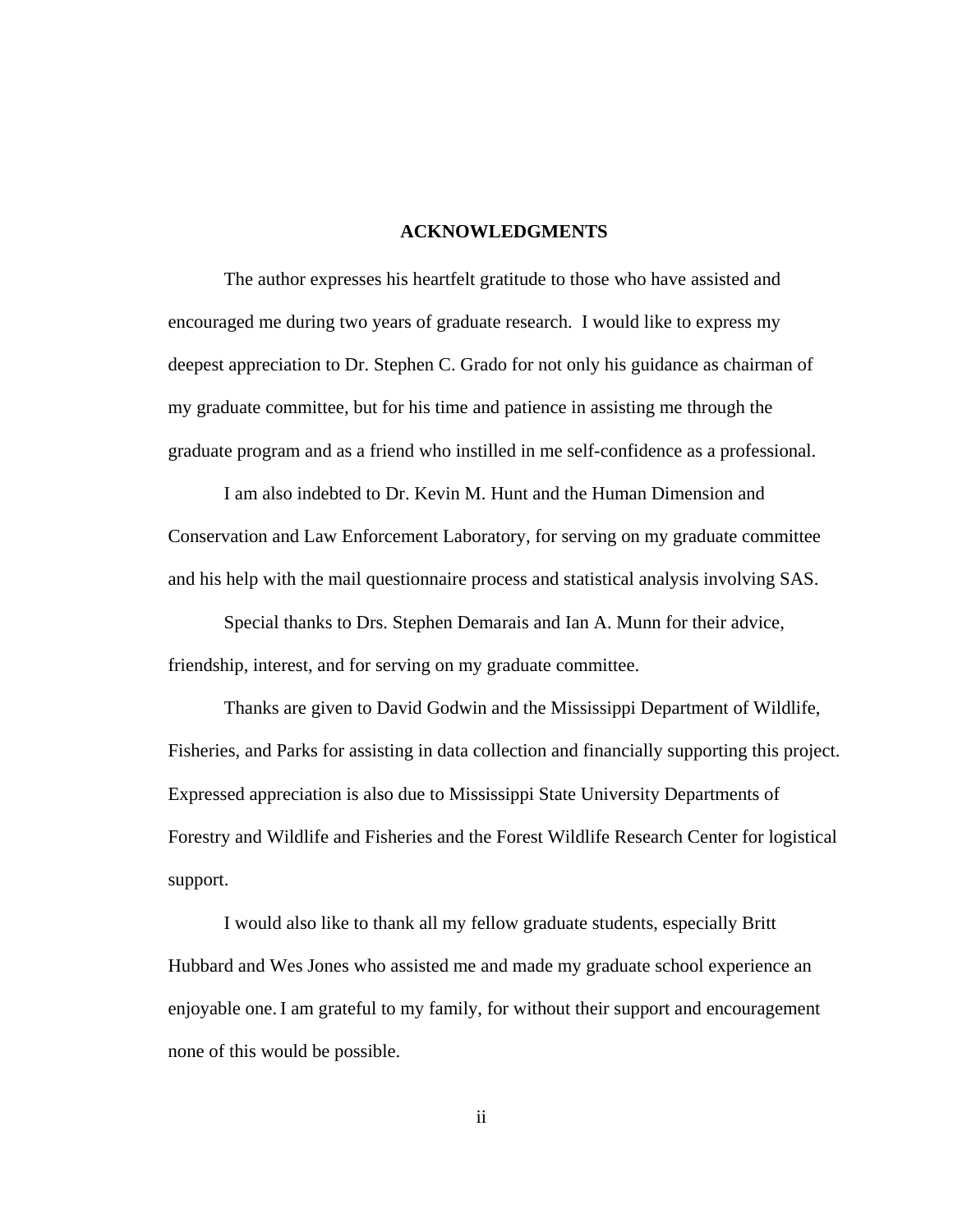## ACKNOWLEDGMENTS

The author expresses his heartfelt gratitude to those who have assisted and encouraged me during two years of graduate research. I would like to express my deepest appreciation to Dr. Stephen C. Grado for not only his guidance as chairman of my graduate committee, but for his time and patience in assisting me through the graduate program and as a friend who instilled in me self-confidence as a professional.

I am also indebted to Dr. Kevin M. Hunt and the Human Dimension and Conservation and Law Enforcement Laboratory, for serving on my graduate committee and his help with the mail questionnaire process and statistical analysis involving SAS.

Special thanks to Drs. Stephen Demarais and Ian A. Munn for their advice, friendship, interest, and for serving on my graduate committee.

Thanks are given to David Godwin and the Mississippi Department of Wildlife, Fisheries, and Parks for assisting in data collection and financially supporting this project. Expressed appreciation is also due to Mississippi State University Departments of Forestry and Wildlife and Fisheries and the Forest Wildlife Research Center for logistical support.

I would also like to thank all my fellow graduate students, especially Britt Hubbard and Wes Jones who assisted me and made my graduate school experience an enjoyable one. I am grateful to my family, for without their support and encouragement none of this would be possible.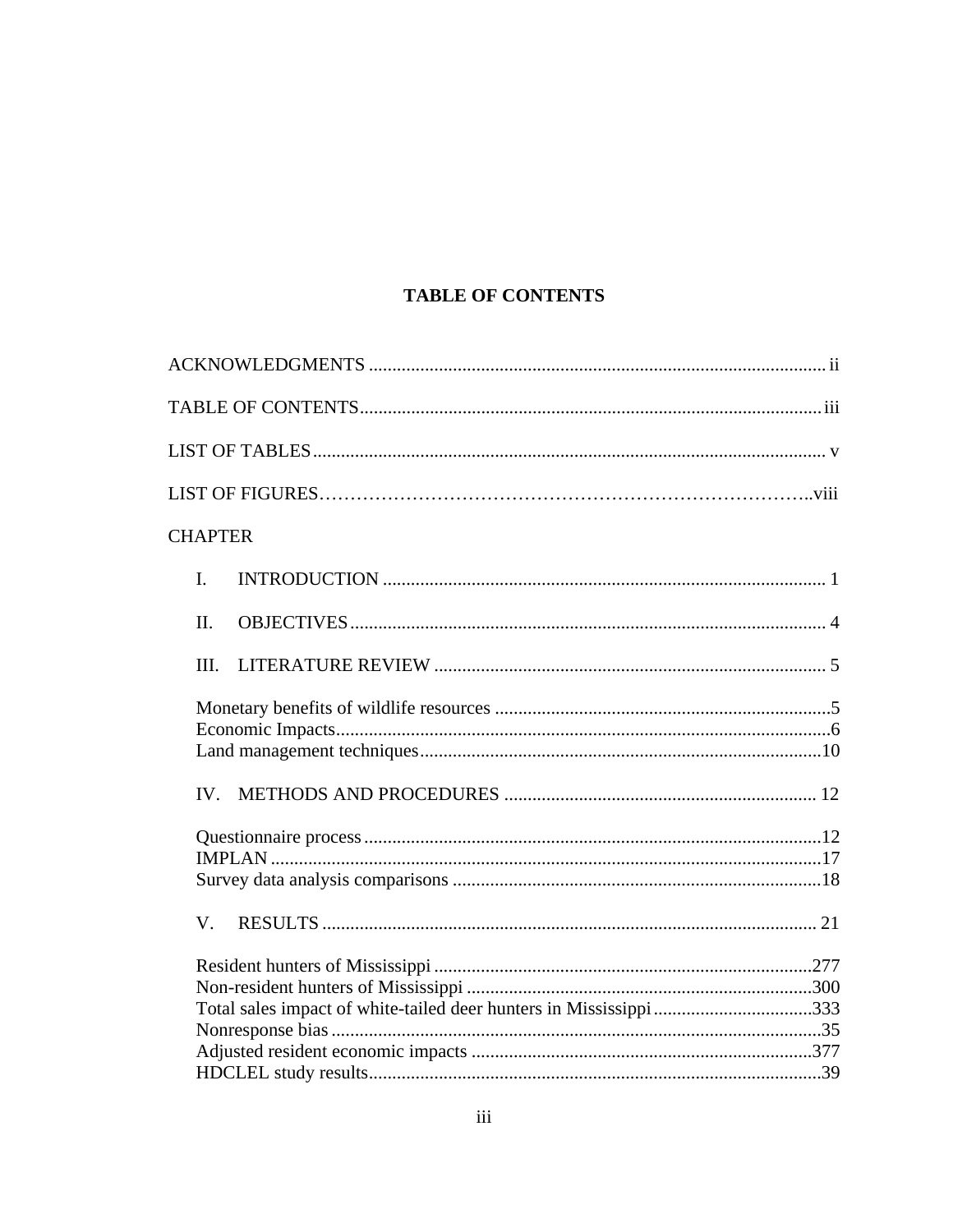# TABLE OF CONTENTS

ACKNOWLEDGMENTS ................................................................................................. ii

TABLE OF CONTENTS................................................................................................. iii

LIST OF TABLES ............................................................................................................ v

LIST OF FIGURES……………………………………………………………………..viii

CHAPTER

I. INTRODUCTION ............................................................................................... 1

II. OBJECTIVES..................................................................................................... 4

III. LITERATURE REVIEW .................................................................................... 5

Monetary benefits of wildlife resources ........................................................................5
Economic Impacts..........................................................................................................6
Land management techniques......................................................................................10

IV. METHODS AND PROCEDURES .................................................................. 12

Questionnaire process ..................................................................................................12
IMPLAN ......................................................................................................................17
Survey data analysis comparisons ...............................................................................18

V. RESULTS ......................................................................................................... 21

Resident hunters of Mississippi ..................................................................................277
Non-resident hunters of Mississippi ..........................................................................300
Total sales impact of white-tailed deer hunters in Mississippi ..................................333
Nonresponse bias .........................................................................................................35
Adjusted resident economic impacts .........................................................................377
HDCLEL study results.................................................................................................39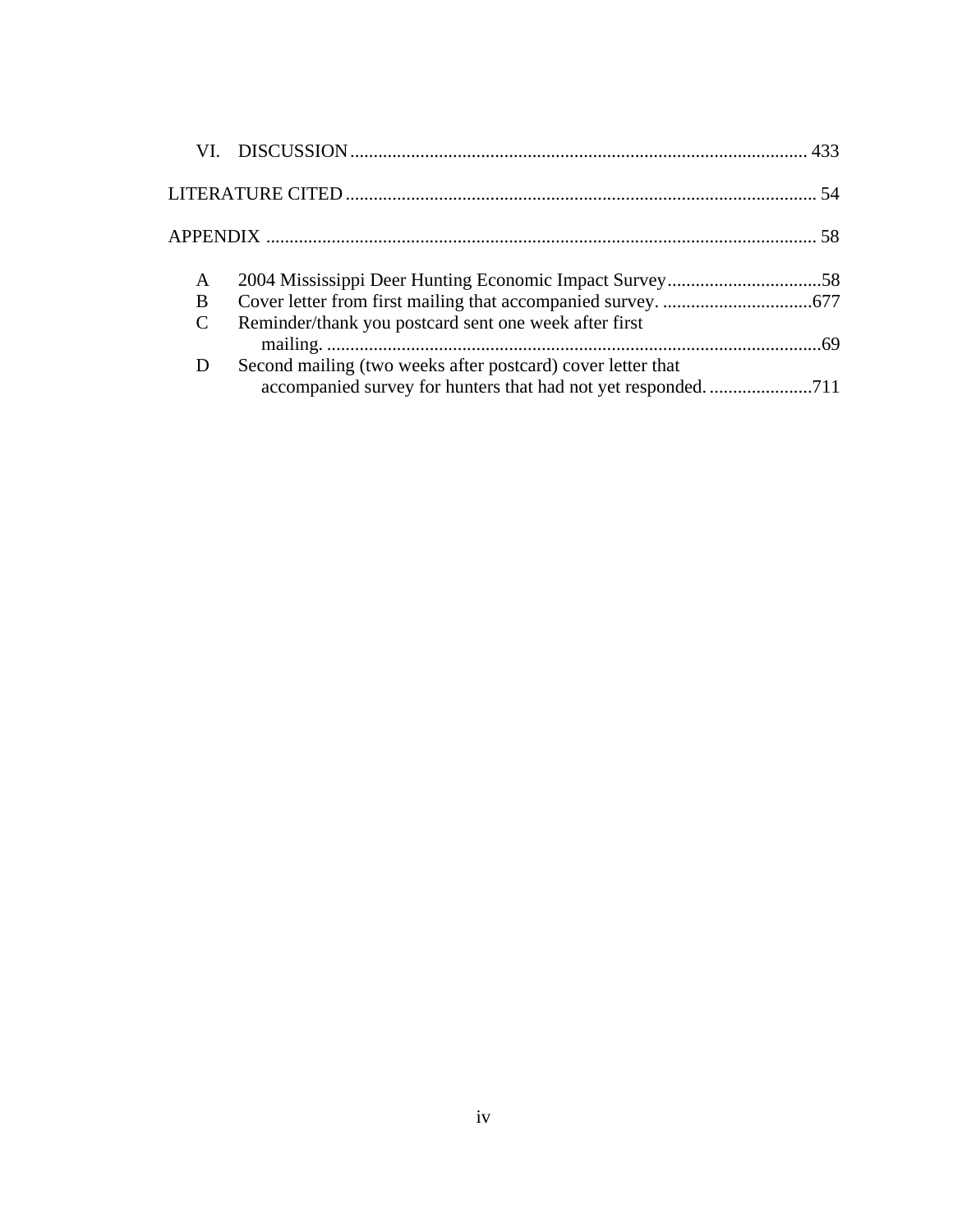VI. DISCUSSION ........................................................................................................ 433

LITERATURE CITED ................................................................................................... 54

APPENDIX ..................................................................................................................... 58

A 2004 Mississippi Deer Hunting Economic Impact Survey.................................58
B Cover letter from first mailing that accompanied survey. ................................677
C Reminder/thank you postcard sent one week after first mailing. ...........................................................................................................69
D Second mailing (two weeks after postcard) cover letter that accompanied survey for hunters that had not yet responded. ......................711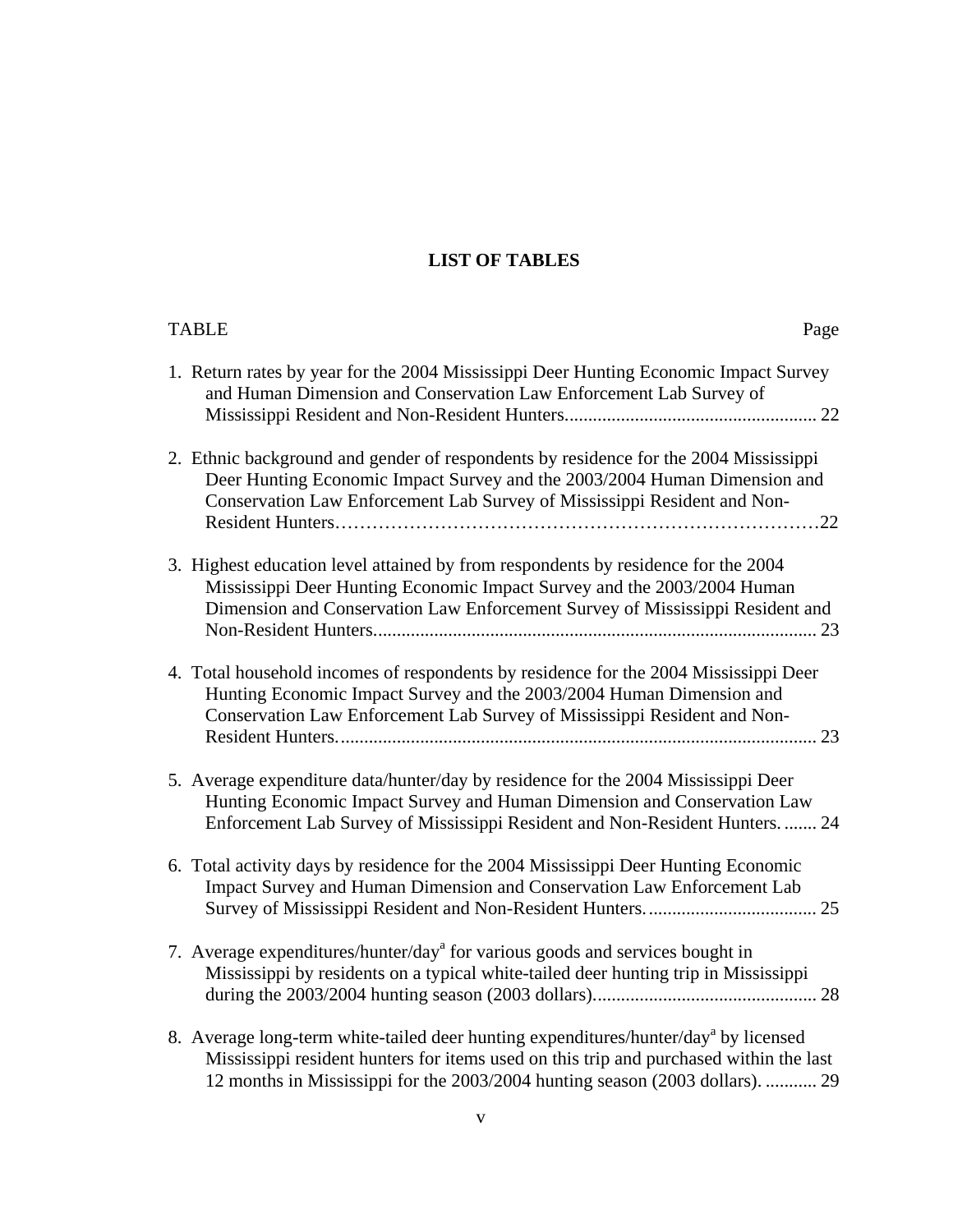## LIST OF TABLES

TABLE Page

1. Return rates by year for the 2004 Mississippi Deer Hunting Economic Impact Survey and Human Dimension and Conservation Law Enforcement Lab Survey of Mississippi Resident and Non-Resident Hunters...................................................... 22

2. Ethnic background and gender of respondents by residence for the 2004 Mississippi Deer Hunting Economic Impact Survey and the 2003/2004 Human Dimension and Conservation Law Enforcement Lab Survey of Mississippi Resident and Non-Resident Hunters…………………………………………………………………22

3. Highest education level attained by from respondents by residence for the 2004 Mississippi Deer Hunting Economic Impact Survey and the 2003/2004 Human Dimension and Conservation Law Enforcement Survey of Mississippi Resident and Non-Resident Hunters.............................................................................................. 23

4. Total household incomes of respondents by residence for the 2004 Mississippi Deer Hunting Economic Impact Survey and the 2003/2004 Human Dimension and Conservation Law Enforcement Lab Survey of Mississippi Resident and Non-Resident Hunters....................................................................................................... 23

5. Average expenditure data/hunter/day by residence for the 2004 Mississippi Deer Hunting Economic Impact Survey and Human Dimension and Conservation Law Enforcement Lab Survey of Mississippi Resident and Non-Resident Hunters. ....... 24

6. Total activity days by residence for the 2004 Mississippi Deer Hunting Economic Impact Survey and Human Dimension and Conservation Law Enforcement Lab Survey of Mississippi Resident and Non-Resident Hunters..................................... 25

7. Average expenditures/hunter/day[a] for various goods and services bought in Mississippi by residents on a typical white-tailed deer hunting trip in Mississippi during the 2003/2004 hunting season (2003 dollars)................................................ 28

8. Average long-term white-tailed deer hunting expenditures/hunter/day[a] by licensed Mississippi resident hunters for items used on this trip and purchased within the last 12 months in Mississippi for the 2003/2004 hunting season (2003 dollars). ........... 29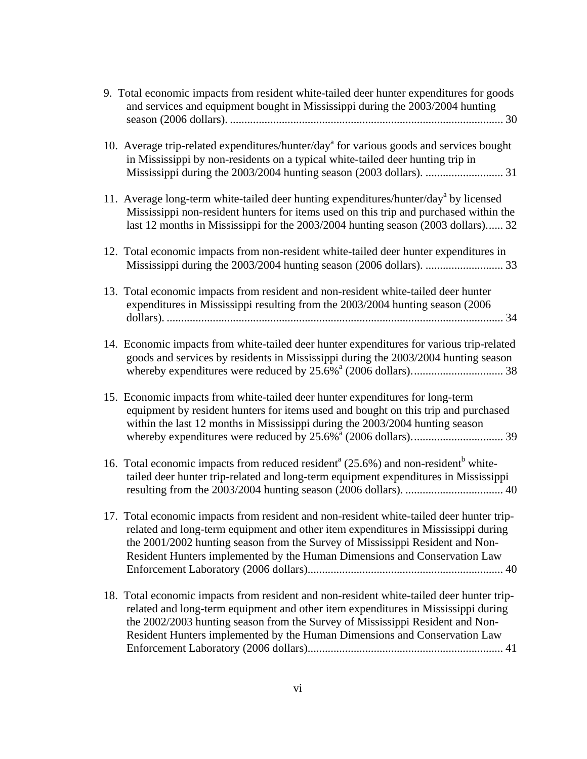9. Total economic impacts from resident white-tailed deer hunter expenditures for goods and services and equipment bought in Mississippi during the 2003/2004 hunting season (2006 dollars). ............................................................................................. 30

10. Average trip-related expenditures/hunter/day[a] for various goods and services bought in Mississippi by non-residents on a typical white-tailed deer hunting trip in Mississippi during the 2003/2004 hunting season (2003 dollars). ........................... 31

11. Average long-term white-tailed deer hunting expenditures/hunter/day[a] by licensed Mississippi non-resident hunters for items used on this trip and purchased within the last 12 months in Mississippi for the 2003/2004 hunting season (2003 dollars)...... 32

12. Total economic impacts from non-resident white-tailed deer hunter expenditures in Mississippi during the 2003/2004 hunting season (2006 dollars). ........................... 33

13. Total economic impacts from resident and non-resident white-tailed deer hunter expenditures in Mississippi resulting from the 2003/2004 hunting season (2006 dollars). ..................................................................................................................... 34

14. Economic impacts from white-tailed deer hunter expenditures for various trip-related goods and services by residents in Mississippi during the 2003/2004 hunting season whereby expenditures were reduced by 25.6%[a] (2006 dollars)................................ 38

15. Economic impacts from white-tailed deer hunter expenditures for long-term equipment by resident hunters for items used and bought on this trip and purchased within the last 12 months in Mississippi during the 2003/2004 hunting season whereby expenditures were reduced by 25.6%[a] (2006 dollars)................................ 39

16. Total economic impacts from reduced resident[a] (25.6%) and non-resident[b] white-tailed deer hunter trip-related and long-term equipment expenditures in Mississippi resulting from the 2003/2004 hunting season (2006 dollars). .................................. 40

17. Total economic impacts from resident and non-resident white-tailed deer hunter trip-related and long-term equipment and other item expenditures in Mississippi during the 2001/2002 hunting season from the Survey of Mississippi Resident and Non-Resident Hunters implemented by the Human Dimensions and Conservation Law Enforcement Laboratory (2006 dollars).................................................................... 40

18. Total economic impacts from resident and non-resident white-tailed deer hunter trip-related and long-term equipment and other item expenditures in Mississippi during the 2002/2003 hunting season from the Survey of Mississippi Resident and Non-Resident Hunters implemented by the Human Dimensions and Conservation Law Enforcement Laboratory (2006 dollars).................................................................... 41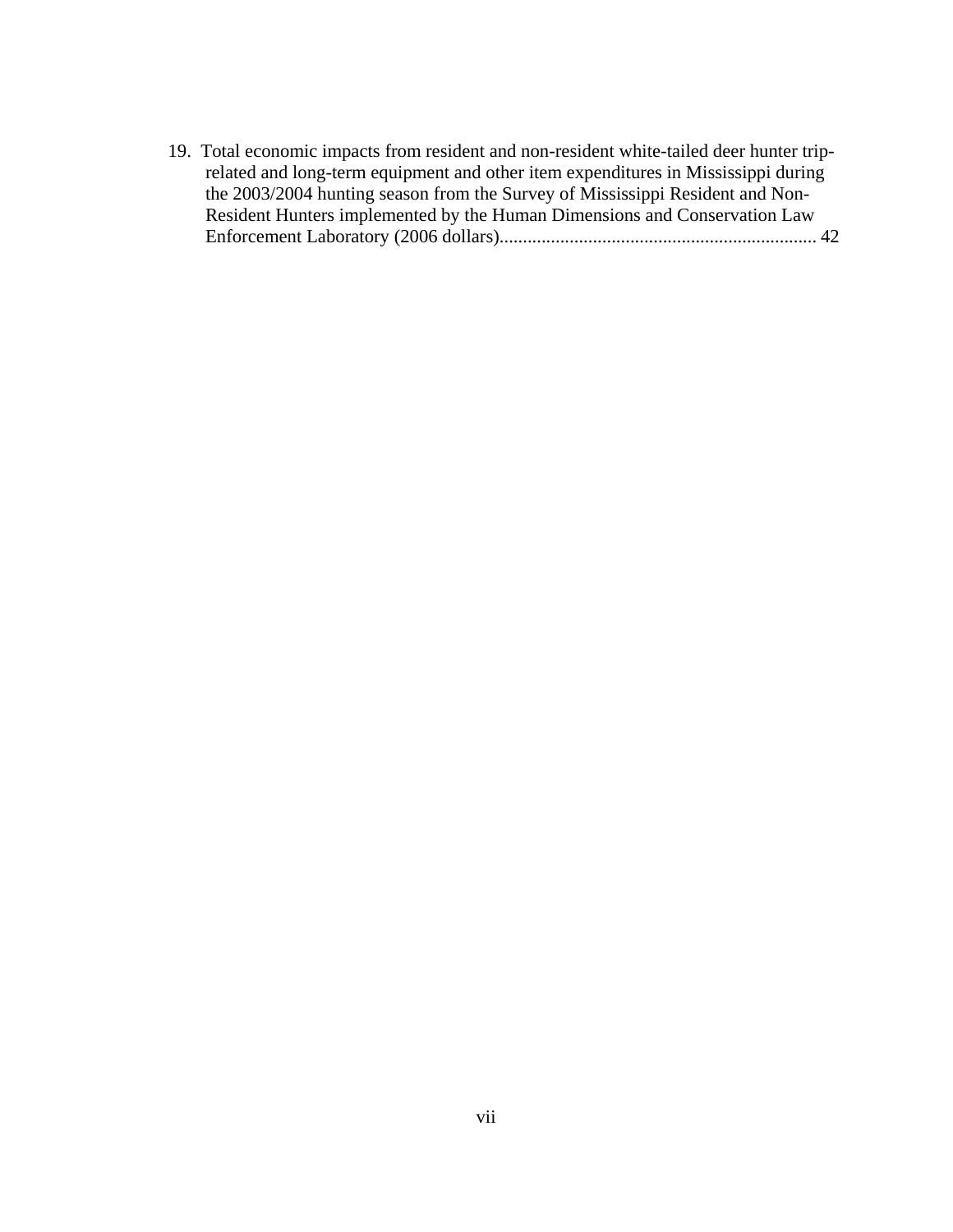19. Total economic impacts from resident and non-resident white-tailed deer hunter trip-related and long-term equipment and other item expenditures in Mississippi during the 2003/2004 hunting season from the Survey of Mississippi Resident and Non-Resident Hunters implemented by the Human Dimensions and Conservation Law Enforcement Laboratory (2006 dollars).................................................................... 42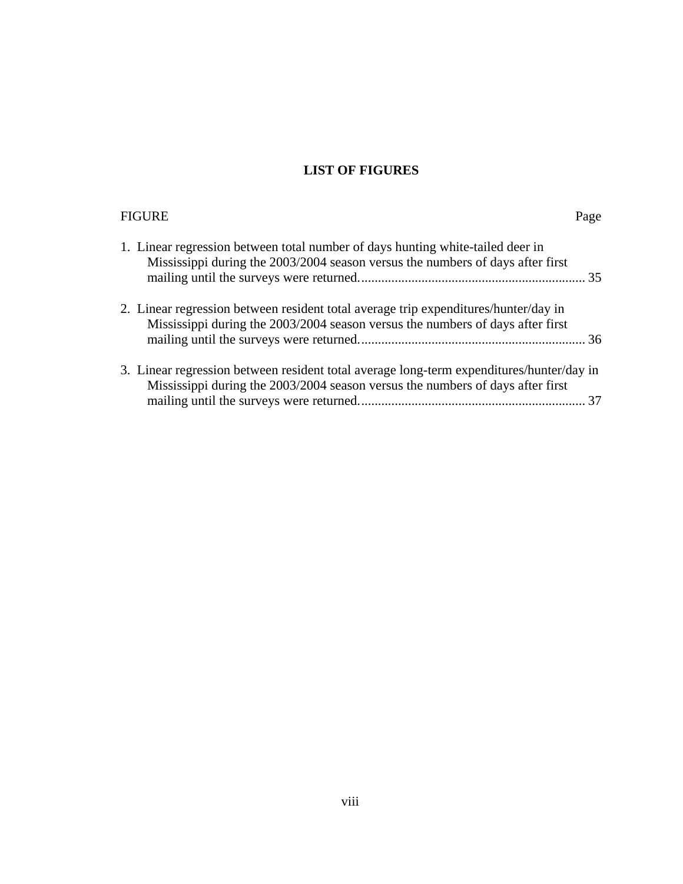## LIST OF FIGURES

FIGURE Page

1. Linear regression between total number of days hunting white-tailed deer in Mississippi during the 2003/2004 season versus the numbers of days after first mailing until the surveys were returned.................................................................... 35

2. Linear regression between resident total average trip expenditures/hunter/day in Mississippi during the 2003/2004 season versus the numbers of days after first mailing until the surveys were returned.................................................................... 36

3. Linear regression between resident total average long-term expenditures/hunter/day in Mississippi during the 2003/2004 season versus the numbers of days after first mailing until the surveys were returned.................................................................... 37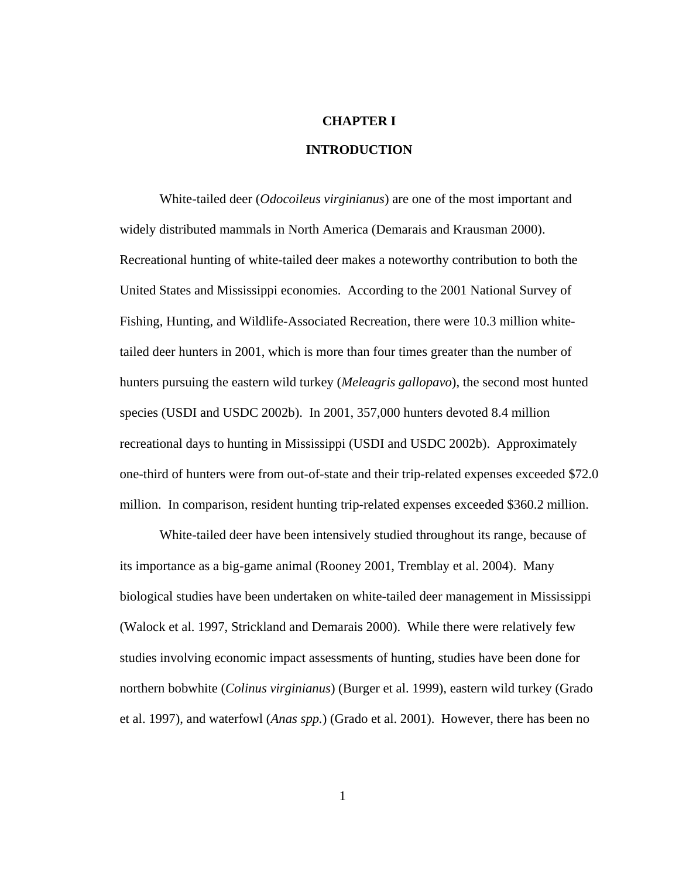# CHAPTER I

# INTRODUCTION

White-tailed deer (*Odocoileus virginianus*) are one of the most important and widely distributed mammals in North America (Demarais and Krausman 2000). Recreational hunting of white-tailed deer makes a noteworthy contribution to both the United States and Mississippi economies. According to the 2001 National Survey of Fishing, Hunting, and Wildlife-Associated Recreation, there were 10.3 million white-tailed deer hunters in 2001, which is more than four times greater than the number of hunters pursuing the eastern wild turkey (*Meleagris gallopavo*), the second most hunted species (USDI and USDC 2002b). In 2001, 357,000 hunters devoted 8.4 million recreational days to hunting in Mississippi (USDI and USDC 2002b). Approximately one-third of hunters were from out-of-state and their trip-related expenses exceeded $72.0 million. In comparison, resident hunting trip-related expenses exceeded $360.2 million.

White-tailed deer have been intensively studied throughout its range, because of its importance as a big-game animal (Rooney 2001, Tremblay et al. 2004). Many biological studies have been undertaken on white-tailed deer management in Mississippi (Walock et al. 1997, Strickland and Demarais 2000). While there were relatively few studies involving economic impact assessments of hunting, studies have been done for northern bobwhite (*Colinus virginianus*) (Burger et al. 1999), eastern wild turkey (Grado et al. 1997), and waterfowl (*Anas spp.*) (Grado et al. 2001). However, there has been no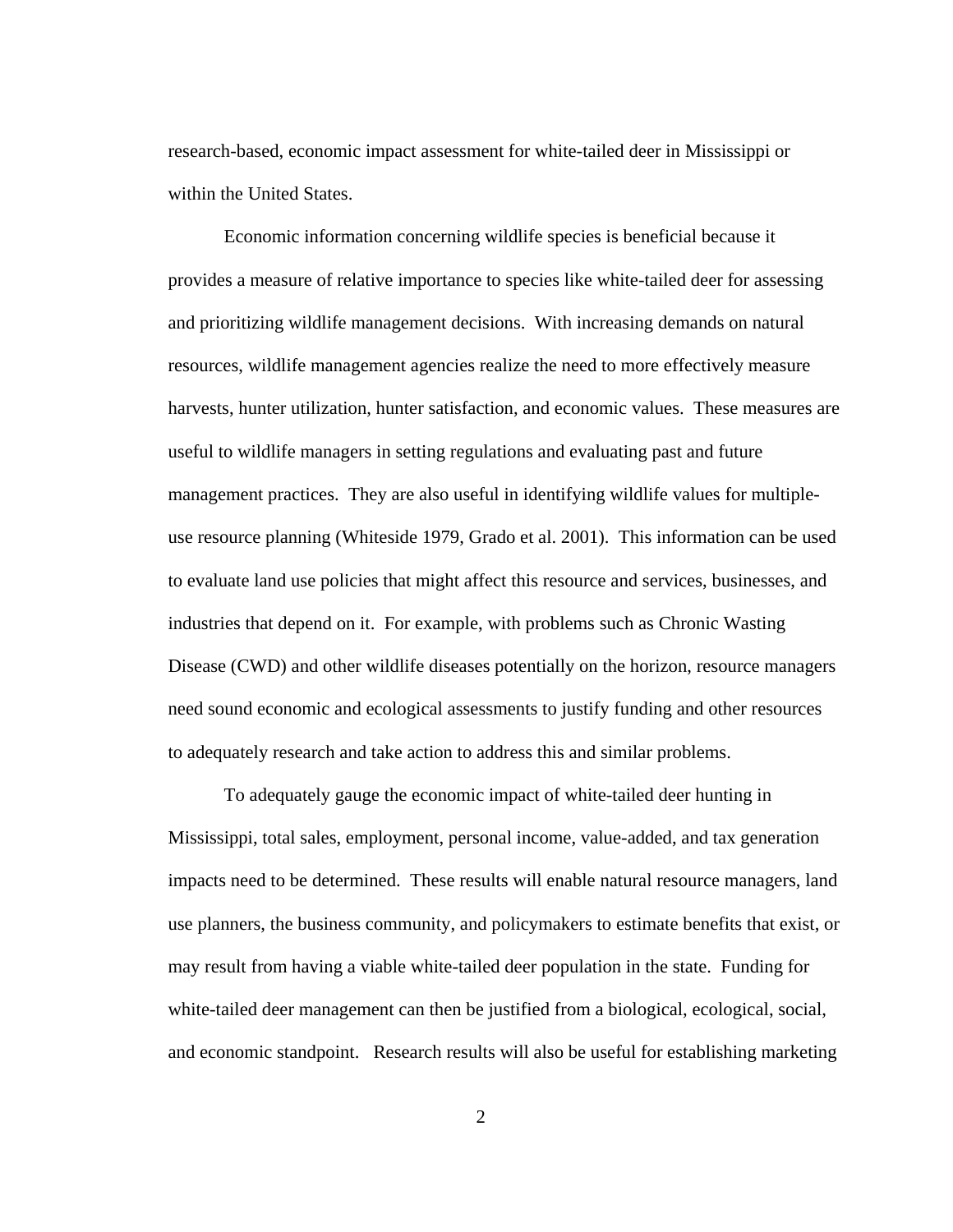research-based, economic impact assessment for white-tailed deer in Mississippi or within the United States.

Economic information concerning wildlife species is beneficial because it provides a measure of relative importance to species like white-tailed deer for assessing and prioritizing wildlife management decisions. With increasing demands on natural resources, wildlife management agencies realize the need to more effectively measure harvests, hunter utilization, hunter satisfaction, and economic values. These measures are useful to wildlife managers in setting regulations and evaluating past and future management practices. They are also useful in identifying wildlife values for multiple-use resource planning (Whiteside 1979, Grado et al. 2001). This information can be used to evaluate land use policies that might affect this resource and services, businesses, and industries that depend on it. For example, with problems such as Chronic Wasting Disease (CWD) and other wildlife diseases potentially on the horizon, resource managers need sound economic and ecological assessments to justify funding and other resources to adequately research and take action to address this and similar problems.

To adequately gauge the economic impact of white-tailed deer hunting in Mississippi, total sales, employment, personal income, value-added, and tax generation impacts need to be determined. These results will enable natural resource managers, land use planners, the business community, and policymakers to estimate benefits that exist, or may result from having a viable white-tailed deer population in the state. Funding for white-tailed deer management can then be justified from a biological, ecological, social, and economic standpoint. Research results will also be useful for establishing marketing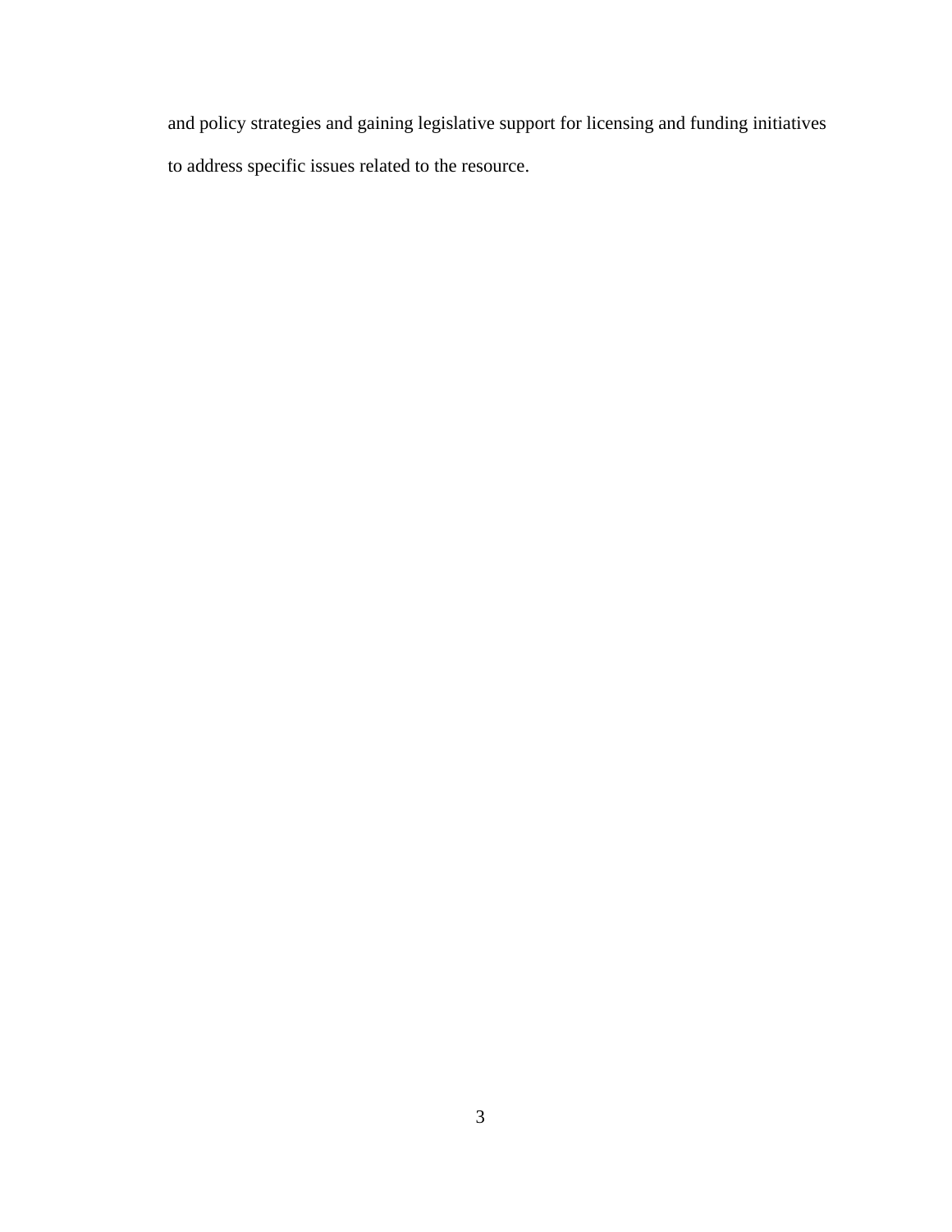and policy strategies and gaining legislative support for licensing and funding initiatives to address specific issues related to the resource.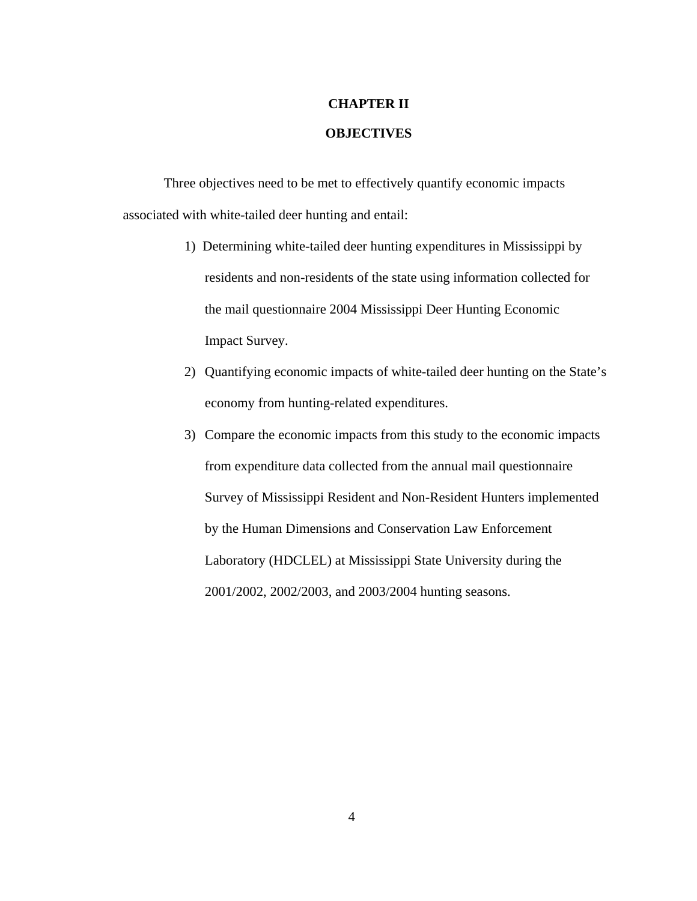# CHAPTER II

# OBJECTIVES

Three objectives need to be met to effectively quantify economic impacts associated with white-tailed deer hunting and entail:

1) Determining white-tailed deer hunting expenditures in Mississippi by residents and non-residents of the state using information collected for the mail questionnaire 2004 Mississippi Deer Hunting Economic Impact Survey.
2) Quantifying economic impacts of white-tailed deer hunting on the State's economy from hunting-related expenditures.
3) Compare the economic impacts from this study to the economic impacts from expenditure data collected from the annual mail questionnaire Survey of Mississippi Resident and Non-Resident Hunters implemented by the Human Dimensions and Conservation Law Enforcement Laboratory (HDCLEL) at Mississippi State University during the 2001/2002, 2002/2003, and 2003/2004 hunting seasons.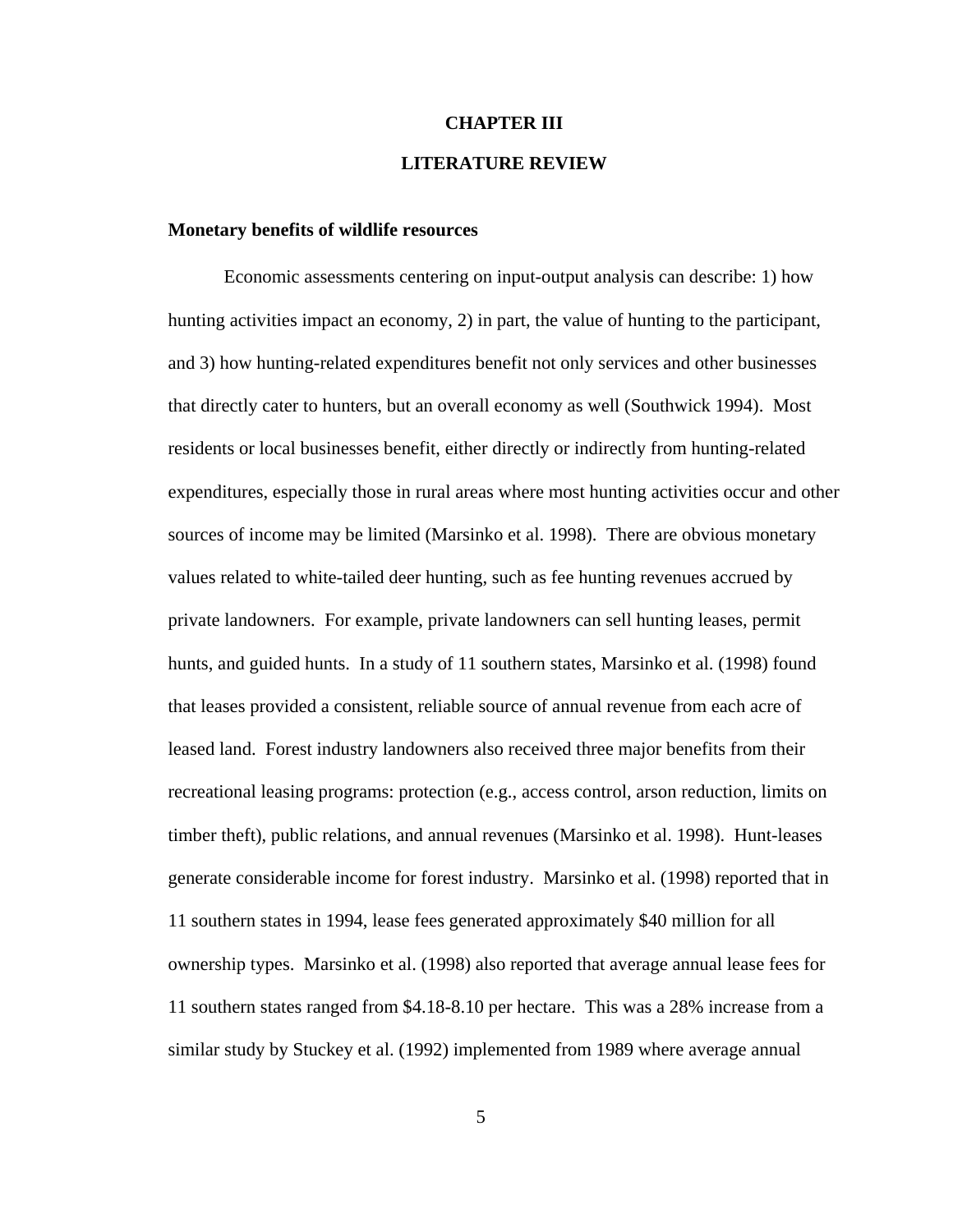# CHAPTER III

# LITERATURE REVIEW

### Monetary benefits of wildlife resources

Economic assessments centering on input-output analysis can describe: 1) how hunting activities impact an economy, 2) in part, the value of hunting to the participant, and 3) how hunting-related expenditures benefit not only services and other businesses that directly cater to hunters, but an overall economy as well (Southwick 1994). Most residents or local businesses benefit, either directly or indirectly from hunting-related expenditures, especially those in rural areas where most hunting activities occur and other sources of income may be limited (Marsinko et al. 1998). There are obvious monetary values related to white-tailed deer hunting, such as fee hunting revenues accrued by private landowners. For example, private landowners can sell hunting leases, permit hunts, and guided hunts. In a study of 11 southern states, Marsinko et al. (1998) found that leases provided a consistent, reliable source of annual revenue from each acre of leased land. Forest industry landowners also received three major benefits from their recreational leasing programs: protection (e.g., access control, arson reduction, limits on timber theft), public relations, and annual revenues (Marsinko et al. 1998). Hunt-leases generate considerable income for forest industry. Marsinko et al. (1998) reported that in 11 southern states in 1994, lease fees generated approximately $40 million for all ownership types. Marsinko et al. (1998) also reported that average annual lease fees for 11 southern states ranged from $4.18-8.10 per hectare. This was a 28% increase from a similar study by Stuckey et al. (1992) implemented from 1989 where average annual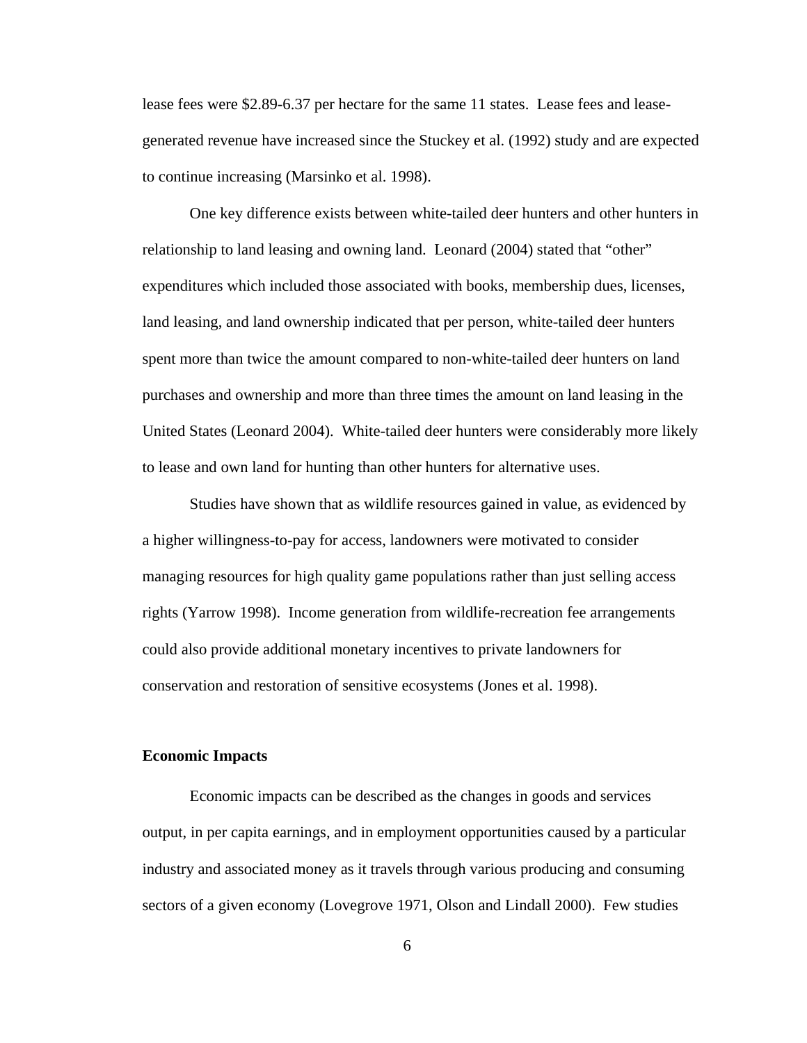lease fees were $2.89-6.37 per hectare for the same 11 states. Lease fees and lease-generated revenue have increased since the Stuckey et al. (1992) study and are expected to continue increasing (Marsinko et al. 1998).

One key difference exists between white-tailed deer hunters and other hunters in relationship to land leasing and owning land. Leonard (2004) stated that "other" expenditures which included those associated with books, membership dues, licenses, land leasing, and land ownership indicated that per person, white-tailed deer hunters spent more than twice the amount compared to non-white-tailed deer hunters on land purchases and ownership and more than three times the amount on land leasing in the United States (Leonard 2004). White-tailed deer hunters were considerably more likely to lease and own land for hunting than other hunters for alternative uses.

Studies have shown that as wildlife resources gained in value, as evidenced by a higher willingness-to-pay for access, landowners were motivated to consider managing resources for high quality game populations rather than just selling access rights (Yarrow 1998). Income generation from wildlife-recreation fee arrangements could also provide additional monetary incentives to private landowners for conservation and restoration of sensitive ecosystems (Jones et al. 1998).

**Economic Impacts**

Economic impacts can be described as the changes in goods and services output, in per capita earnings, and in employment opportunities caused by a particular industry and associated money as it travels through various producing and consuming sectors of a given economy (Lovegrove 1971, Olson and Lindall 2000). Few studies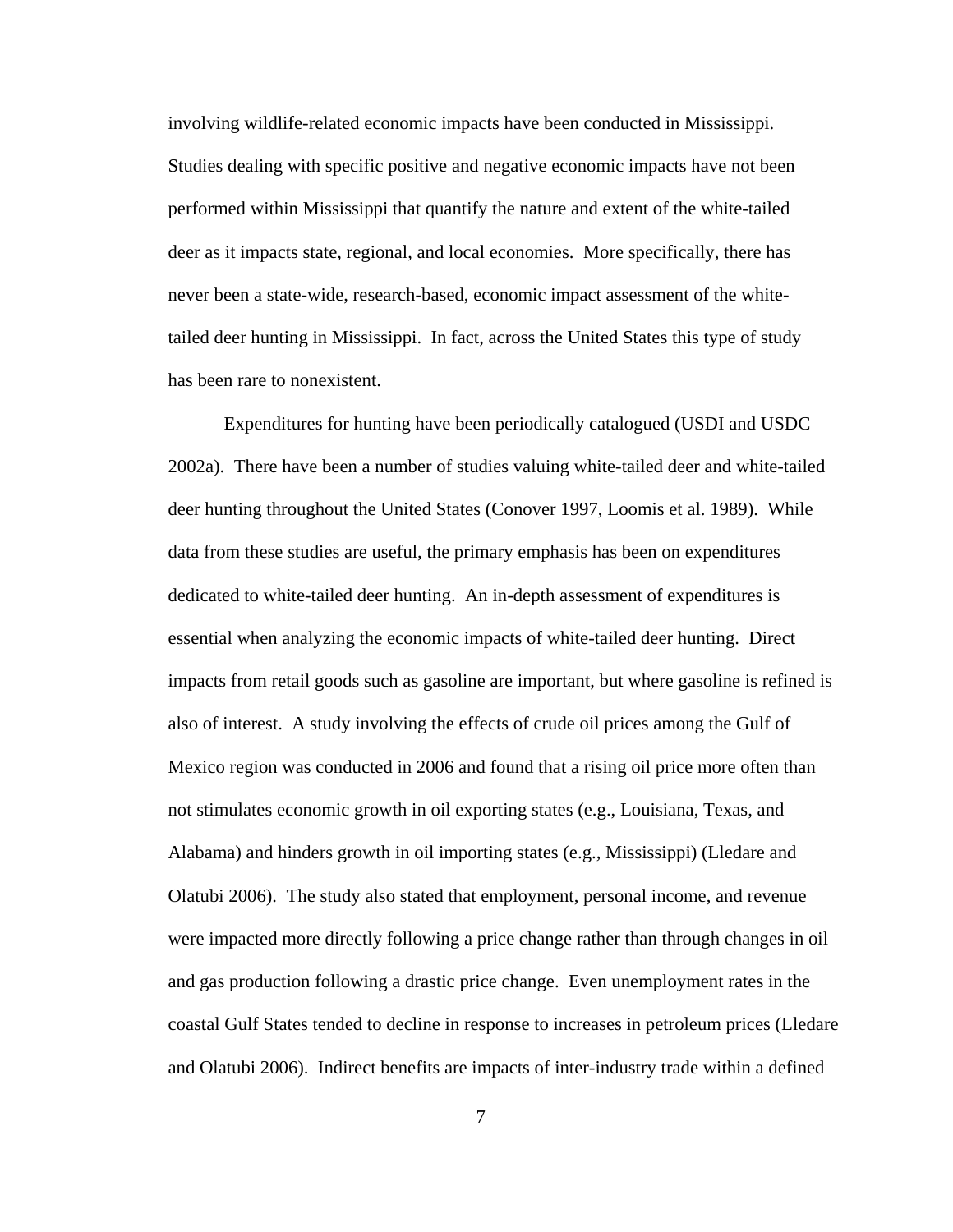involving wildlife-related economic impacts have been conducted in Mississippi. Studies dealing with specific positive and negative economic impacts have not been performed within Mississippi that quantify the nature and extent of the white-tailed deer as it impacts state, regional, and local economies. More specifically, there has never been a state-wide, research-based, economic impact assessment of the white-tailed deer hunting in Mississippi. In fact, across the United States this type of study has been rare to nonexistent.

Expenditures for hunting have been periodically catalogued (USDI and USDC 2002a). There have been a number of studies valuing white-tailed deer and white-tailed deer hunting throughout the United States (Conover 1997, Loomis et al. 1989). While data from these studies are useful, the primary emphasis has been on expenditures dedicated to white-tailed deer hunting. An in-depth assessment of expenditures is essential when analyzing the economic impacts of white-tailed deer hunting. Direct impacts from retail goods such as gasoline are important, but where gasoline is refined is also of interest. A study involving the effects of crude oil prices among the Gulf of Mexico region was conducted in 2006 and found that a rising oil price more often than not stimulates economic growth in oil exporting states (e.g., Louisiana, Texas, and Alabama) and hinders growth in oil importing states (e.g., Mississippi) (Lledare and Olatubi 2006). The study also stated that employment, personal income, and revenue were impacted more directly following a price change rather than through changes in oil and gas production following a drastic price change. Even unemployment rates in the coastal Gulf States tended to decline in response to increases in petroleum prices (Lledare and Olatubi 2006). Indirect benefits are impacts of inter-industry trade within a defined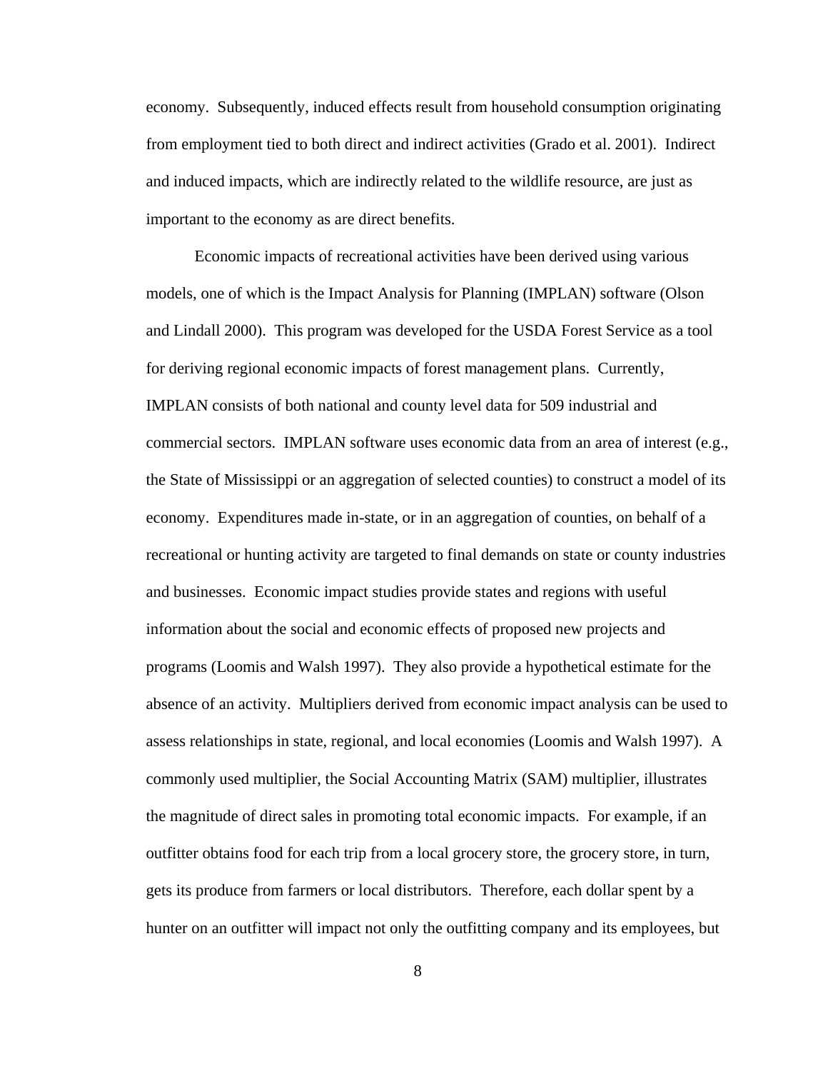economy. Subsequently, induced effects result from household consumption originating from employment tied to both direct and indirect activities (Grado et al. 2001). Indirect and induced impacts, which are indirectly related to the wildlife resource, are just as important to the economy as are direct benefits.

Economic impacts of recreational activities have been derived using various models, one of which is the Impact Analysis for Planning (IMPLAN) software (Olson and Lindall 2000). This program was developed for the USDA Forest Service as a tool for deriving regional economic impacts of forest management plans. Currently, IMPLAN consists of both national and county level data for 509 industrial and commercial sectors. IMPLAN software uses economic data from an area of interest (e.g., the State of Mississippi or an aggregation of selected counties) to construct a model of its economy. Expenditures made in-state, or in an aggregation of counties, on behalf of a recreational or hunting activity are targeted to final demands on state or county industries and businesses. Economic impact studies provide states and regions with useful information about the social and economic effects of proposed new projects and programs (Loomis and Walsh 1997). They also provide a hypothetical estimate for the absence of an activity. Multipliers derived from economic impact analysis can be used to assess relationships in state, regional, and local economies (Loomis and Walsh 1997). A commonly used multiplier, the Social Accounting Matrix (SAM) multiplier, illustrates the magnitude of direct sales in promoting total economic impacts. For example, if an outfitter obtains food for each trip from a local grocery store, the grocery store, in turn, gets its produce from farmers or local distributors. Therefore, each dollar spent by a hunter on an outfitter will impact not only the outfitting company and its employees, but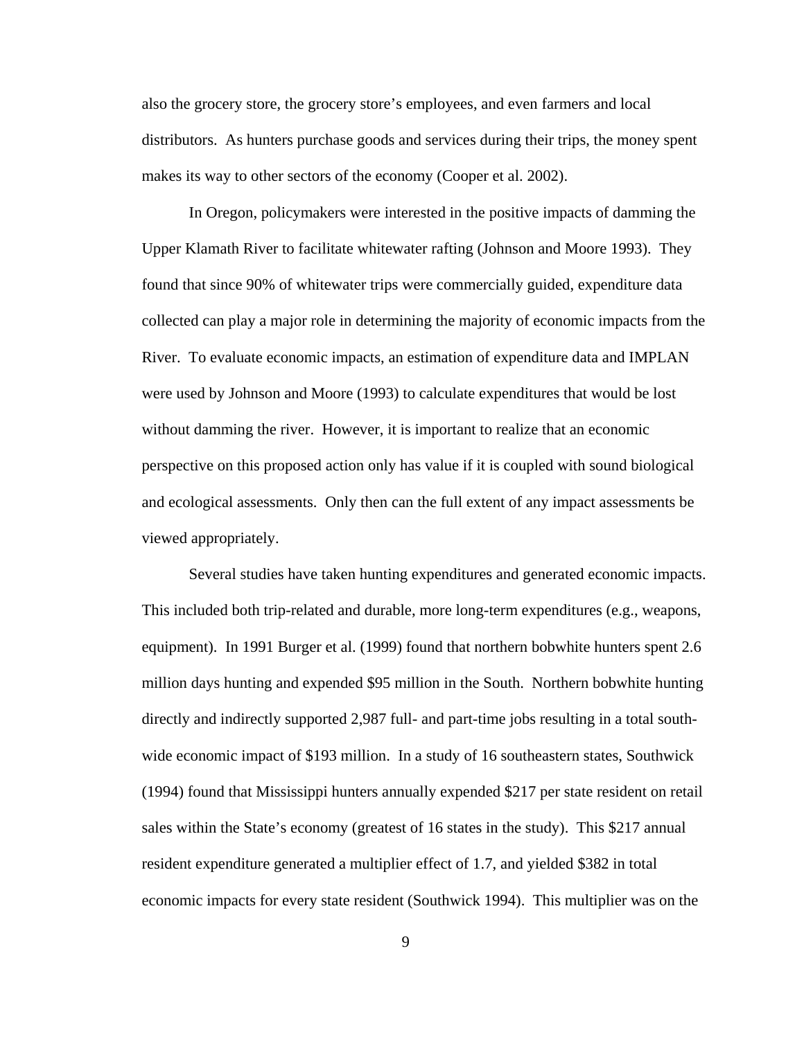also the grocery store, the grocery store's employees, and even farmers and local distributors. As hunters purchase goods and services during their trips, the money spent makes its way to other sectors of the economy (Cooper et al. 2002).

In Oregon, policymakers were interested in the positive impacts of damming the Upper Klamath River to facilitate whitewater rafting (Johnson and Moore 1993). They found that since 90% of whitewater trips were commercially guided, expenditure data collected can play a major role in determining the majority of economic impacts from the River. To evaluate economic impacts, an estimation of expenditure data and IMPLAN were used by Johnson and Moore (1993) to calculate expenditures that would be lost without damming the river. However, it is important to realize that an economic perspective on this proposed action only has value if it is coupled with sound biological and ecological assessments. Only then can the full extent of any impact assessments be viewed appropriately.

Several studies have taken hunting expenditures and generated economic impacts. This included both trip-related and durable, more long-term expenditures (e.g., weapons, equipment). In 1991 Burger et al. (1999) found that northern bobwhite hunters spent 2.6 million days hunting and expended $95 million in the South. Northern bobwhite hunting directly and indirectly supported 2,987 full- and part-time jobs resulting in a total south-wide economic impact of $193 million. In a study of 16 southeastern states, Southwick (1994) found that Mississippi hunters annually expended $217 per state resident on retail sales within the State's economy (greatest of 16 states in the study). This $217 annual resident expenditure generated a multiplier effect of 1.7, and yielded $382 in total economic impacts for every state resident (Southwick 1994). This multiplier was on the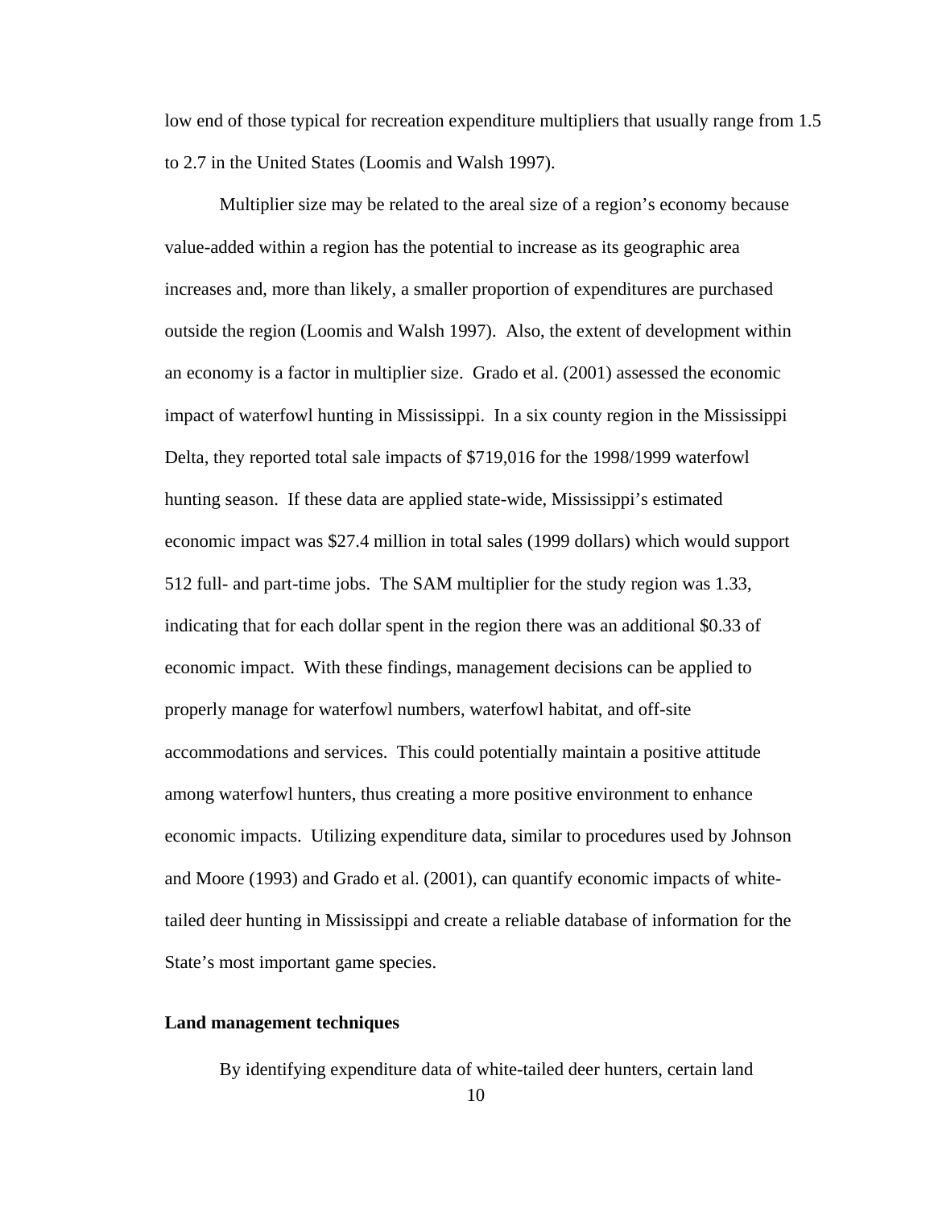low end of those typical for recreation expenditure multipliers that usually range from 1.5 to 2.7 in the United States (Loomis and Walsh 1997).

Multiplier size may be related to the areal size of a region's economy because value-added within a region has the potential to increase as its geographic area increases and, more than likely, a smaller proportion of expenditures are purchased outside the region (Loomis and Walsh 1997). Also, the extent of development within an economy is a factor in multiplier size. Grado et al. (2001) assessed the economic impact of waterfowl hunting in Mississippi. In a six county region in the Mississippi Delta, they reported total sale impacts of $719,016 for the 1998/1999 waterfowl hunting season. If these data are applied state-wide, Mississippi's estimated economic impact was $27.4 million in total sales (1999 dollars) which would support 512 full- and part-time jobs. The SAM multiplier for the study region was 1.33, indicating that for each dollar spent in the region there was an additional $0.33 of economic impact. With these findings, management decisions can be applied to properly manage for waterfowl numbers, waterfowl habitat, and off-site accommodations and services. This could potentially maintain a positive attitude among waterfowl hunters, thus creating a more positive environment to enhance economic impacts. Utilizing expenditure data, similar to procedures used by Johnson and Moore (1993) and Grado et al. (2001), can quantify economic impacts of white-tailed deer hunting in Mississippi and create a reliable database of information for the State's most important game species.

**Land management techniques**

By identifying expenditure data of white-tailed deer hunters, certain land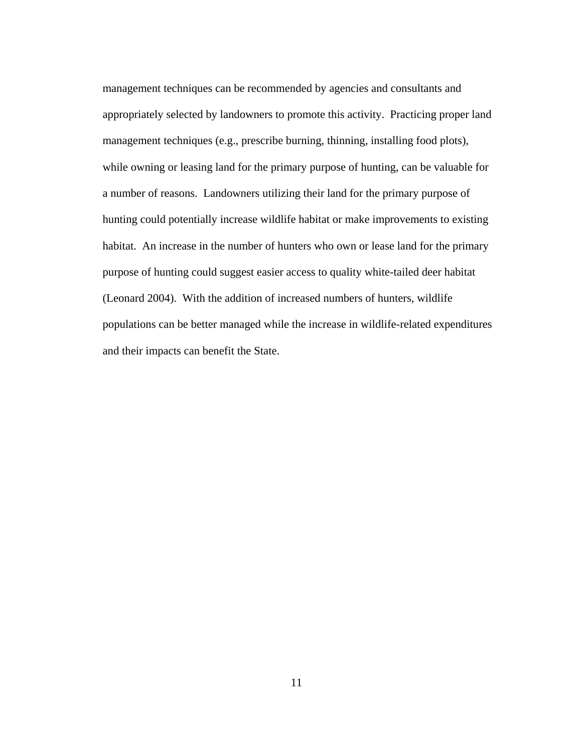management techniques can be recommended by agencies and consultants and appropriately selected by landowners to promote this activity. Practicing proper land management techniques (e.g., prescribe burning, thinning, installing food plots), while owning or leasing land for the primary purpose of hunting, can be valuable for a number of reasons. Landowners utilizing their land for the primary purpose of hunting could potentially increase wildlife habitat or make improvements to existing habitat. An increase in the number of hunters who own or lease land for the primary purpose of hunting could suggest easier access to quality white-tailed deer habitat (Leonard 2004). With the addition of increased numbers of hunters, wildlife populations can be better managed while the increase in wildlife-related expenditures and their impacts can benefit the State.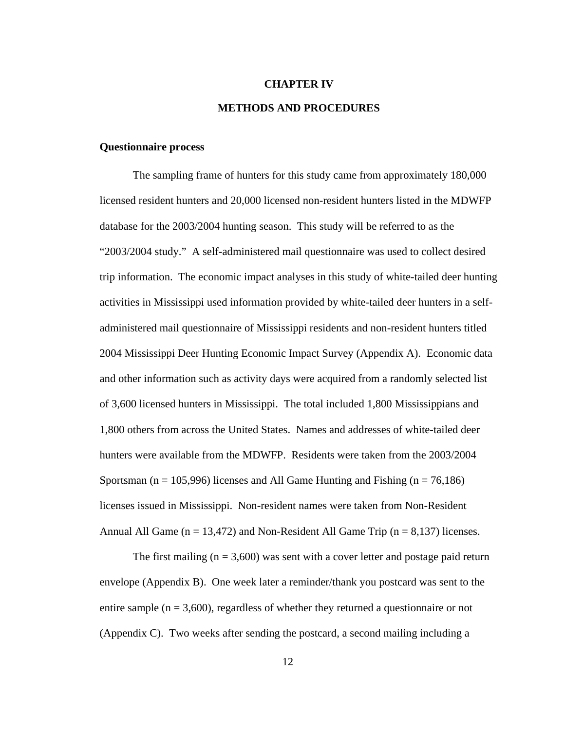# CHAPTER IV

# METHODS AND PROCEDURES

### Questionnaire process

The sampling frame of hunters for this study came from approximately 180,000 licensed resident hunters and 20,000 licensed non-resident hunters listed in the MDWFP database for the 2003/2004 hunting season. This study will be referred to as the "2003/2004 study." A self-administered mail questionnaire was used to collect desired trip information. The economic impact analyses in this study of white-tailed deer hunting activities in Mississippi used information provided by white-tailed deer hunters in a self-administered mail questionnaire of Mississippi residents and non-resident hunters titled 2004 Mississippi Deer Hunting Economic Impact Survey (Appendix A). Economic data and other information such as activity days were acquired from a randomly selected list of 3,600 licensed hunters in Mississippi. The total included 1,800 Mississippians and 1,800 others from across the United States. Names and addresses of white-tailed deer hunters were available from the MDWFP. Residents were taken from the 2003/2004 Sportsman (n = 105,996) licenses and All Game Hunting and Fishing (n = 76,186) licenses issued in Mississippi. Non-resident names were taken from Non-Resident Annual All Game (n = 13,472) and Non-Resident All Game Trip (n = 8,137) licenses.

The first mailing (n = 3,600) was sent with a cover letter and postage paid return envelope (Appendix B). One week later a reminder/thank you postcard was sent to the entire sample (n = 3,600), regardless of whether they returned a questionnaire or not (Appendix C). Two weeks after sending the postcard, a second mailing including a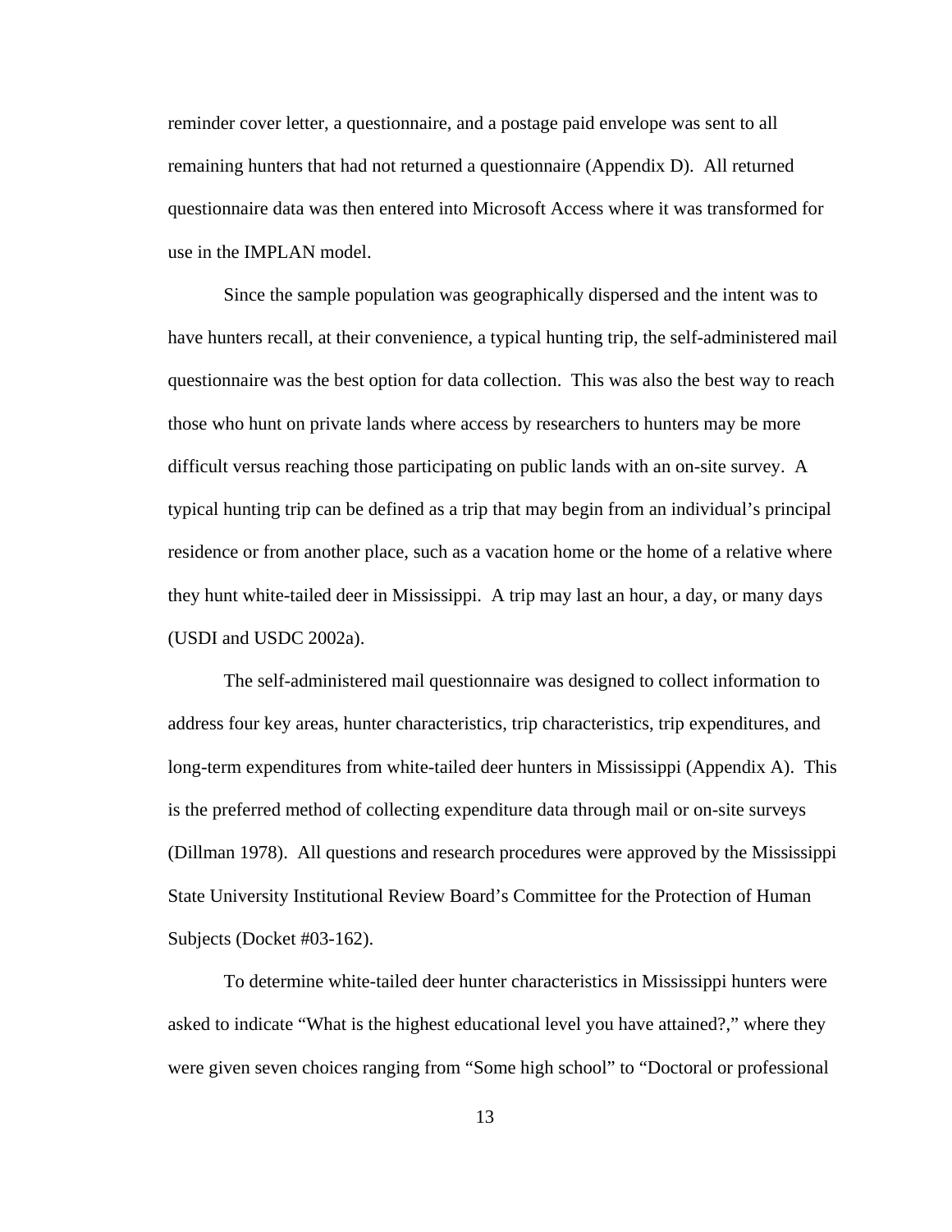reminder cover letter, a questionnaire, and a postage paid envelope was sent to all remaining hunters that had not returned a questionnaire (Appendix D). All returned questionnaire data was then entered into Microsoft Access where it was transformed for use in the IMPLAN model.

Since the sample population was geographically dispersed and the intent was to have hunters recall, at their convenience, a typical hunting trip, the self-administered mail questionnaire was the best option for data collection. This was also the best way to reach those who hunt on private lands where access by researchers to hunters may be more difficult versus reaching those participating on public lands with an on-site survey. A typical hunting trip can be defined as a trip that may begin from an individual's principal residence or from another place, such as a vacation home or the home of a relative where they hunt white-tailed deer in Mississippi. A trip may last an hour, a day, or many days (USDI and USDC 2002a).

The self-administered mail questionnaire was designed to collect information to address four key areas, hunter characteristics, trip characteristics, trip expenditures, and long-term expenditures from white-tailed deer hunters in Mississippi (Appendix A). This is the preferred method of collecting expenditure data through mail or on-site surveys (Dillman 1978). All questions and research procedures were approved by the Mississippi State University Institutional Review Board's Committee for the Protection of Human Subjects (Docket #03-162).

To determine white-tailed deer hunter characteristics in Mississippi hunters were asked to indicate "What is the highest educational level you have attained?," where they were given seven choices ranging from "Some high school" to "Doctoral or professional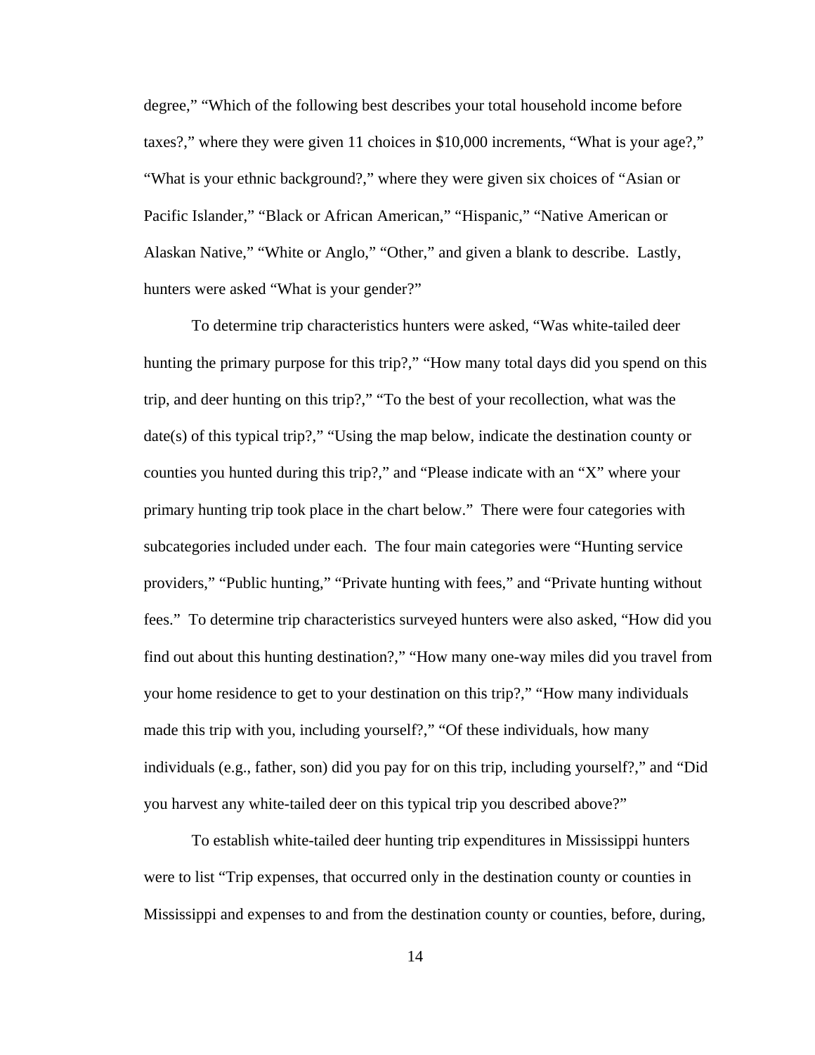degree," "Which of the following best describes your total household income before taxes?," where they were given 11 choices in $10,000 increments, "What is your age?," "What is your ethnic background?," where they were given six choices of "Asian or Pacific Islander," "Black or African American," "Hispanic," "Native American or Alaskan Native," "White or Anglo," "Other," and given a blank to describe. Lastly, hunters were asked "What is your gender?"

To determine trip characteristics hunters were asked, "Was white-tailed deer hunting the primary purpose for this trip?," "How many total days did you spend on this trip, and deer hunting on this trip?," "To the best of your recollection, what was the date(s) of this typical trip?," "Using the map below, indicate the destination county or counties you hunted during this trip?," and "Please indicate with an "X" where your primary hunting trip took place in the chart below." There were four categories with subcategories included under each. The four main categories were "Hunting service providers," "Public hunting," "Private hunting with fees," and "Private hunting without fees." To determine trip characteristics surveyed hunters were also asked, "How did you find out about this hunting destination?," "How many one-way miles did you travel from your home residence to get to your destination on this trip?," "How many individuals made this trip with you, including yourself?," "Of these individuals, how many individuals (e.g., father, son) did you pay for on this trip, including yourself?," and "Did you harvest any white-tailed deer on this typical trip you described above?"

To establish white-tailed deer hunting trip expenditures in Mississippi hunters were to list "Trip expenses, that occurred only in the destination county or counties in Mississippi and expenses to and from the destination county or counties, before, during,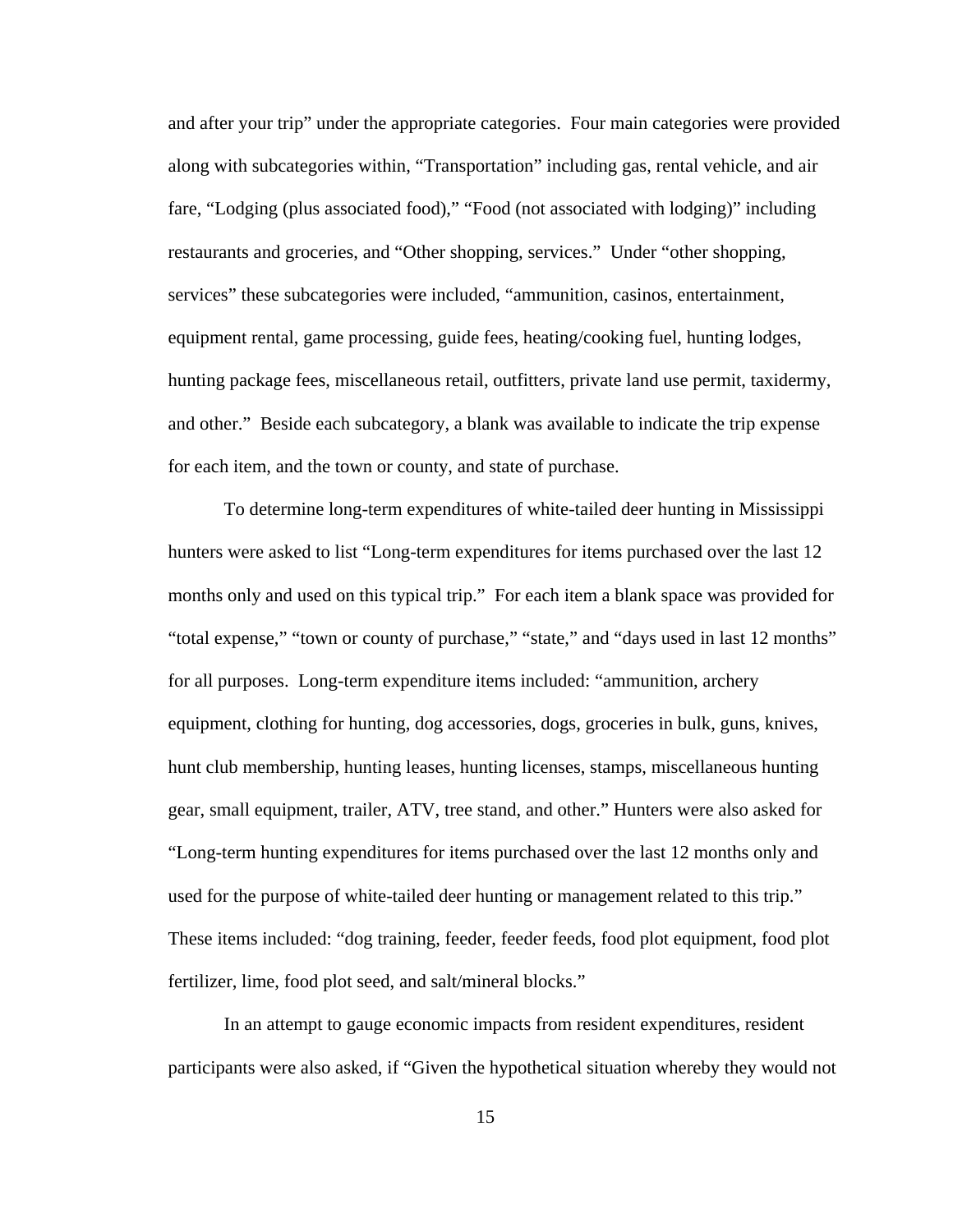and after your trip" under the appropriate categories. Four main categories were provided along with subcategories within, "Transportation" including gas, rental vehicle, and air fare, "Lodging (plus associated food)," "Food (not associated with lodging)" including restaurants and groceries, and "Other shopping, services." Under "other shopping, services" these subcategories were included, "ammunition, casinos, entertainment, equipment rental, game processing, guide fees, heating/cooking fuel, hunting lodges, hunting package fees, miscellaneous retail, outfitters, private land use permit, taxidermy, and other." Beside each subcategory, a blank was available to indicate the trip expense for each item, and the town or county, and state of purchase.

To determine long-term expenditures of white-tailed deer hunting in Mississippi hunters were asked to list "Long-term expenditures for items purchased over the last 12 months only and used on this typical trip." For each item a blank space was provided for "total expense," "town or county of purchase," "state," and "days used in last 12 months" for all purposes. Long-term expenditure items included: "ammunition, archery equipment, clothing for hunting, dog accessories, dogs, groceries in bulk, guns, knives, hunt club membership, hunting leases, hunting licenses, stamps, miscellaneous hunting gear, small equipment, trailer, ATV, tree stand, and other." Hunters were also asked for "Long-term hunting expenditures for items purchased over the last 12 months only and used for the purpose of white-tailed deer hunting or management related to this trip." These items included: "dog training, feeder, feeder feeds, food plot equipment, food plot fertilizer, lime, food plot seed, and salt/mineral blocks."

In an attempt to gauge economic impacts from resident expenditures, resident participants were also asked, if "Given the hypothetical situation whereby they would not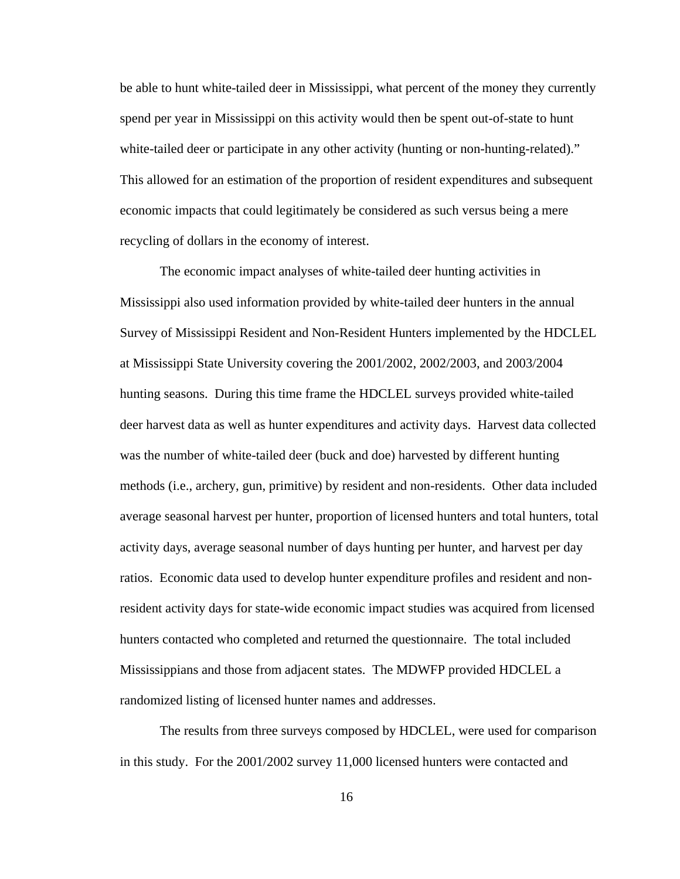be able to hunt white-tailed deer in Mississippi, what percent of the money they currently spend per year in Mississippi on this activity would then be spent out-of-state to hunt white-tailed deer or participate in any other activity (hunting or non-hunting-related)." This allowed for an estimation of the proportion of resident expenditures and subsequent economic impacts that could legitimately be considered as such versus being a mere recycling of dollars in the economy of interest.

The economic impact analyses of white-tailed deer hunting activities in Mississippi also used information provided by white-tailed deer hunters in the annual Survey of Mississippi Resident and Non-Resident Hunters implemented by the HDCLEL at Mississippi State University covering the 2001/2002, 2002/2003, and 2003/2004 hunting seasons. During this time frame the HDCLEL surveys provided white-tailed deer harvest data as well as hunter expenditures and activity days. Harvest data collected was the number of white-tailed deer (buck and doe) harvested by different hunting methods (i.e., archery, gun, primitive) by resident and non-residents. Other data included average seasonal harvest per hunter, proportion of licensed hunters and total hunters, total activity days, average seasonal number of days hunting per hunter, and harvest per day ratios. Economic data used to develop hunter expenditure profiles and resident and non-resident activity days for state-wide economic impact studies was acquired from licensed hunters contacted who completed and returned the questionnaire. The total included Mississippians and those from adjacent states. The MDWFP provided HDCLEL a randomized listing of licensed hunter names and addresses.

The results from three surveys composed by HDCLEL, were used for comparison in this study. For the 2001/2002 survey 11,000 licensed hunters were contacted and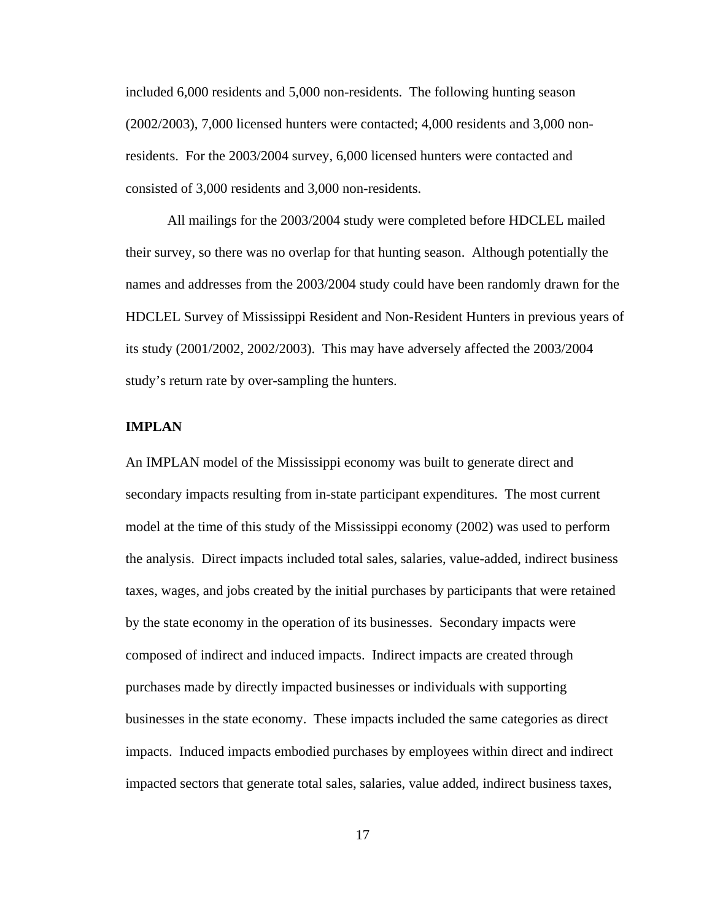included 6,000 residents and 5,000 non-residents. The following hunting season (2002/2003), 7,000 licensed hunters were contacted; 4,000 residents and 3,000 non-residents. For the 2003/2004 survey, 6,000 licensed hunters were contacted and consisted of 3,000 residents and 3,000 non-residents.

All mailings for the 2003/2004 study were completed before HDCLEL mailed their survey, so there was no overlap for that hunting season. Although potentially the names and addresses from the 2003/2004 study could have been randomly drawn for the HDCLEL Survey of Mississippi Resident and Non-Resident Hunters in previous years of its study (2001/2002, 2002/2003). This may have adversely affected the 2003/2004 study's return rate by over-sampling the hunters.

**IMPLAN**

An IMPLAN model of the Mississippi economy was built to generate direct and secondary impacts resulting from in-state participant expenditures. The most current model at the time of this study of the Mississippi economy (2002) was used to perform the analysis. Direct impacts included total sales, salaries, value-added, indirect business taxes, wages, and jobs created by the initial purchases by participants that were retained by the state economy in the operation of its businesses. Secondary impacts were composed of indirect and induced impacts. Indirect impacts are created through purchases made by directly impacted businesses or individuals with supporting businesses in the state economy. These impacts included the same categories as direct impacts. Induced impacts embodied purchases by employees within direct and indirect impacted sectors that generate total sales, salaries, value added, indirect business taxes,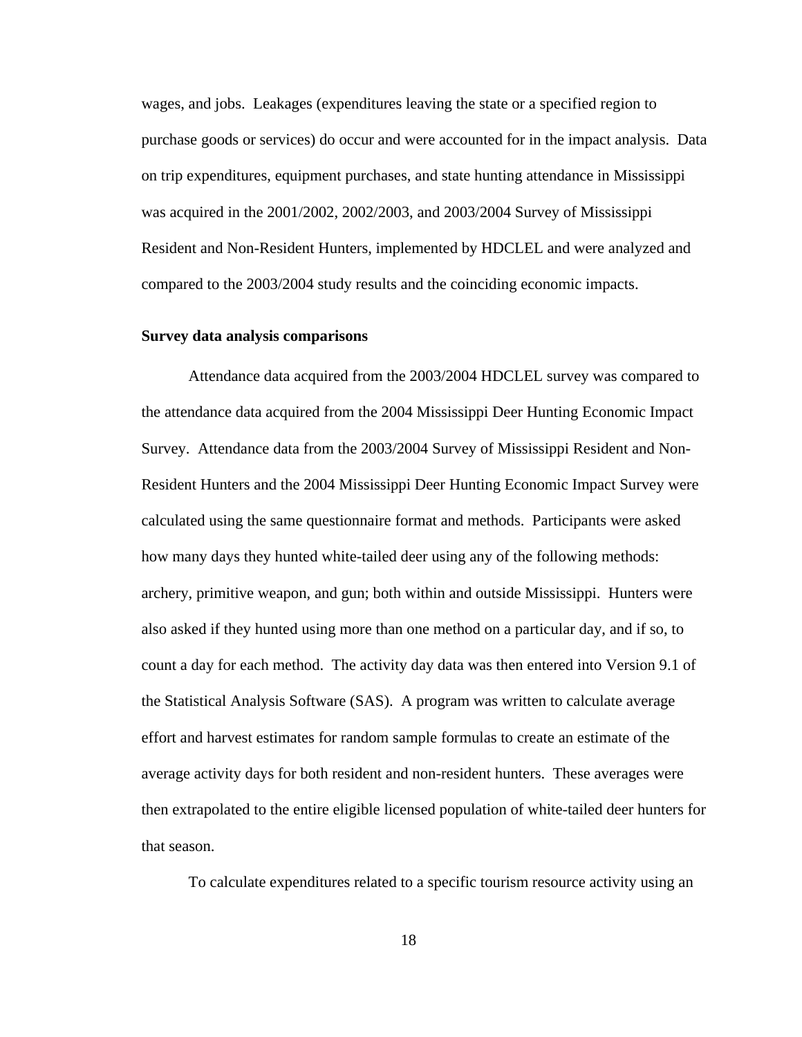wages, and jobs. Leakages (expenditures leaving the state or a specified region to purchase goods or services) do occur and were accounted for in the impact analysis. Data on trip expenditures, equipment purchases, and state hunting attendance in Mississippi was acquired in the 2001/2002, 2002/2003, and 2003/2004 Survey of Mississippi Resident and Non-Resident Hunters, implemented by HDCLEL and were analyzed and compared to the 2003/2004 study results and the coinciding economic impacts.

**Survey data analysis comparisons**

Attendance data acquired from the 2003/2004 HDCLEL survey was compared to the attendance data acquired from the 2004 Mississippi Deer Hunting Economic Impact Survey. Attendance data from the 2003/2004 Survey of Mississippi Resident and Non-Resident Hunters and the 2004 Mississippi Deer Hunting Economic Impact Survey were calculated using the same questionnaire format and methods. Participants were asked how many days they hunted white-tailed deer using any of the following methods: archery, primitive weapon, and gun; both within and outside Mississippi. Hunters were also asked if they hunted using more than one method on a particular day, and if so, to count a day for each method. The activity day data was then entered into Version 9.1 of the Statistical Analysis Software (SAS). A program was written to calculate average effort and harvest estimates for random sample formulas to create an estimate of the average activity days for both resident and non-resident hunters. These averages were then extrapolated to the entire eligible licensed population of white-tailed deer hunters for that season.

To calculate expenditures related to a specific tourism resource activity using an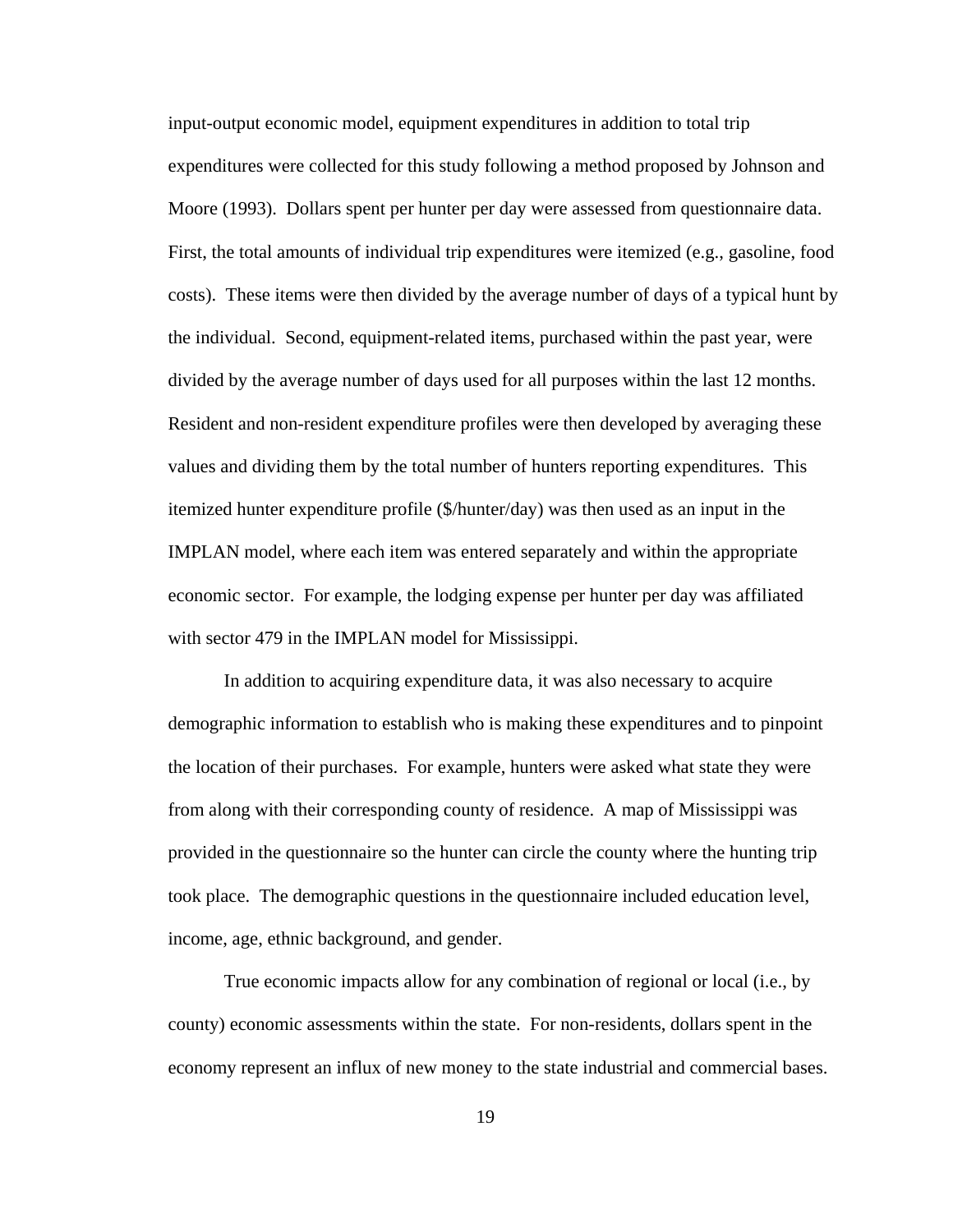input-output economic model, equipment expenditures in addition to total trip expenditures were collected for this study following a method proposed by Johnson and Moore (1993). Dollars spent per hunter per day were assessed from questionnaire data. First, the total amounts of individual trip expenditures were itemized (e.g., gasoline, food costs). These items were then divided by the average number of days of a typical hunt by the individual. Second, equipment-related items, purchased within the past year, were divided by the average number of days used for all purposes within the last 12 months. Resident and non-resident expenditure profiles were then developed by averaging these values and dividing them by the total number of hunters reporting expenditures. This itemized hunter expenditure profile ($/hunter/day) was then used as an input in the IMPLAN model, where each item was entered separately and within the appropriate economic sector. For example, the lodging expense per hunter per day was affiliated with sector 479 in the IMPLAN model for Mississippi.

In addition to acquiring expenditure data, it was also necessary to acquire demographic information to establish who is making these expenditures and to pinpoint the location of their purchases. For example, hunters were asked what state they were from along with their corresponding county of residence. A map of Mississippi was provided in the questionnaire so the hunter can circle the county where the hunting trip took place. The demographic questions in the questionnaire included education level, income, age, ethnic background, and gender.

True economic impacts allow for any combination of regional or local (i.e., by county) economic assessments within the state. For non-residents, dollars spent in the economy represent an influx of new money to the state industrial and commercial bases.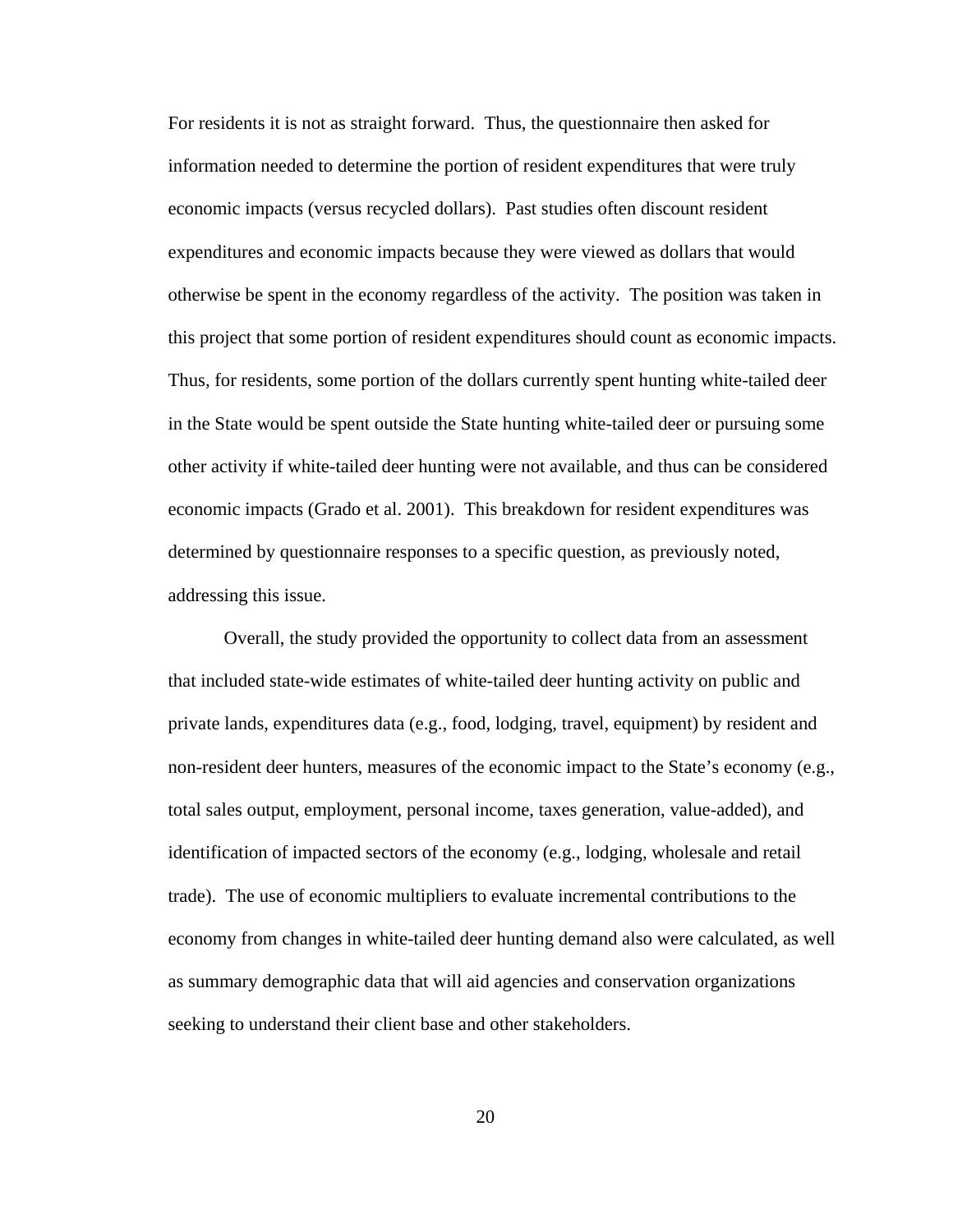For residents it is not as straight forward. Thus, the questionnaire then asked for information needed to determine the portion of resident expenditures that were truly economic impacts (versus recycled dollars). Past studies often discount resident expenditures and economic impacts because they were viewed as dollars that would otherwise be spent in the economy regardless of the activity. The position was taken in this project that some portion of resident expenditures should count as economic impacts. Thus, for residents, some portion of the dollars currently spent hunting white-tailed deer in the State would be spent outside the State hunting white-tailed deer or pursuing some other activity if white-tailed deer hunting were not available, and thus can be considered economic impacts (Grado et al. 2001). This breakdown for resident expenditures was determined by questionnaire responses to a specific question, as previously noted, addressing this issue.

Overall, the study provided the opportunity to collect data from an assessment that included state-wide estimates of white-tailed deer hunting activity on public and private lands, expenditures data (e.g., food, lodging, travel, equipment) by resident and non-resident deer hunters, measures of the economic impact to the State's economy (e.g., total sales output, employment, personal income, taxes generation, value-added), and identification of impacted sectors of the economy (e.g., lodging, wholesale and retail trade). The use of economic multipliers to evaluate incremental contributions to the economy from changes in white-tailed deer hunting demand also were calculated, as well as summary demographic data that will aid agencies and conservation organizations seeking to understand their client base and other stakeholders.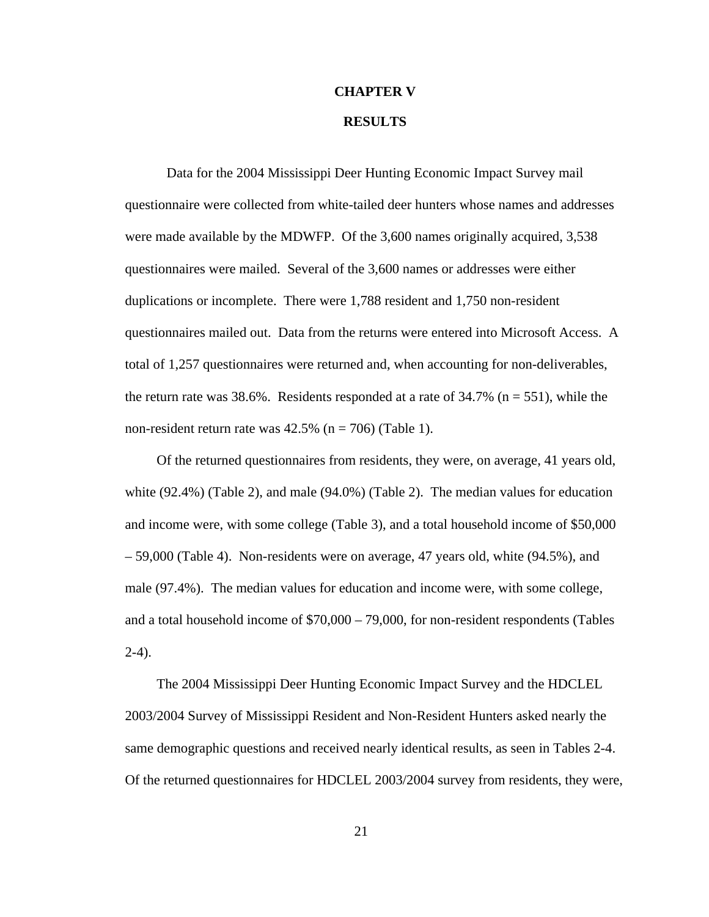# CHAPTER V

# RESULTS

Data for the 2004 Mississippi Deer Hunting Economic Impact Survey mail questionnaire were collected from white-tailed deer hunters whose names and addresses were made available by the MDWFP. Of the 3,600 names originally acquired, 3,538 questionnaires were mailed. Several of the 3,600 names or addresses were either duplications or incomplete. There were 1,788 resident and 1,750 non-resident questionnaires mailed out. Data from the returns were entered into Microsoft Access. A total of 1,257 questionnaires were returned and, when accounting for non-deliverables, the return rate was 38.6%. Residents responded at a rate of 34.7% (n = 551), while the non-resident return rate was 42.5% (n = 706) (Table 1).

Of the returned questionnaires from residents, they were, on average, 41 years old, white (92.4%) (Table 2), and male (94.0%) (Table 2). The median values for education and income were, with some college (Table 3), and a total household income of $50,000 – 59,000 (Table 4). Non-residents were on average, 47 years old, white (94.5%), and male (97.4%). The median values for education and income were, with some college, and a total household income of $70,000 – 79,000, for non-resident respondents (Tables 2-4).

The 2004 Mississippi Deer Hunting Economic Impact Survey and the HDCLEL 2003/2004 Survey of Mississippi Resident and Non-Resident Hunters asked nearly the same demographic questions and received nearly identical results, as seen in Tables 2-4. Of the returned questionnaires for HDCLEL 2003/2004 survey from residents, they were,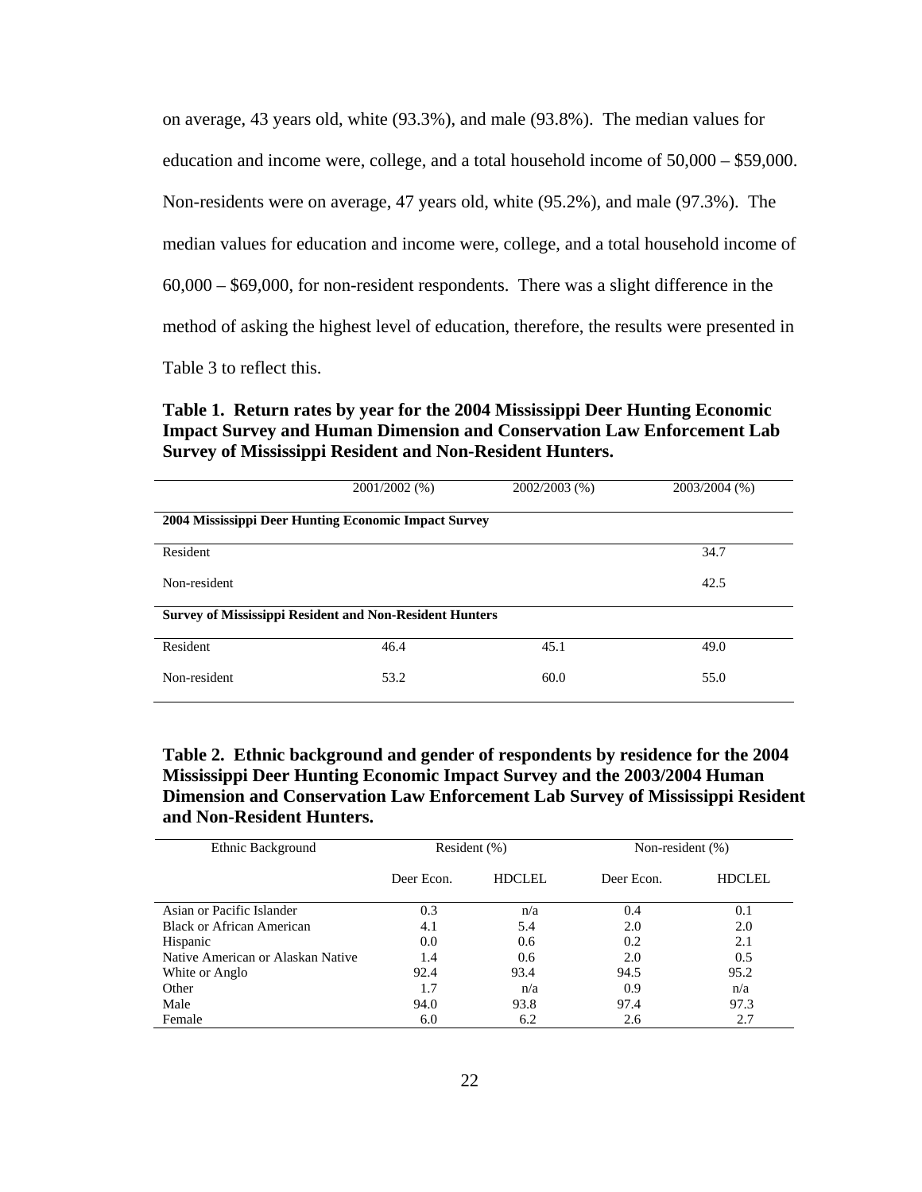on average, 43 years old, white (93.3%), and male (93.8%). The median values for education and income were, college, and a total household income of 50,000 – $59,000. Non-residents were on average, 47 years old, white (95.2%), and male (97.3%). The median values for education and income were, college, and a total household income of 60,000 – $69,000, for non-resident respondents. There was a slight difference in the method of asking the highest level of education, therefore, the results were presented in Table 3 to reflect this.

**Table 1. Return rates by year for the 2004 Mississippi Deer Hunting Economic Impact Survey and Human Dimension and Conservation Law Enforcement Lab Survey of Mississippi Resident and Non-Resident Hunters.**

| | 2001/2002 (%) | 2002/2003 (%) | 2003/2004 (%) |
|---|---|---|---|
| **2004 Mississippi Deer Hunting Economic Impact Survey** | | | |
| Resident | | | 34.7 |
| Non-resident | | | 42.5 |
| **Survey of Mississippi Resident and Non-Resident Hunters** | | | |
| Resident | 46.4 | 45.1 | 49.0 |
| Non-resident | 53.2 | 60.0 | 55.0 |

**Table 2. Ethnic background and gender of respondents by residence for the 2004 Mississippi Deer Hunting Economic Impact Survey and the 2003/2004 Human Dimension and Conservation Law Enforcement Lab Survey of Mississippi Resident and Non-Resident Hunters.**

| Ethnic Background | Resident (%) | | Non-resident (%) | |
|---|---|---|---|---|
| | Deer Econ. | HDCLEL | Deer Econ. | HDCLEL |
| Asian or Pacific Islander | 0.3 | n/a | 0.4 | 0.1 |
| Black or African American | 4.1 | 5.4 | 2.0 | 2.0 |
| Hispanic | 0.0 | 0.6 | 0.2 | 2.1 |
| Native American or Alaskan Native | 1.4 | 0.6 | 2.0 | 0.5 |
| White or Anglo | 92.4 | 93.4 | 94.5 | 95.2 |
| Other | 1.7 | n/a | 0.9 | n/a |
| Male | 94.0 | 93.8 | 97.4 | 97.3 |
| Female | 6.0 | 6.2 | 2.6 | 2.7 |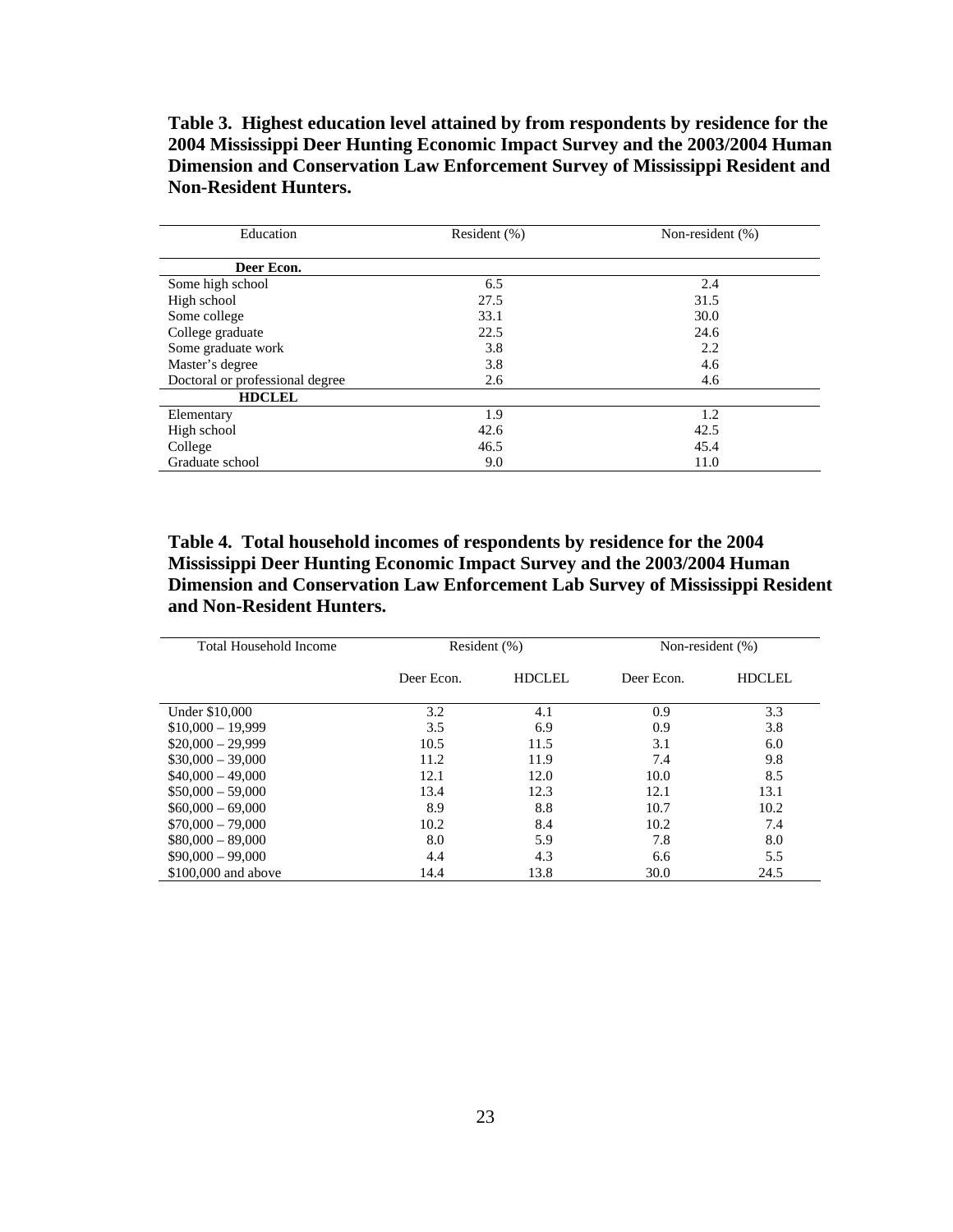**Table 3. Highest education level attained by from respondents by residence for the 2004 Mississippi Deer Hunting Economic Impact Survey and the 2003/2004 Human Dimension and Conservation Law Enforcement Survey of Mississippi Resident and Non-Resident Hunters.**

| Education | Resident (%) | Non-resident (%) |
|---|---|---|
| **Deer Econ.** | | |
| Some high school | 6.5 | 2.4 |
| High school | 27.5 | 31.5 |
| Some college | 33.1 | 30.0 |
| College graduate | 22.5 | 24.6 |
| Some graduate work | 3.8 | 2.2 |
| Master's degree | 3.8 | 4.6 |
| Doctoral or professional degree | 2.6 | 4.6 |
| **HDCLEL** | | |
| Elementary | 1.9 | 1.2 |
| High school | 42.6 | 42.5 |
| College | 46.5 | 45.4 |
| Graduate school | 9.0 | 11.0 |

**Table 4. Total household incomes of respondents by residence for the 2004 Mississippi Deer Hunting Economic Impact Survey and the 2003/2004 Human Dimension and Conservation Law Enforcement Lab Survey of Mississippi Resident and Non-Resident Hunters.**

| Total Household Income | Resident (%) | | Non-resident (%) | |
|---|---|---|---|---|
| | Deer Econ. | HDCLEL | Deer Econ. | HDCLEL |
| Under $10,000 | 3.2 | 4.1 | 0.9 | 3.3 |
| $10,000 – 19,999 | 3.5 | 6.9 | 0.9 | 3.8 |
| $20,000 – 29,999 | 10.5 | 11.5 | 3.1 | 6.0 |
| $30,000 – 39,000 | 11.2 | 11.9 | 7.4 | 9.8 |
| $40,000 – 49,000 | 12.1 | 12.0 | 10.0 | 8.5 |
| $50,000 – 59,000 | 13.4 | 12.3 | 12.1 | 13.1 |
| $60,000 – 69,000 | 8.9 | 8.8 | 10.7 | 10.2 |
| $70,000 – 79,000 | 10.2 | 8.4 | 10.2 | 7.4 |
| $80,000 – 89,000 | 8.0 | 5.9 | 7.8 | 8.0 |
| $90,000 – 99,000 | 4.4 | 4.3 | 6.6 | 5.5 |
| $100,000 and above | 14.4 | 13.8 | 30.0 | 24.5 |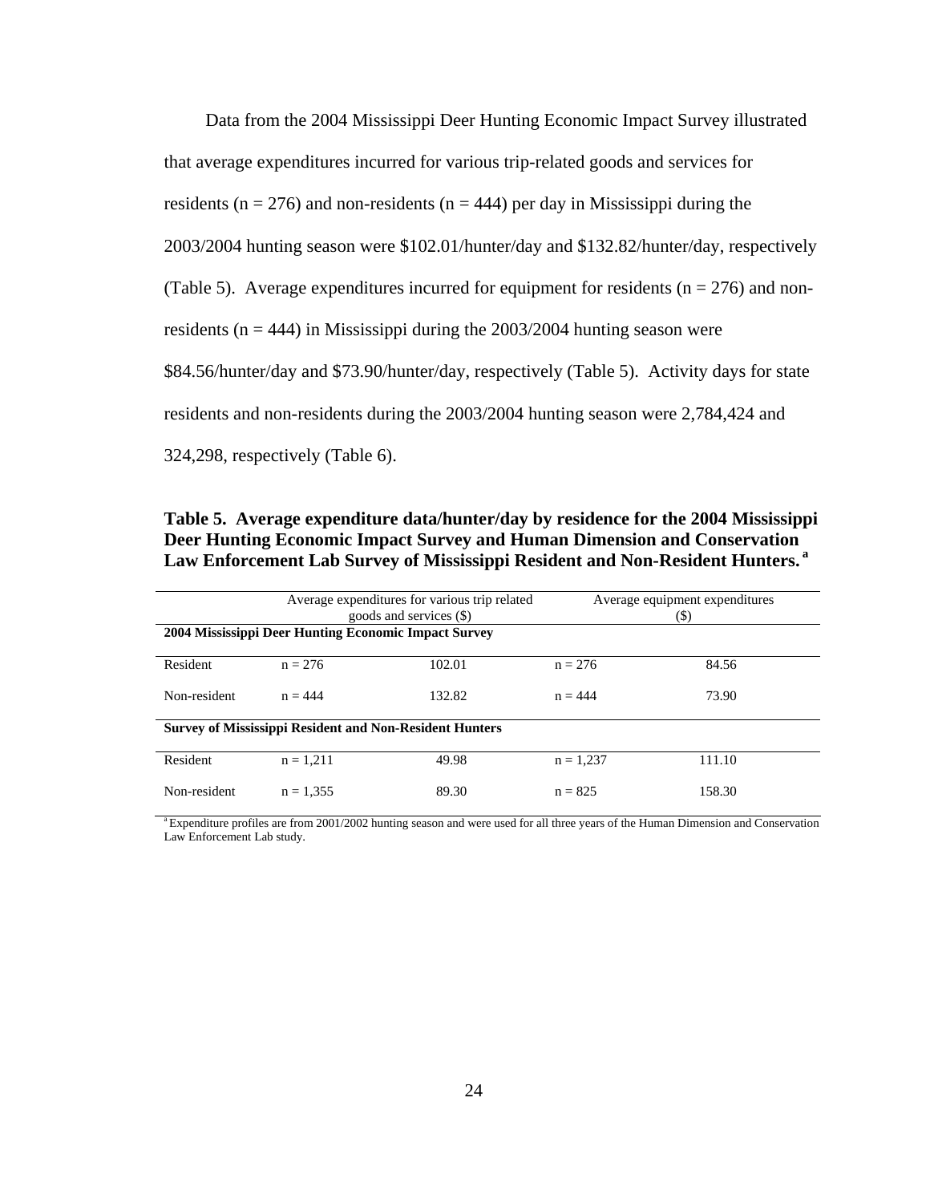Data from the 2004 Mississippi Deer Hunting Economic Impact Survey illustrated that average expenditures incurred for various trip-related goods and services for residents (n = 276) and non-residents (n = 444) per day in Mississippi during the 2003/2004 hunting season were $102.01/hunter/day and $132.82/hunter/day, respectively (Table 5). Average expenditures incurred for equipment for residents (n = 276) and non-residents (n = 444) in Mississippi during the 2003/2004 hunting season were $84.56/hunter/day and $73.90/hunter/day, respectively (Table 5). Activity days for state residents and non-residents during the 2003/2004 hunting season were 2,784,424 and 324,298, respectively (Table 6).

**Table 5. Average expenditure data/hunter/day by residence for the 2004 Mississippi Deer Hunting Economic Impact Survey and Human Dimension and Conservation Law Enforcement Lab Survey of Mississippi Resident and Non-Resident Hunters.** [a]

| | Average expenditures for various trip related goods and services ($) | | Average equipment expenditures ($) | |
|---|---|---|---|---|
| **2004 Mississippi Deer Hunting Economic Impact Survey** | | | | |
| Resident | n = 276 | 102.01 | n = 276 | 84.56 |
| Non-resident | n = 444 | 132.82 | n = 444 | 73.90 |
| **Survey of Mississippi Resident and Non-Resident Hunters** | | | | |
| Resident | n = 1,211 | 49.98 | n = 1,237 | 111.10 |
| Non-resident | n = 1,355 | 89.30 | n = 825 | 158.30 |

[a] Expenditure profiles are from 2001/2002 hunting season and were used for all three years of the Human Dimension and Conservation Law Enforcement Lab study.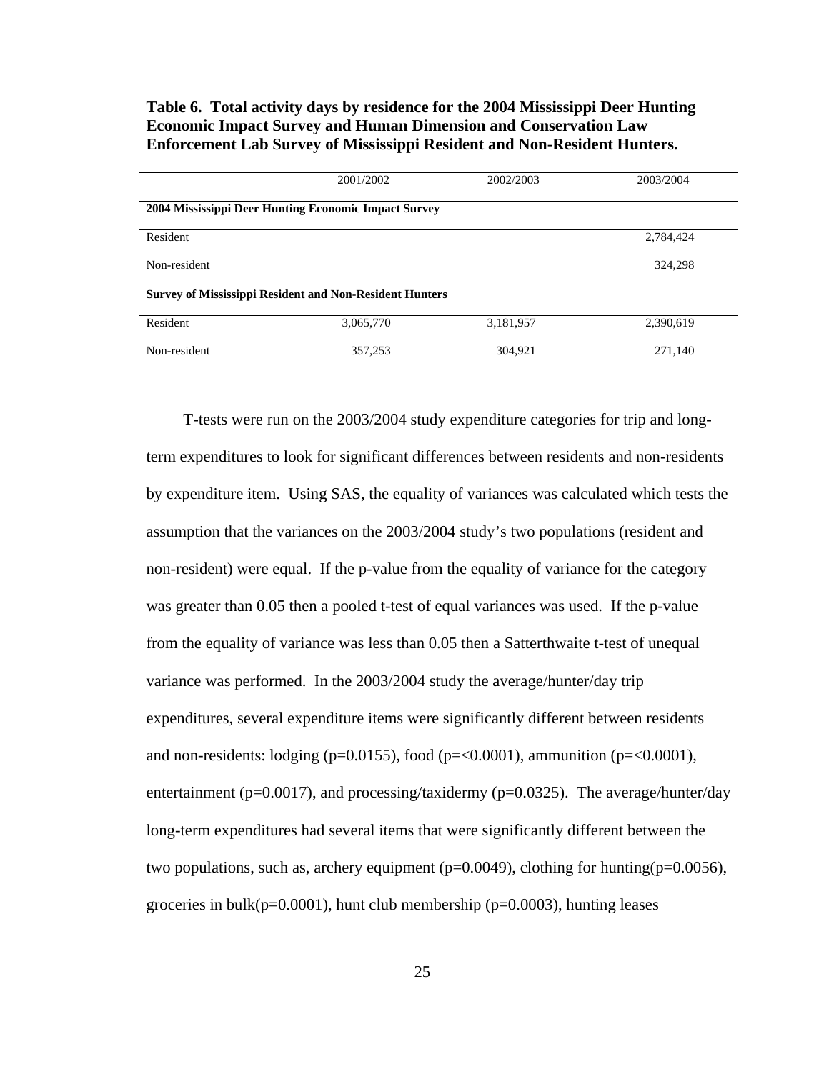**Table 6. Total activity days by residence for the 2004 Mississippi Deer Hunting Economic Impact Survey and Human Dimension and Conservation Law Enforcement Lab Survey of Mississippi Resident and Non-Resident Hunters.**

| | 2001/2002 | 2002/2003 | 2003/2004 |
|---|---|---|---|
| **2004 Mississippi Deer Hunting Economic Impact Survey** | | | |
| Resident | | | 2,784,424 |
| Non-resident | | | 324,298 |
| **Survey of Mississippi Resident and Non-Resident Hunters** | | | |
| Resident | 3,065,770 | 3,181,957 | 2,390,619 |
| Non-resident | 357,253 | 304,921 | 271,140 |

T-tests were run on the 2003/2004 study expenditure categories for trip and long-term expenditures to look for significant differences between residents and non-residents by expenditure item. Using SAS, the equality of variances was calculated which tests the assumption that the variances on the 2003/2004 study's two populations (resident and non-resident) were equal. If the p-value from the equality of variance for the category was greater than 0.05 then a pooled t-test of equal variances was used. If the p-value from the equality of variance was less than 0.05 then a Satterthwaite t-test of unequal variance was performed. In the 2003/2004 study the average/hunter/day trip expenditures, several expenditure items were significantly different between residents and non-residents: lodging ($p=0.0155$), food ($p=<0.0001$), ammunition ($p=<0.0001$), entertainment ($p=0.0017$), and processing/taxidermy ($p=0.0325$). The average/hunter/day long-term expenditures had several items that were significantly different between the two populations, such as, archery equipment ($p=0.0049$), clothing for hunting($p=0.0056$), groceries in bulk($p=0.0001$), hunt club membership ($p=0.0003$), hunting leases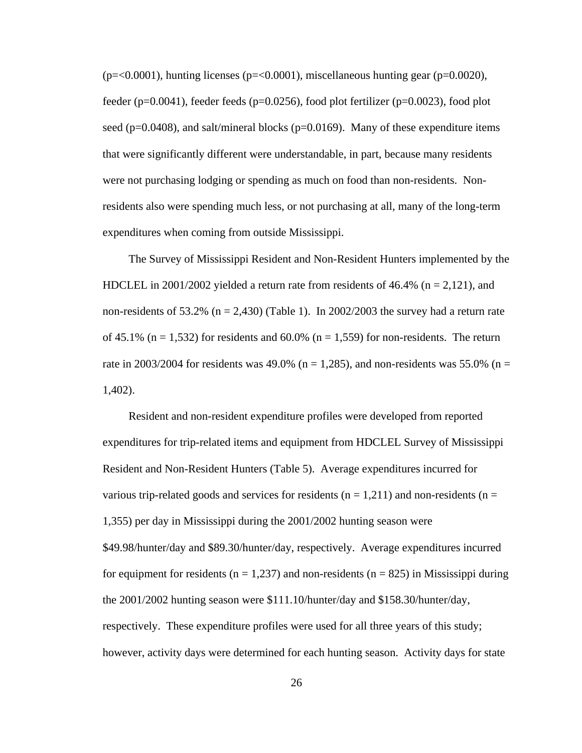(p=<0.0001), hunting licenses (p=<0.0001), miscellaneous hunting gear (p=0.0020), feeder (p=0.0041), feeder feeds (p=0.0256), food plot fertilizer (p=0.0023), food plot seed (p=0.0408), and salt/mineral blocks (p=0.0169). Many of these expenditure items that were significantly different were understandable, in part, because many residents were not purchasing lodging or spending as much on food than non-residents. Non-residents also were spending much less, or not purchasing at all, many of the long-term expenditures when coming from outside Mississippi.

The Survey of Mississippi Resident and Non-Resident Hunters implemented by the HDCLEL in 2001/2002 yielded a return rate from residents of 46.4% (n = 2,121), and non-residents of 53.2% (n = 2,430) (Table 1). In 2002/2003 the survey had a return rate of 45.1% (n = 1,532) for residents and 60.0% (n = 1,559) for non-residents. The return rate in 2003/2004 for residents was 49.0% (n = 1,285), and non-residents was 55.0% (n = 1,402).

Resident and non-resident expenditure profiles were developed from reported expenditures for trip-related items and equipment from HDCLEL Survey of Mississippi Resident and Non-Resident Hunters (Table 5). Average expenditures incurred for various trip-related goods and services for residents (n = 1,211) and non-residents (n = 1,355) per day in Mississippi during the 2001/2002 hunting season were $49.98/hunter/day and $89.30/hunter/day, respectively. Average expenditures incurred for equipment for residents (n = 1,237) and non-residents (n = 825) in Mississippi during the 2001/2002 hunting season were $111.10/hunter/day and $158.30/hunter/day, respectively. These expenditure profiles were used for all three years of this study; however, activity days were determined for each hunting season. Activity days for state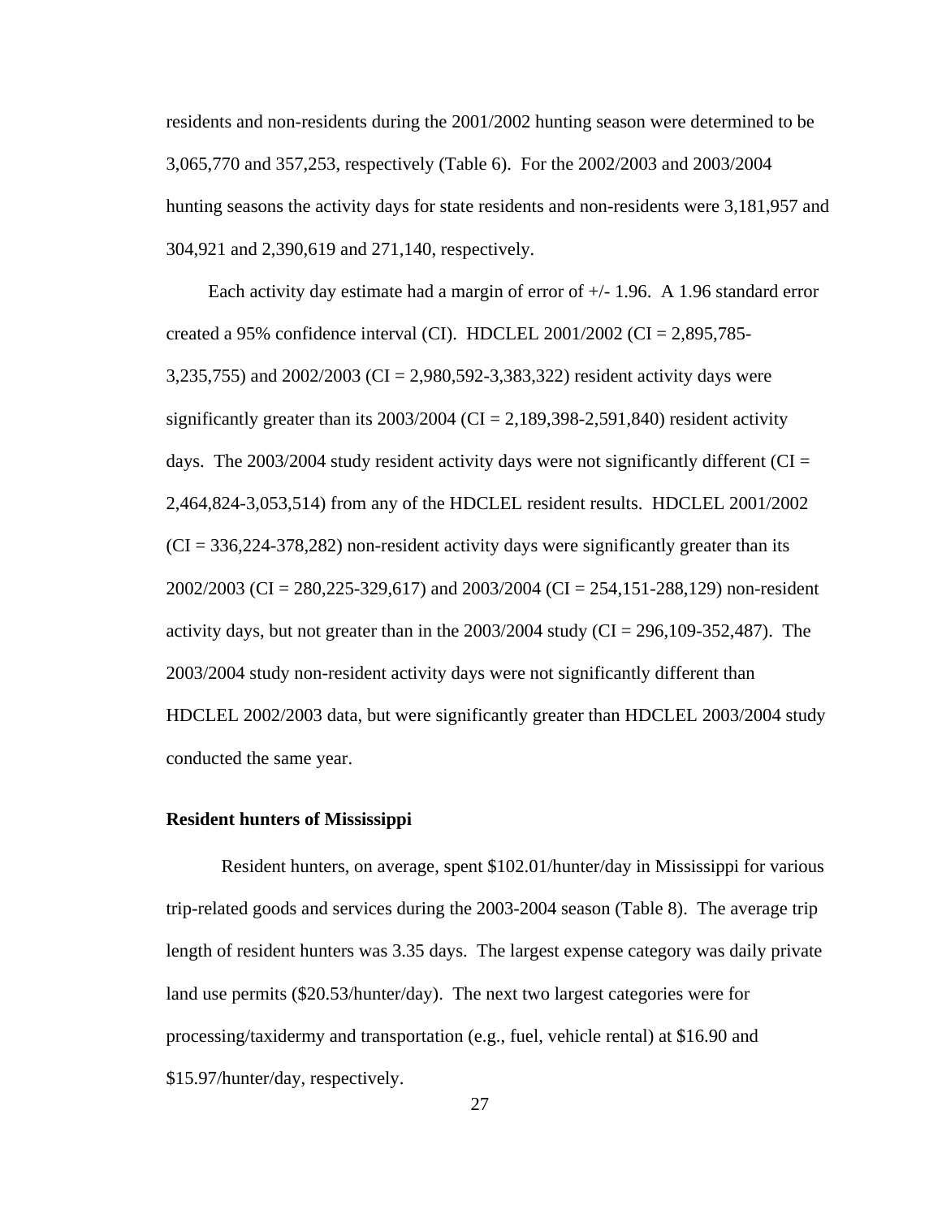residents and non-residents during the 2001/2002 hunting season were determined to be 3,065,770 and 357,253, respectively (Table 6). For the 2002/2003 and 2003/2004 hunting seasons the activity days for state residents and non-residents were 3,181,957 and 304,921 and 2,390,619 and 271,140, respectively.

Each activity day estimate had a margin of error of +/- 1.96. A 1.96 standard error created a 95% confidence interval (CI). HDCLEL 2001/2002 (CI = 2,895,785-3,235,755) and 2002/2003 (CI = 2,980,592-3,383,322) resident activity days were significantly greater than its 2003/2004 (CI = 2,189,398-2,591,840) resident activity days. The 2003/2004 study resident activity days were not significantly different (CI = 2,464,824-3,053,514) from any of the HDCLEL resident results. HDCLEL 2001/2002 (CI = 336,224-378,282) non-resident activity days were significantly greater than its 2002/2003 (CI = 280,225-329,617) and 2003/2004 (CI = 254,151-288,129) non-resident activity days, but not greater than in the 2003/2004 study (CI = 296,109-352,487). The 2003/2004 study non-resident activity days were not significantly different than HDCLEL 2002/2003 data, but were significantly greater than HDCLEL 2003/2004 study conducted the same year.

### Resident hunters of Mississippi

Resident hunters, on average, spent $102.01/hunter/day in Mississippi for various trip-related goods and services during the 2003-2004 season (Table 8). The average trip length of resident hunters was 3.35 days. The largest expense category was daily private land use permits ($20.53/hunter/day). The next two largest categories were for processing/taxidermy and transportation (e.g., fuel, vehicle rental) at $16.90 and $15.97/hunter/day, respectively.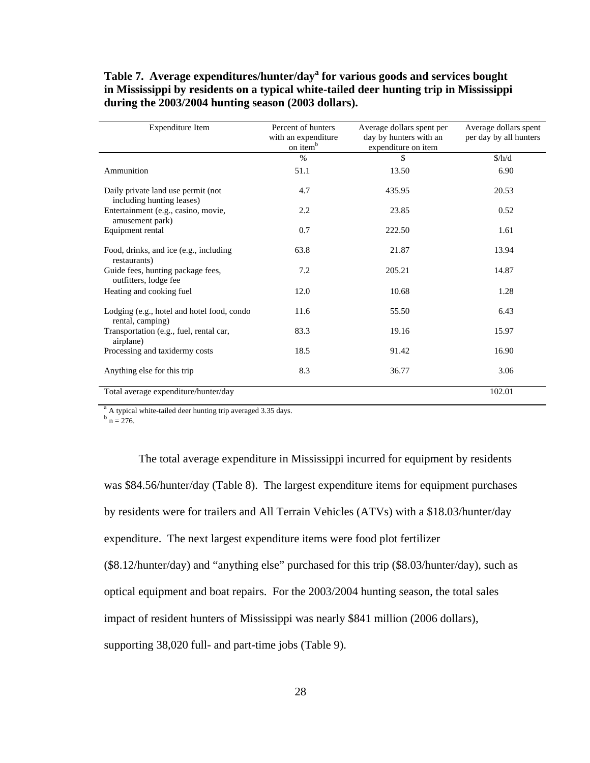**Table 7. Average expenditures/hunter/day[a] for various goods and services bought in Mississippi by residents on a typical white-tailed deer hunting trip in Mississippi during the 2003/2004 hunting season (2003 dollars).**

| Expenditure Item | Percent of hunters with an expenditure on item[b] | Average dollars spent per day by hunters with an expenditure on item | Average dollars spent per day by all hunters |
|---|---|---|---|
| | % | $ | $/h/d |
| Ammunition | 51.1 | 13.50 | 6.90 |
| Daily private land use permit (not including hunting leases) | 4.7 | 435.95 | 20.53 |
| Entertainment (e.g., casino, movie, amusement park) | 2.2 | 23.85 | 0.52 |
| Equipment rental | 0.7 | 222.50 | 1.61 |
| Food, drinks, and ice (e.g., including restaurants) | 63.8 | 21.87 | 13.94 |
| Guide fees, hunting package fees, outfitters, lodge fee | 7.2 | 205.21 | 14.87 |
| Heating and cooking fuel | 12.0 | 10.68 | 1.28 |
| Lodging (e.g., hotel and hotel food, condo rental, camping) | 11.6 | 55.50 | 6.43 |
| Transportation (e.g., fuel, rental car, airplane) | 83.3 | 19.16 | 15.97 |
| Processing and taxidermy costs | 18.5 | 91.42 | 16.90 |
| Anything else for this trip | 8.3 | 36.77 | 3.06 |
| Total average expenditure/hunter/day | | | 102.01 |

[a] A typical white-tailed deer hunting trip averaged 3.35 days.
[b] n = 276.

The total average expenditure in Mississippi incurred for equipment by residents was $84.56/hunter/day (Table 8). The largest expenditure items for equipment purchases by residents were for trailers and All Terrain Vehicles (ATVs) with a $18.03/hunter/day expenditure. The next largest expenditure items were food plot fertilizer ($8.12/hunter/day) and "anything else" purchased for this trip ($8.03/hunter/day), such as optical equipment and boat repairs. For the 2003/2004 hunting season, the total sales impact of resident hunters of Mississippi was nearly $841 million (2006 dollars), supporting 38,020 full- and part-time jobs (Table 9).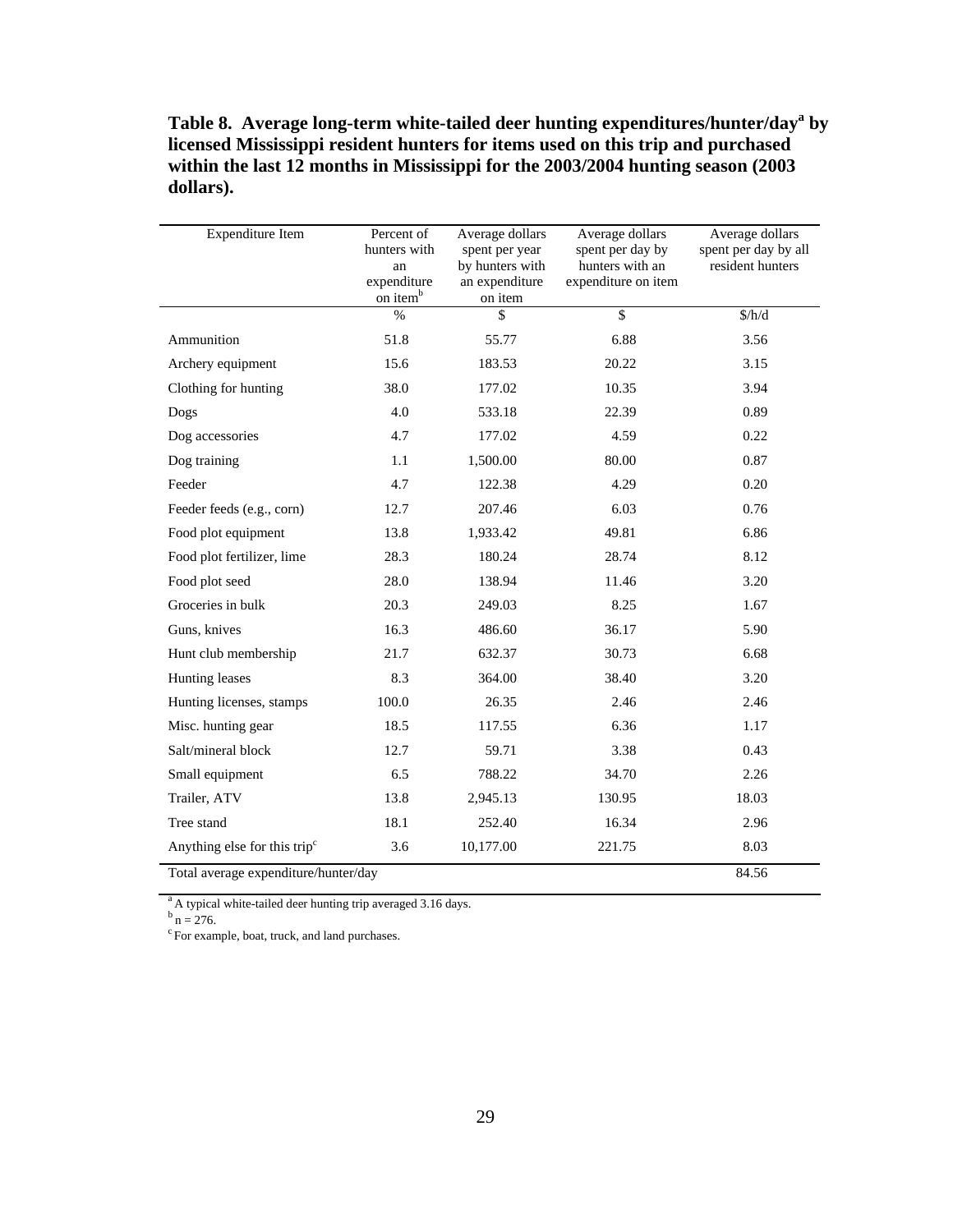**Table 8. Average long-term white-tailed deer hunting expenditures/hunter/day[a] by licensed Mississippi resident hunters for items used on this trip and purchased within the last 12 months in Mississippi for the 2003/2004 hunting season (2003 dollars).**

| Expenditure Item | Percent of hunters with an expenditure on item[b] | Average dollars spent per year by hunters with an expenditure on item | Average dollars spent per day by hunters with an expenditure on item | Average dollars spent per day by all resident hunters |
|---|---|---|---|---|
| | % | $ | $ | $/h/d |
| Ammunition | 51.8 | 55.77 | 6.88 | 3.56 |
| Archery equipment | 15.6 | 183.53 | 20.22 | 3.15 |
| Clothing for hunting | 38.0 | 177.02 | 10.35 | 3.94 |
| Dogs | 4.0 | 533.18 | 22.39 | 0.89 |
| Dog accessories | 4.7 | 177.02 | 4.59 | 0.22 |
| Dog training | 1.1 | 1,500.00 | 80.00 | 0.87 |
| Feeder | 4.7 | 122.38 | 4.29 | 0.20 |
| Feeder feeds (e.g., corn) | 12.7 | 207.46 | 6.03 | 0.76 |
| Food plot equipment | 13.8 | 1,933.42 | 49.81 | 6.86 |
| Food plot fertilizer, lime | 28.3 | 180.24 | 28.74 | 8.12 |
| Food plot seed | 28.0 | 138.94 | 11.46 | 3.20 |
| Groceries in bulk | 20.3 | 249.03 | 8.25 | 1.67 |
| Guns, knives | 16.3 | 486.60 | 36.17 | 5.90 |
| Hunt club membership | 21.7 | 632.37 | 30.73 | 6.68 |
| Hunting leases | 8.3 | 364.00 | 38.40 | 3.20 |
| Hunting licenses, stamps | 100.0 | 26.35 | 2.46 | 2.46 |
| Misc. hunting gear | 18.5 | 117.55 | 6.36 | 1.17 |
| Salt/mineral block | 12.7 | 59.71 | 3.38 | 0.43 |
| Small equipment | 6.5 | 788.22 | 34.70 | 2.26 |
| Trailer, ATV | 13.8 | 2,945.13 | 130.95 | 18.03 |
| Tree stand | 18.1 | 252.40 | 16.34 | 2.96 |
| Anything else for this trip[c] | 3.6 | 10,177.00 | 221.75 | 8.03 |
| Total average expenditure/hunter/day | | | | 84.56 |

[a] A typical white-tailed deer hunting trip averaged 3.16 days.
[b] n = 276.
[c] For example, boat, truck, and land purchases.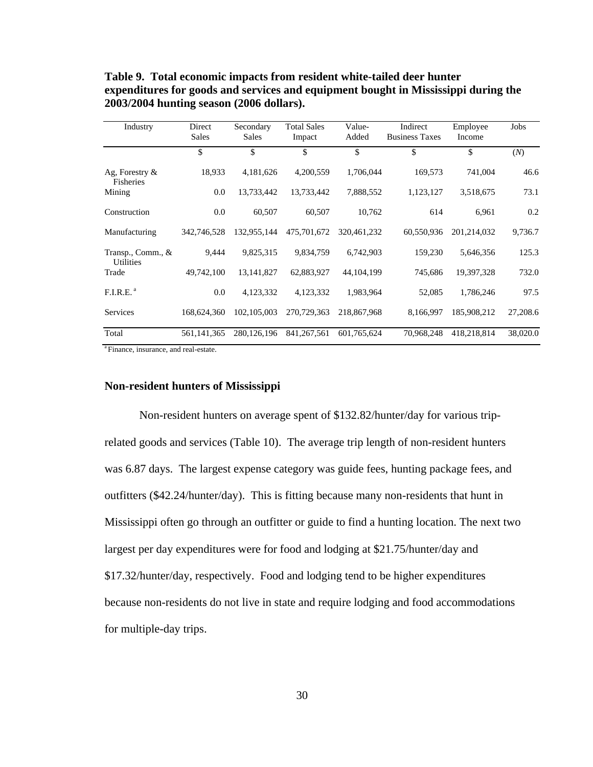**Table 9. Total economic impacts from resident white-tailed deer hunter expenditures for goods and services and equipment bought in Mississippi during the 2003/2004 hunting season (2006 dollars).**

| Industry | Direct Sales | Secondary Sales | Total Sales Impact | Value-Added | Indirect Business Taxes | Employee Income | Jobs |
|---|---|---|---|---|---|---|---|
| | $ | $ | $ | $ | $ | $ | (*N*) |
| Ag, Forestry & Fisheries | 18,933 | 4,181,626 | 4,200,559 | 1,706,044 | 169,573 | 741,004 | 46.6 |
| Mining | 0.0 | 13,733,442 | 13,733,442 | 7,888,552 | 1,123,127 | 3,518,675 | 73.1 |
| Construction | 0.0 | 60,507 | 60,507 | 10,762 | 614 | 6,961 | 0.2 |
| Manufacturing | 342,746,528 | 132,955,144 | 475,701,672 | 320,461,232 | 60,550,936 | 201,214,032 | 9,736.7 |
| Transp., Comm., & Utilities | 9,444 | 9,825,315 | 9,834,759 | 6,742,903 | 159,230 | 5,646,356 | 125.3 |
| Trade | 49,742,100 | 13,141,827 | 62,883,927 | 44,104,199 | 745,686 | 19,397,328 | 732.0 |
| F.I.R.E. [a] | 0.0 | 4,123,332 | 4,123,332 | 1,983,964 | 52,085 | 1,786,246 | 97.5 |
| Services | 168,624,360 | 102,105,003 | 270,729,363 | 218,867,968 | 8,166,997 | 185,908,212 | 27,208.6 |
| Total | 561,141,365 | 280,126,196 | 841,267,561 | 601,765,624 | 70,968,248 | 418,218,814 | 38,020.0 |

[a] Finance, insurance, and real-estate.

## Non-resident hunters of Mississippi

Non-resident hunters on average spent of $132.82/hunter/day for various trip-related goods and services (Table 10). The average trip length of non-resident hunters was 6.87 days. The largest expense category was guide fees, hunting package fees, and outfitters ($42.24/hunter/day). This is fitting because many non-residents that hunt in Mississippi often go through an outfitter or guide to find a hunting location. The next two largest per day expenditures were for food and lodging at $21.75/hunter/day and $17.32/hunter/day, respectively. Food and lodging tend to be higher expenditures because non-residents do not live in state and require lodging and food accommodations for multiple-day trips.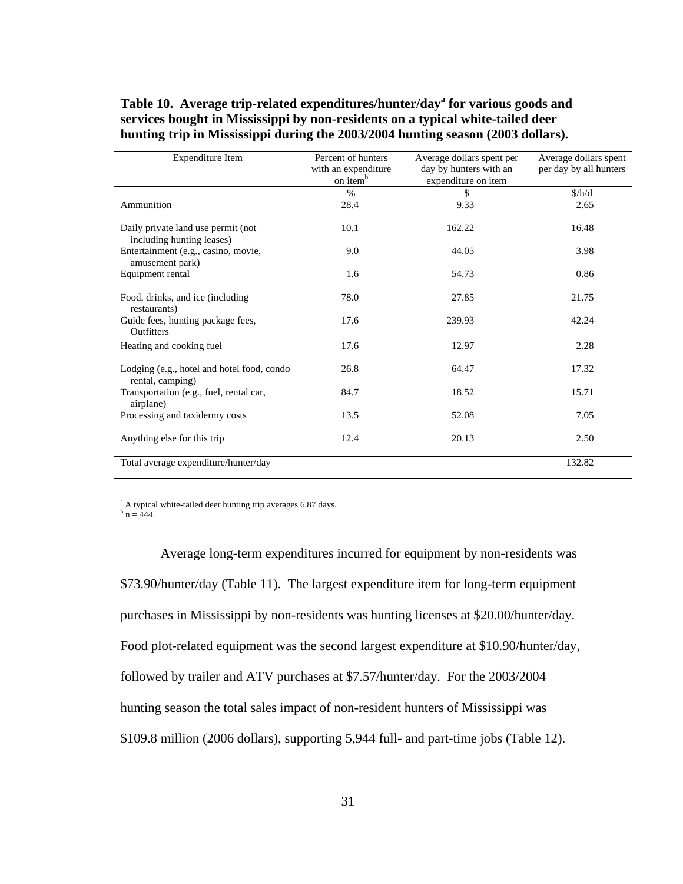**Table 10. Average trip-related expenditures/hunter/day[a] for various goods and services bought in Mississippi by non-residents on a typical white-tailed deer hunting trip in Mississippi during the 2003/2004 hunting season (2003 dollars).**

| Expenditure Item | Percent of hunters with an expenditure on item[b] | Average dollars spent per day by hunters with an expenditure on item | Average dollars spent per day by all hunters |
|---|---|---|---|
| | % | $ | $/h/d |
| Ammunition | 28.4 | 9.33 | 2.65 |
| Daily private land use permit (not including hunting leases) | 10.1 | 162.22 | 16.48 |
| Entertainment (e.g., casino, movie, amusement park) | 9.0 | 44.05 | 3.98 |
| Equipment rental | 1.6 | 54.73 | 0.86 |
| Food, drinks, and ice (including restaurants) | 78.0 | 27.85 | 21.75 |
| Guide fees, hunting package fees, Outfitters | 17.6 | 239.93 | 42.24 |
| Heating and cooking fuel | 17.6 | 12.97 | 2.28 |
| Lodging (e.g., hotel and hotel food, condo rental, camping) | 26.8 | 64.47 | 17.32 |
| Transportation (e.g., fuel, rental car, airplane) | 84.7 | 18.52 | 15.71 |
| Processing and taxidermy costs | 13.5 | 52.08 | 7.05 |
| Anything else for this trip | 12.4 | 20.13 | 2.50 |
| Total average expenditure/hunter/day | | | 132.82 |

[a] A typical white-tailed deer hunting trip averages 6.87 days.
[b] n = 444.

Average long-term expenditures incurred for equipment by non-residents was \$73.90/hunter/day (Table 11). The largest expenditure item for long-term equipment purchases in Mississippi by non-residents was hunting licenses at \$20.00/hunter/day. Food plot-related equipment was the second largest expenditure at \$10.90/hunter/day, followed by trailer and ATV purchases at \$7.57/hunter/day. For the 2003/2004 hunting season the total sales impact of non-resident hunters of Mississippi was \$109.8 million (2006 dollars), supporting 5,944 full- and part-time jobs (Table 12).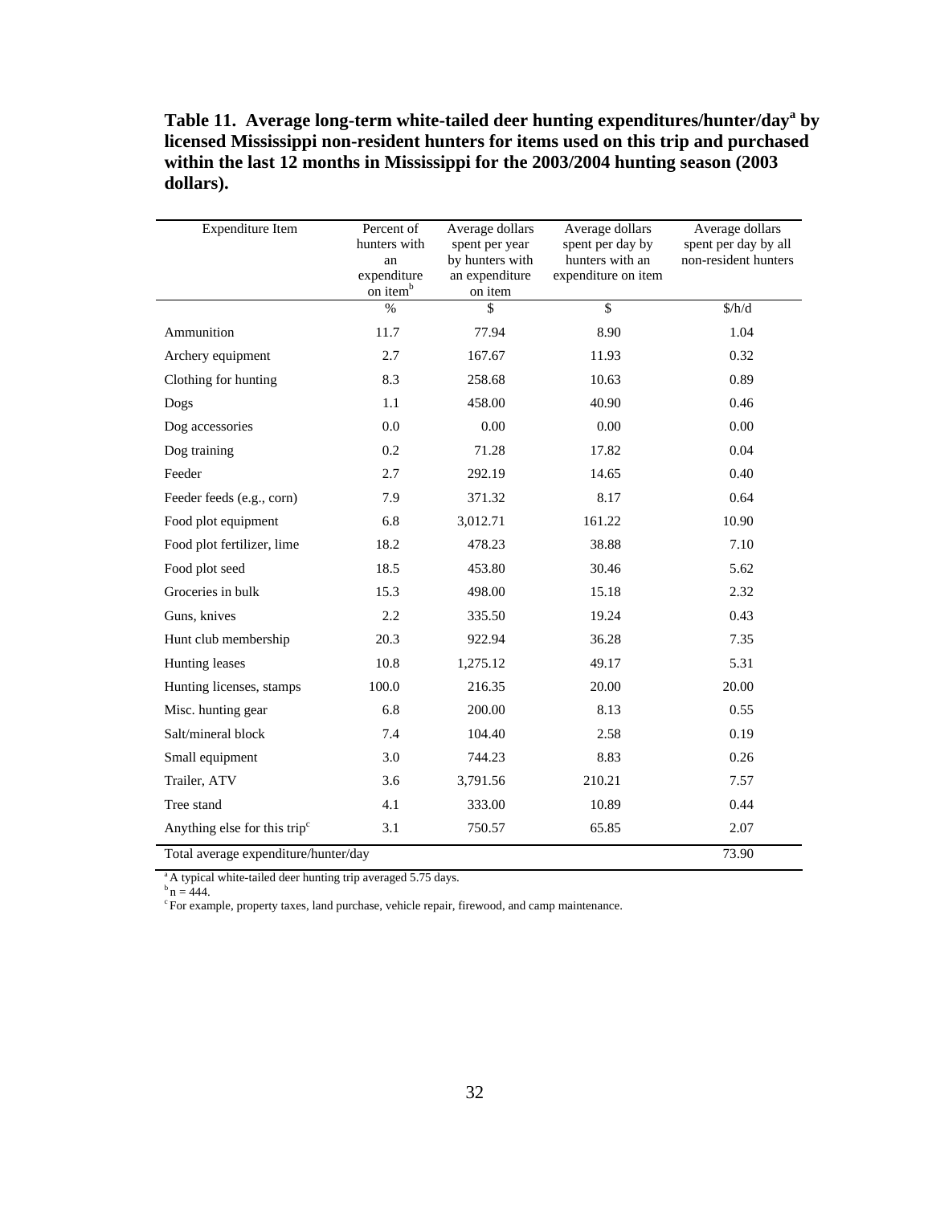**Table 11. Average long-term white-tailed deer hunting expenditures/hunter/day[a] by licensed Mississippi non-resident hunters for items used on this trip and purchased within the last 12 months in Mississippi for the 2003/2004 hunting season (2003 dollars).**

| Expenditure Item | Percent of hunters with an expenditure on item[b] | Average dollars spent per year by hunters with an expenditure on item | Average dollars spent per day by hunters with an expenditure on item | Average dollars spent per day by all non-resident hunters |
|---|---|---|---|---|
| | % | $ | $ | $/h/d |
| Ammunition | 11.7 | 77.94 | 8.90 | 1.04 |
| Archery equipment | 2.7 | 167.67 | 11.93 | 0.32 |
| Clothing for hunting | 8.3 | 258.68 | 10.63 | 0.89 |
| Dogs | 1.1 | 458.00 | 40.90 | 0.46 |
| Dog accessories | 0.0 | 0.00 | 0.00 | 0.00 |
| Dog training | 0.2 | 71.28 | 17.82 | 0.04 |
| Feeder | 2.7 | 292.19 | 14.65 | 0.40 |
| Feeder feeds (e.g., corn) | 7.9 | 371.32 | 8.17 | 0.64 |
| Food plot equipment | 6.8 | 3,012.71 | 161.22 | 10.90 |
| Food plot fertilizer, lime | 18.2 | 478.23 | 38.88 | 7.10 |
| Food plot seed | 18.5 | 453.80 | 30.46 | 5.62 |
| Groceries in bulk | 15.3 | 498.00 | 15.18 | 2.32 |
| Guns, knives | 2.2 | 335.50 | 19.24 | 0.43 |
| Hunt club membership | 20.3 | 922.94 | 36.28 | 7.35 |
| Hunting leases | 10.8 | 1,275.12 | 49.17 | 5.31 |
| Hunting licenses, stamps | 100.0 | 216.35 | 20.00 | 20.00 |
| Misc. hunting gear | 6.8 | 200.00 | 8.13 | 0.55 |
| Salt/mineral block | 7.4 | 104.40 | 2.58 | 0.19 |
| Small equipment | 3.0 | 744.23 | 8.83 | 0.26 |
| Trailer, ATV | 3.6 | 3,791.56 | 210.21 | 7.57 |
| Tree stand | 4.1 | 333.00 | 10.89 | 0.44 |
| Anything else for this trip[c] | 3.1 | 750.57 | 65.85 | 2.07 |
| Total average expenditure/hunter/day | | | | 73.90 |

[a] A typical white-tailed deer hunting trip averaged 5.75 days.
[b] n = 444.
[c] For example, property taxes, land purchase, vehicle repair, firewood, and camp maintenance.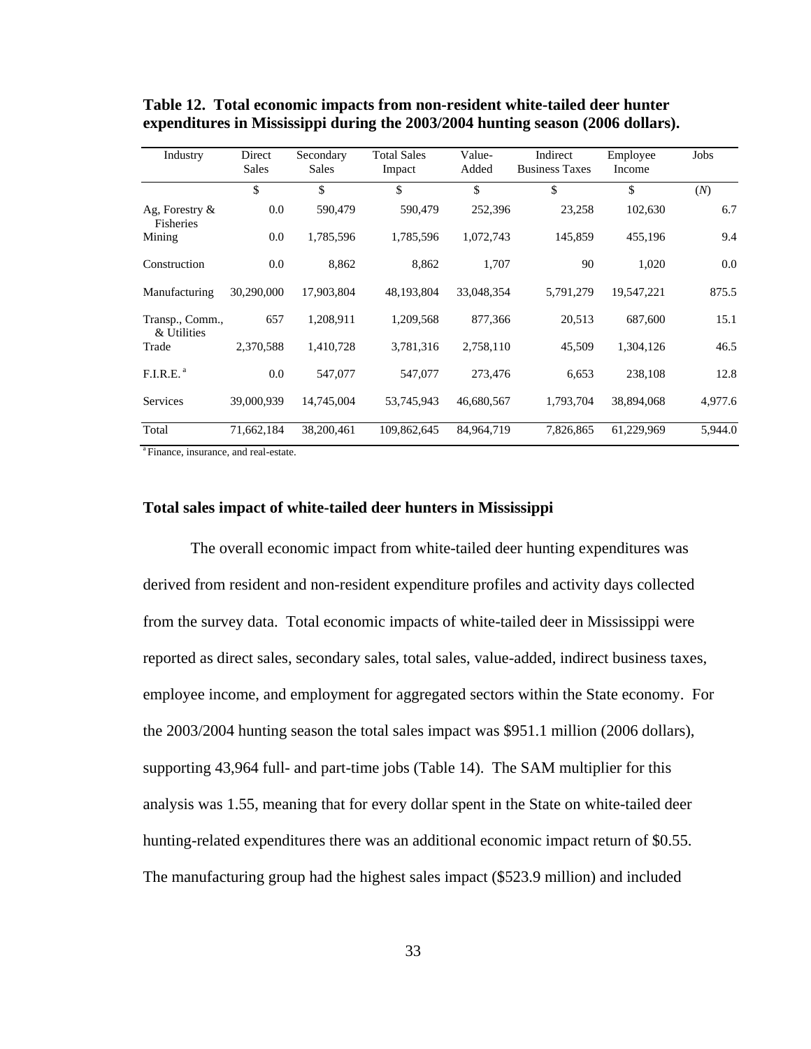**Table 12. Total economic impacts from non-resident white-tailed deer hunter expenditures in Mississippi during the 2003/2004 hunting season (2006 dollars).**

| Industry | Direct Sales | Secondary Sales | Total Sales Impact | Value-Added | Indirect Business Taxes | Employee Income | Jobs |
|---|---|---|---|---|---|---|---|
| | $ | $ | $ | $ | $ | $ | (*N*) |
| Ag, Forestry & Fisheries | 0.0 | 590,479 | 590,479 | 252,396 | 23,258 | 102,630 | 6.7 |
| Mining | 0.0 | 1,785,596 | 1,785,596 | 1,072,743 | 145,859 | 455,196 | 9.4 |
| Construction | 0.0 | 8,862 | 8,862 | 1,707 | 90 | 1,020 | 0.0 |
| Manufacturing | 30,290,000 | 17,903,804 | 48,193,804 | 33,048,354 | 5,791,279 | 19,547,221 | 875.5 |
| Transp., Comm., & Utilities | 657 | 1,208,911 | 1,209,568 | 877,366 | 20,513 | 687,600 | 15.1 |
| Trade | 2,370,588 | 1,410,728 | 3,781,316 | 2,758,110 | 45,509 | 1,304,126 | 46.5 |
| F.I.R.E. [a] | 0.0 | 547,077 | 547,077 | 273,476 | 6,653 | 238,108 | 12.8 |
| Services | 39,000,939 | 14,745,004 | 53,745,943 | 46,680,567 | 1,793,704 | 38,894,068 | 4,977.6 |
| Total | 71,662,184 | 38,200,461 | 109,862,645 | 84,964,719 | 7,826,865 | 61,229,969 | 5,944.0 |

[a] Finance, insurance, and real-estate.

### Total sales impact of white-tailed deer hunters in Mississippi

The overall economic impact from white-tailed deer hunting expenditures was derived from resident and non-resident expenditure profiles and activity days collected from the survey data. Total economic impacts of white-tailed deer in Mississippi were reported as direct sales, secondary sales, total sales, value-added, indirect business taxes, employee income, and employment for aggregated sectors within the State economy. For the 2003/2004 hunting season the total sales impact was $951.1 million (2006 dollars), supporting 43,964 full- and part-time jobs (Table 14). The SAM multiplier for this analysis was 1.55, meaning that for every dollar spent in the State on white-tailed deer hunting-related expenditures there was an additional economic impact return of $0.55. The manufacturing group had the highest sales impact ($523.9 million) and included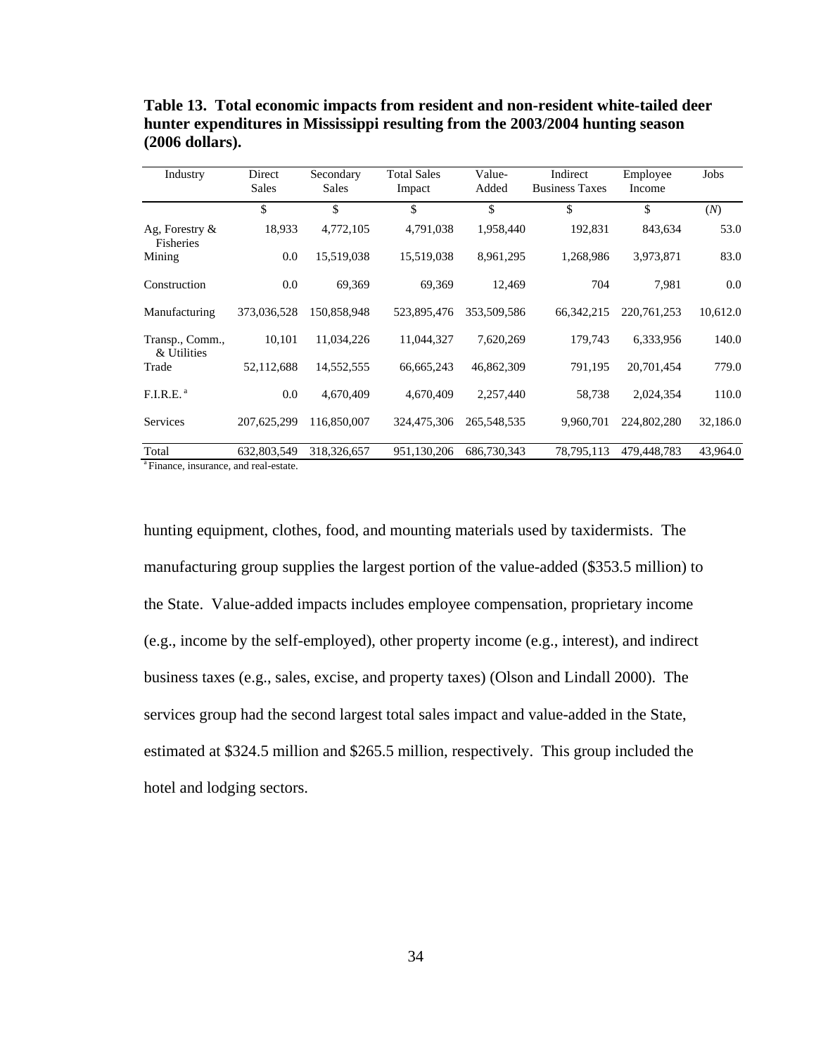**Table 13. Total economic impacts from resident and non-resident white-tailed deer hunter expenditures in Mississippi resulting from the 2003/2004 hunting season (2006 dollars).**

| Industry | Direct Sales | Secondary Sales | Total Sales Impact | Value-Added | Indirect Business Taxes | Employee Income | Jobs |
|---|---|---|---|---|---|---|---|
| | $ | $ | $ | $ | $ | $ | (*N*) |
| Ag, Forestry & Fisheries | 18,933 | 4,772,105 | 4,791,038 | 1,958,440 | 192,831 | 843,634 | 53.0 |
| Mining | 0.0 | 15,519,038 | 15,519,038 | 8,961,295 | 1,268,986 | 3,973,871 | 83.0 |
| Construction | 0.0 | 69,369 | 69,369 | 12,469 | 704 | 7,981 | 0.0 |
| Manufacturing | 373,036,528 | 150,858,948 | 523,895,476 | 353,509,586 | 66,342,215 | 220,761,253 | 10,612.0 |
| Transp., Comm., & Utilities | 10,101 | 11,034,226 | 11,044,327 | 7,620,269 | 179,743 | 6,333,956 | 140.0 |
| Trade | 52,112,688 | 14,552,555 | 66,665,243 | 46,862,309 | 791,195 | 20,701,454 | 779.0 |
| F.I.R.E. [a] | 0.0 | 4,670,409 | 4,670,409 | 2,257,440 | 58,738 | 2,024,354 | 110.0 |
| Services | 207,625,299 | 116,850,007 | 324,475,306 | 265,548,535 | 9,960,701 | 224,802,280 | 32,186.0 |
| Total | 632,803,549 | 318,326,657 | 951,130,206 | 686,730,343 | 78,795,113 | 479,448,783 | 43,964.0 |

[a] Finance, insurance, and real-estate.

hunting equipment, clothes, food, and mounting materials used by taxidermists. The manufacturing group supplies the largest portion of the value-added ($353.5 million) to the State. Value-added impacts includes employee compensation, proprietary income (e.g., income by the self-employed), other property income (e.g., interest), and indirect business taxes (e.g., sales, excise, and property taxes) (Olson and Lindall 2000). The services group had the second largest total sales impact and value-added in the State, estimated at $324.5 million and $265.5 million, respectively. This group included the hotel and lodging sectors.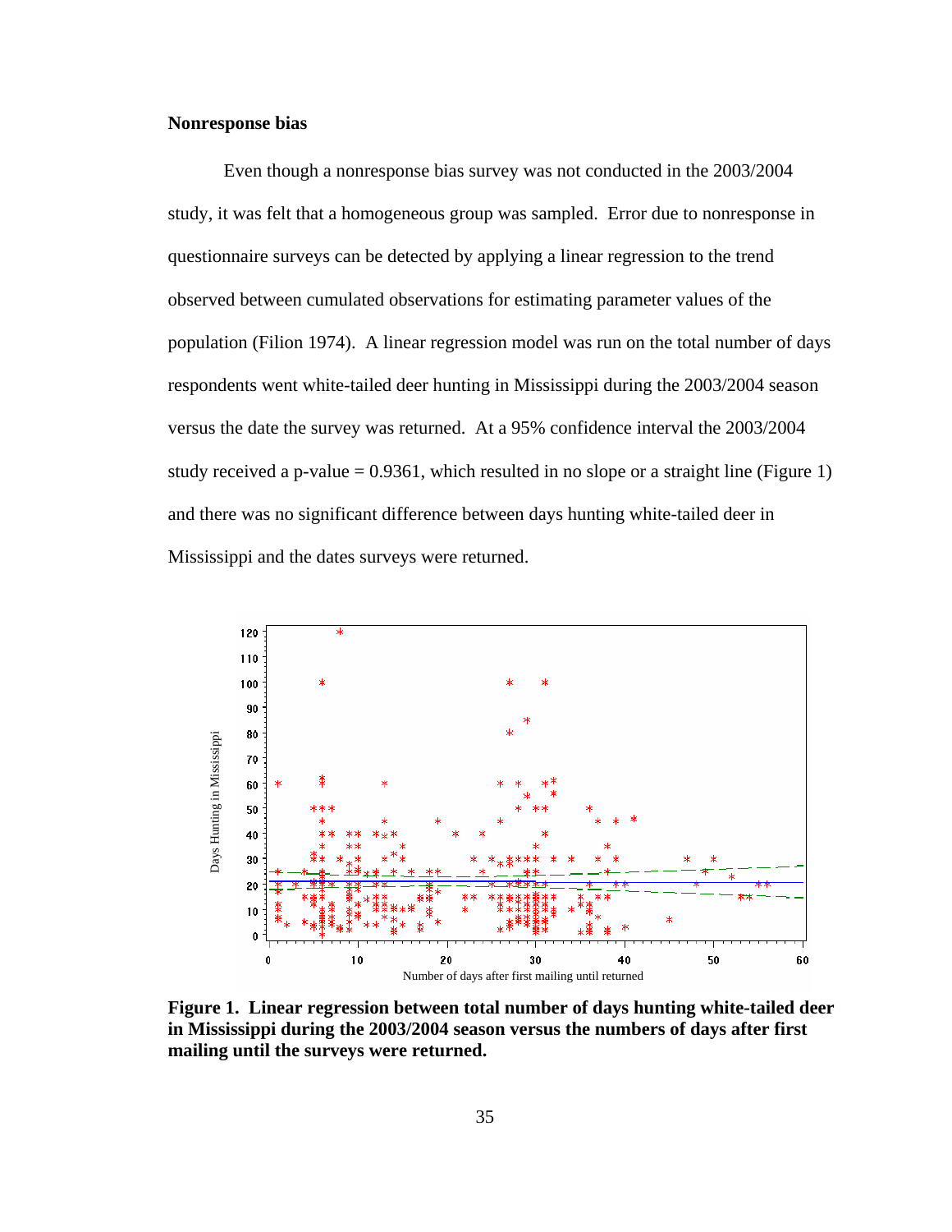**Nonresponse bias**

Even though a nonresponse bias survey was not conducted in the 2003/2004 study, it was felt that a homogeneous group was sampled. Error due to nonresponse in questionnaire surveys can be detected by applying a linear regression to the trend observed between cumulated observations for estimating parameter values of the population (Filion 1974). A linear regression model was run on the total number of days respondents went white-tailed deer hunting in Mississippi during the 2003/2004 season versus the date the survey was returned. At a 95% confidence interval the 2003/2004 study received a p-value = 0.9361, which resulted in no slope or a straight line (Figure 1) and there was no significant difference between days hunting white-tailed deer in Mississippi and the dates surveys were returned.

**Figure 1. Linear regression between total number of days hunting white-tailed deer in Mississippi during the 2003/2004 season versus the numbers of days after first mailing until the surveys were returned.**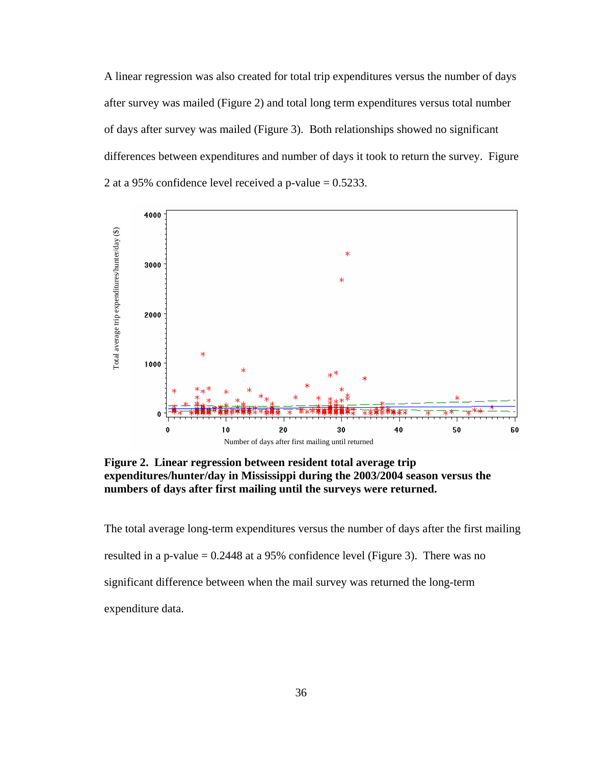A linear regression was also created for total trip expenditures versus the number of days after survey was mailed (Figure 2) and total long term expenditures versus total number of days after survey was mailed (Figure 3). Both relationships showed no significant differences between expenditures and number of days it took to return the survey. Figure 2 at a 95% confidence level received a p-value = 0.5233.

**Figure 2. Linear regression between resident total average trip expenditures/hunter/day in Mississippi during the 2003/2004 season versus the numbers of days after first mailing until the surveys were returned.**

The total average long-term expenditures versus the number of days after the first mailing resulted in a p-value = 0.2448 at a 95% confidence level (Figure 3). There was no significant difference between when the mail survey was returned the long-term expenditure data.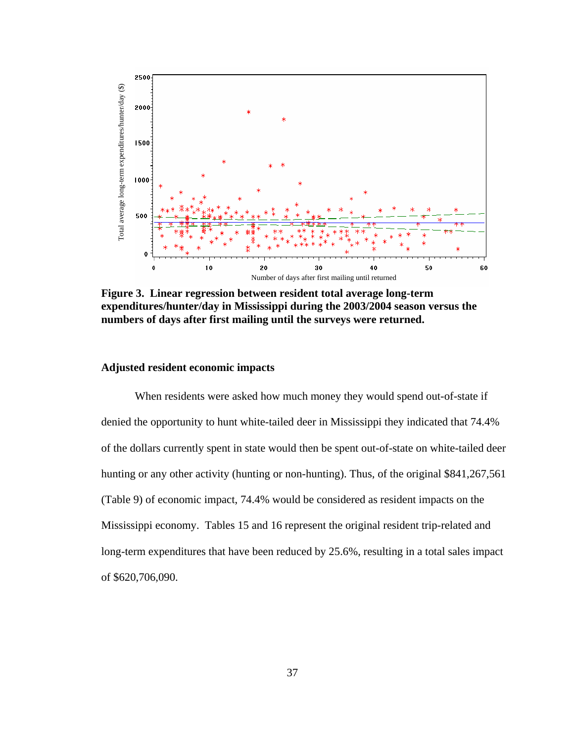**Figure 3. Linear regression between resident total average long-term expenditures/hunter/day in Mississippi during the 2003/2004 season versus the numbers of days after first mailing until the surveys were returned.**

### Adjusted resident economic impacts

When residents were asked how much money they would spend out-of-state if denied the opportunity to hunt white-tailed deer in Mississippi they indicated that 74.4% of the dollars currently spent in state would then be spent out-of-state on white-tailed deer hunting or any other activity (hunting or non-hunting). Thus, of the original $841,267,561 (Table 9) of economic impact, 74.4% would be considered as resident impacts on the Mississippi economy. Tables 15 and 16 represent the original resident trip-related and long-term expenditures that have been reduced by 25.6%, resulting in a total sales impact of $620,706,090.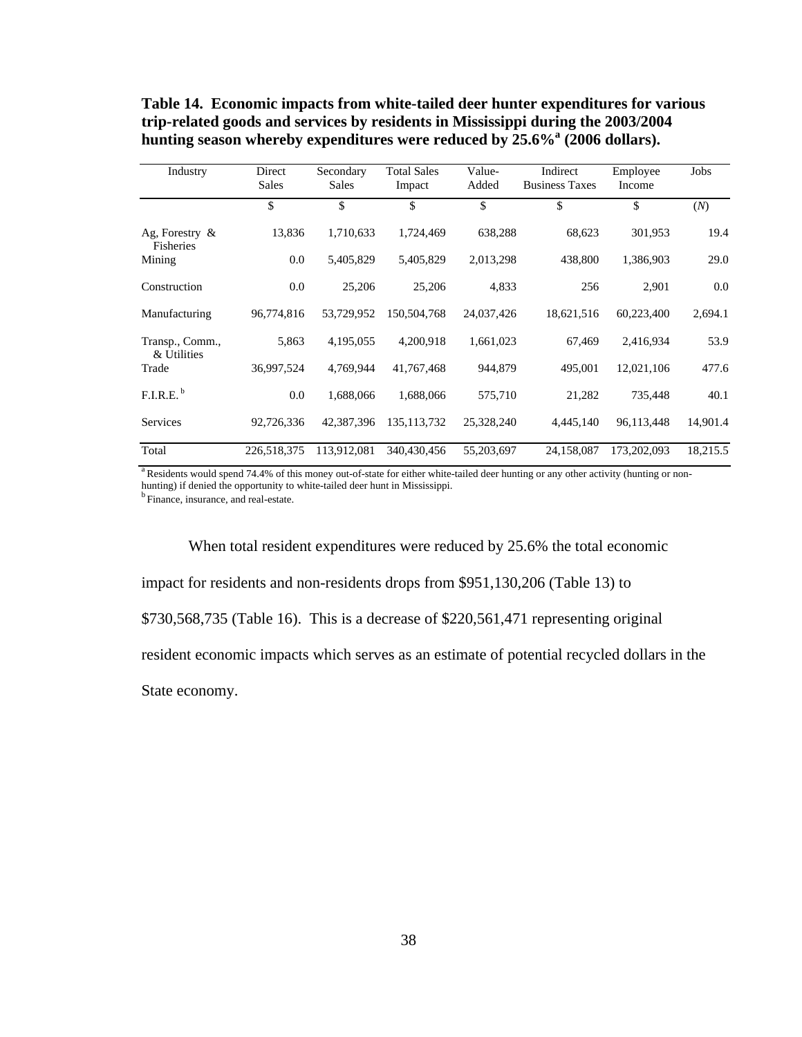**Table 14. Economic impacts from white-tailed deer hunter expenditures for various trip-related goods and services by residents in Mississippi during the 2003/2004 hunting season whereby expenditures were reduced by 25.6%[a] (2006 dollars).**

| Industry | Direct Sales | Secondary Sales | Total Sales Impact | Value-Added | Indirect Business Taxes | Employee Income | Jobs |
|---|---|---|---|---|---|---|---|
| | $ | $ | $ | $ | $ | $ | (*N*) |
| Ag, Forestry & Fisheries | 13,836 | 1,710,633 | 1,724,469 | 638,288 | 68,623 | 301,953 | 19.4 |
| Mining | 0.0 | 5,405,829 | 5,405,829 | 2,013,298 | 438,800 | 1,386,903 | 29.0 |
| Construction | 0.0 | 25,206 | 25,206 | 4,833 | 256 | 2,901 | 0.0 |
| Manufacturing | 96,774,816 | 53,729,952 | 150,504,768 | 24,037,426 | 18,621,516 | 60,223,400 | 2,694.1 |
| Transp., Comm., & Utilities | 5,863 | 4,195,055 | 4,200,918 | 1,661,023 | 67,469 | 2,416,934 | 53.9 |
| Trade | 36,997,524 | 4,769,944 | 41,767,468 | 944,879 | 495,001 | 12,021,106 | 477.6 |
| F.I.R.E. [b] | 0.0 | 1,688,066 | 1,688,066 | 575,710 | 21,282 | 735,448 | 40.1 |
| Services | 92,726,336 | 42,387,396 | 135,113,732 | 25,328,240 | 4,445,140 | 96,113,448 | 14,901.4 |
| Total | 226,518,375 | 113,912,081 | 340,430,456 | 55,203,697 | 24,158,087 | 173,202,093 | 18,215.5 |

[a] Residents would spend 74.4% of this money out-of-state for either white-tailed deer hunting or any other activity (hunting or non-hunting) if denied the opportunity to white-tailed deer hunt in Mississippi.
[b] Finance, insurance, and real-estate.

When total resident expenditures were reduced by 25.6% the total economic impact for residents and non-residents drops from $951,130,206 (Table 13) to $730,568,735 (Table 16). This is a decrease of $220,561,471 representing original resident economic impacts which serves as an estimate of potential recycled dollars in the State economy.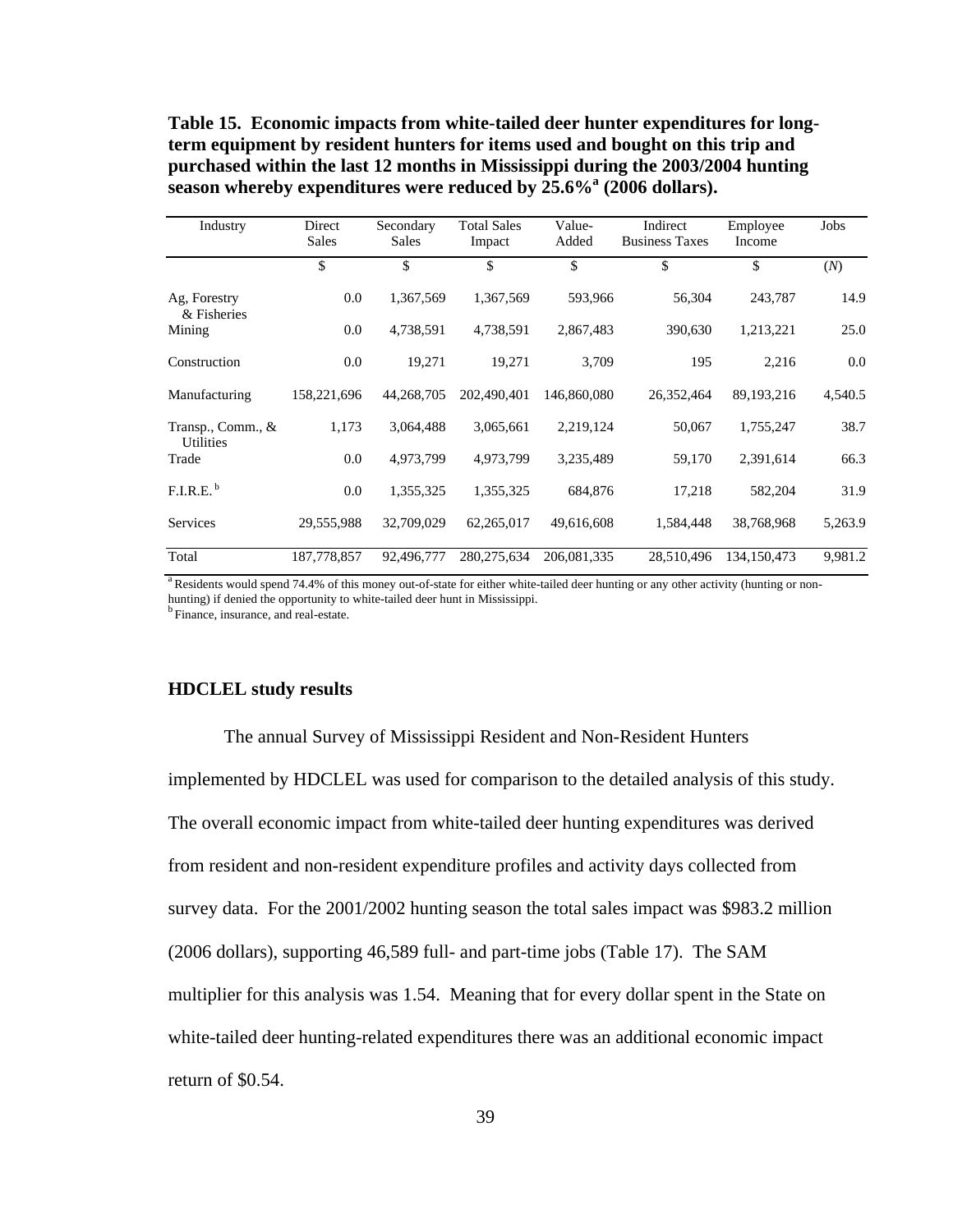**Table 15. Economic impacts from white-tailed deer hunter expenditures for long-term equipment by resident hunters for items used and bought on this trip and purchased within the last 12 months in Mississippi during the 2003/2004 hunting season whereby expenditures were reduced by 25.6%[a] (2006 dollars).**

| Industry | Direct Sales | Secondary Sales | Total Sales Impact | Value-Added | Indirect Business Taxes | Employee Income | Jobs |
|---|---|---|---|---|---|---|---|
| | $ | $ | $ | $ | $ | $ | (*N*) |
| Ag, Forestry & Fisheries | 0.0 | 1,367,569 | 1,367,569 | 593,966 | 56,304 | 243,787 | 14.9 |
| Mining | 0.0 | 4,738,591 | 4,738,591 | 2,867,483 | 390,630 | 1,213,221 | 25.0 |
| Construction | 0.0 | 19,271 | 19,271 | 3,709 | 195 | 2,216 | 0.0 |
| Manufacturing | 158,221,696 | 44,268,705 | 202,490,401 | 146,860,080 | 26,352,464 | 89,193,216 | 4,540.5 |
| Transp., Comm., & Utilities | 1,173 | 3,064,488 | 3,065,661 | 2,219,124 | 50,067 | 1,755,247 | 38.7 |
| Trade | 0.0 | 4,973,799 | 4,973,799 | 3,235,489 | 59,170 | 2,391,614 | 66.3 |
| F.I.R.E. [b] | 0.0 | 1,355,325 | 1,355,325 | 684,876 | 17,218 | 582,204 | 31.9 |
| Services | 29,555,988 | 32,709,029 | 62,265,017 | 49,616,608 | 1,584,448 | 38,768,968 | 5,263.9 |
| Total | 187,778,857 | 92,496,777 | 280,275,634 | 206,081,335 | 28,510,496 | 134,150,473 | 9,981.2 |

[a] Residents would spend 74.4% of this money out-of-state for either white-tailed deer hunting or any other activity (hunting or non-hunting) if denied the opportunity to white-tailed deer hunt in Mississippi.
[b] Finance, insurance, and real-estate.

**HDCLEL study results**

The annual Survey of Mississippi Resident and Non-Resident Hunters implemented by HDCLEL was used for comparison to the detailed analysis of this study. The overall economic impact from white-tailed deer hunting expenditures was derived from resident and non-resident expenditure profiles and activity days collected from survey data. For the 2001/2002 hunting season the total sales impact was $983.2 million (2006 dollars), supporting 46,589 full- and part-time jobs (Table 17). The SAM multiplier for this analysis was 1.54. Meaning that for every dollar spent in the State on white-tailed deer hunting-related expenditures there was an additional economic impact return of $0.54.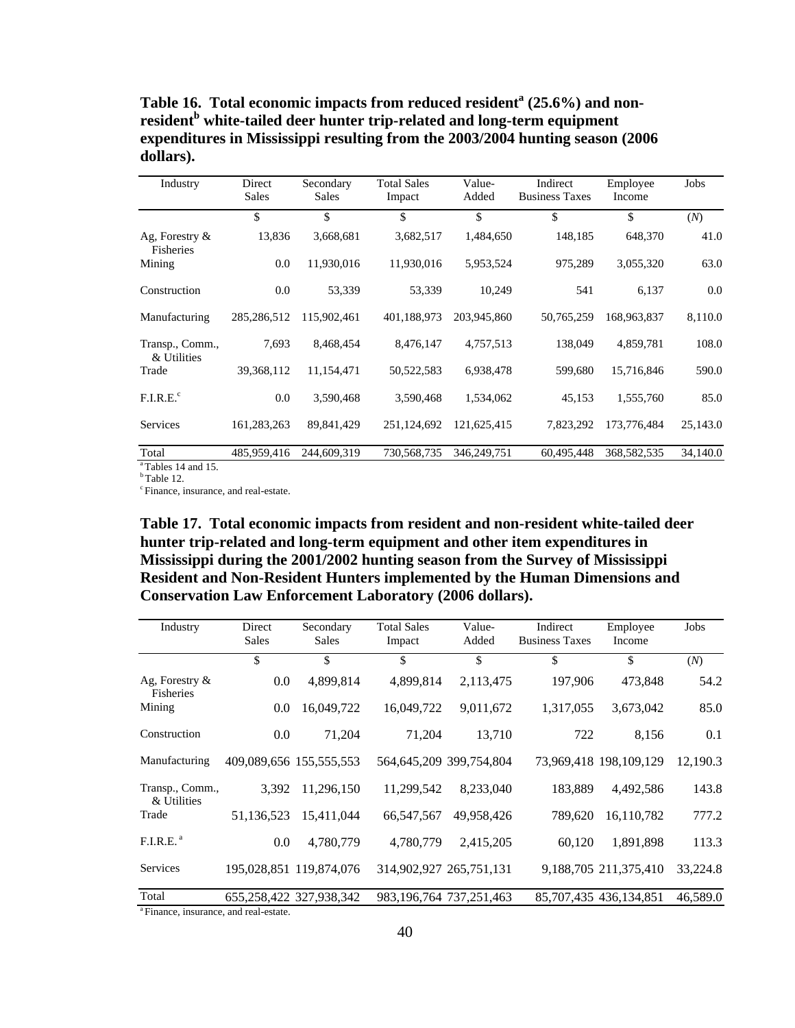**Table 16. Total economic impacts from reduced resident[a] (25.6%) and non-resident[b] white-tailed deer hunter trip-related and long-term equipment expenditures in Mississippi resulting from the 2003/2004 hunting season (2006 dollars).**

| Industry | Direct Sales | Secondary Sales | Total Sales Impact | Value-Added | Indirect Business Taxes | Employee Income | Jobs |
|---|---|---|---|---|---|---|---|
| | $ | $ | $ | $ | $ | $ | (*N*) |
| Ag, Forestry & Fisheries | 13,836 | 3,668,681 | 3,682,517 | 1,484,650 | 148,185 | 648,370 | 41.0 |
| Mining | 0.0 | 11,930,016 | 11,930,016 | 5,953,524 | 975,289 | 3,055,320 | 63.0 |
| Construction | 0.0 | 53,339 | 53,339 | 10,249 | 541 | 6,137 | 0.0 |
| Manufacturing | 285,286,512 | 115,902,461 | 401,188,973 | 203,945,860 | 50,765,259 | 168,963,837 | 8,110.0 |
| Transp., Comm., & Utilities | 7,693 | 8,468,454 | 8,476,147 | 4,757,513 | 138,049 | 4,859,781 | 108.0 |
| Trade | 39,368,112 | 11,154,471 | 50,522,583 | 6,938,478 | 599,680 | 15,716,846 | 590.0 |
| F.I.R.E.[c] | 0.0 | 3,590,468 | 3,590,468 | 1,534,062 | 45,153 | 1,555,760 | 85.0 |
| Services | 161,283,263 | 89,841,429 | 251,124,692 | 121,625,415 | 7,823,292 | 173,776,484 | 25,143.0 |
| Total | 485,959,416 | 244,609,319 | 730,568,735 | 346,249,751 | 60,495,448 | 368,582,535 | 34,140.0 |

[a] Tables 14 and 15.
[b] Table 12.
[c] Finance, insurance, and real-estate.

**Table 17. Total economic impacts from resident and non-resident white-tailed deer hunter trip-related and long-term equipment and other item expenditures in Mississippi during the 2001/2002 hunting season from the Survey of Mississippi Resident and Non-Resident Hunters implemented by the Human Dimensions and Conservation Law Enforcement Laboratory (2006 dollars).**

| Industry | Direct Sales | Secondary Sales | Total Sales Impact | Value-Added | Indirect Business Taxes | Employee Income | Jobs |
|---|---|---|---|---|---|---|---|
| | $ | $ | $ | $ | $ | $ | (*N*) |
| Ag, Forestry & Fisheries | 0.0 | 4,899,814 | 4,899,814 | 2,113,475 | 197,906 | 473,848 | 54.2 |
| Mining | 0.0 | 16,049,722 | 16,049,722 | 9,011,672 | 1,317,055 | 3,673,042 | 85.0 |
| Construction | 0.0 | 71,204 | 71,204 | 13,710 | 722 | 8,156 | 0.1 |
| Manufacturing | 409,089,656 | 155,555,553 | 564,645,209 | 399,754,804 | 73,969,418 | 198,109,129 | 12,190.3 |
| Transp., Comm., & Utilities | 3,392 | 11,296,150 | 11,299,542 | 8,233,040 | 183,889 | 4,492,586 | 143.8 |
| Trade | 51,136,523 | 15,411,044 | 66,547,567 | 49,958,426 | 789,620 | 16,110,782 | 777.2 |
| F.I.R.E.[a] | 0.0 | 4,780,779 | 4,780,779 | 2,415,205 | 60,120 | 1,891,898 | 113.3 |
| Services | 195,028,851 | 119,874,076 | 314,902,927 | 265,751,131 | 9,188,705 | 211,375,410 | 33,224.8 |
| Total | 655,258,422 | 327,938,342 | 983,196,764 | 737,251,463 | 85,707,435 | 436,134,851 | 46,589.0 |

[a] Finance, insurance, and real-estate.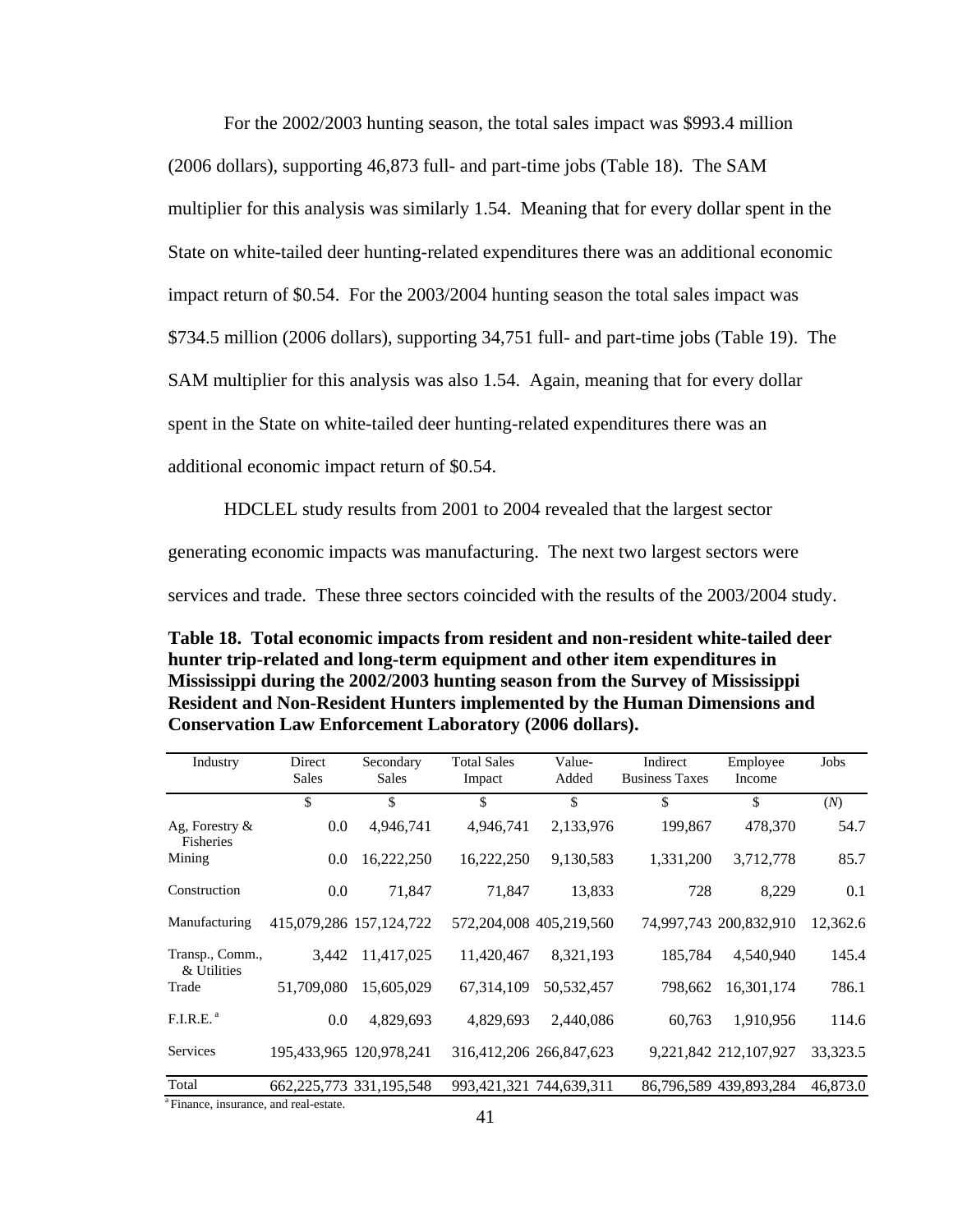For the 2002/2003 hunting season, the total sales impact was $993.4 million (2006 dollars), supporting 46,873 full- and part-time jobs (Table 18). The SAM multiplier for this analysis was similarly 1.54. Meaning that for every dollar spent in the State on white-tailed deer hunting-related expenditures there was an additional economic impact return of $0.54. For the 2003/2004 hunting season the total sales impact was $734.5 million (2006 dollars), supporting 34,751 full- and part-time jobs (Table 19). The SAM multiplier for this analysis was also 1.54. Again, meaning that for every dollar spent in the State on white-tailed deer hunting-related expenditures there was an additional economic impact return of $0.54.

HDCLEL study results from 2001 to 2004 revealed that the largest sector generating economic impacts was manufacturing. The next two largest sectors were services and trade. These three sectors coincided with the results of the 2003/2004 study.

**Table 18. Total economic impacts from resident and non-resident white-tailed deer hunter trip-related and long-term equipment and other item expenditures in Mississippi during the 2002/2003 hunting season from the Survey of Mississippi Resident and Non-Resident Hunters implemented by the Human Dimensions and Conservation Law Enforcement Laboratory (2006 dollars).**

| Industry | Direct Sales | Secondary Sales | Total Sales Impact | Value-Added | Indirect Business Taxes | Employee Income | Jobs |
|---|---|---|---|---|---|---|---|
| | $ | $ | $ | $ | $ | $ | (*N*) |
| Ag, Forestry & Fisheries | 0.0 | 4,946,741 | 4,946,741 | 2,133,976 | 199,867 | 478,370 | 54.7 |
| Mining | 0.0 | 16,222,250 | 16,222,250 | 9,130,583 | 1,331,200 | 3,712,778 | 85.7 |
| Construction | 0.0 | 71,847 | 71,847 | 13,833 | 728 | 8,229 | 0.1 |
| Manufacturing | 415,079,286 | 157,124,722 | 572,204,008 | 405,219,560 | 74,997,743 | 200,832,910 | 12,362.6 |
| Transp., Comm., & Utilities | 3,442 | 11,417,025 | 11,420,467 | 8,321,193 | 185,784 | 4,540,940 | 145.4 |
| Trade | 51,709,080 | 15,605,029 | 67,314,109 | 50,532,457 | 798,662 | 16,301,174 | 786.1 |
| F.I.R.E. [a] | 0.0 | 4,829,693 | 4,829,693 | 2,440,086 | 60,763 | 1,910,956 | 114.6 |
| Services | 195,433,965 | 120,978,241 | 316,412,206 | 266,847,623 | 9,221,842 | 212,107,927 | 33,323.5 |
| Total | 662,225,773 | 331,195,548 | 993,421,321 | 744,639,311 | 86,796,589 | 439,893,284 | 46,873.0 |

[a] Finance, insurance, and real-estate.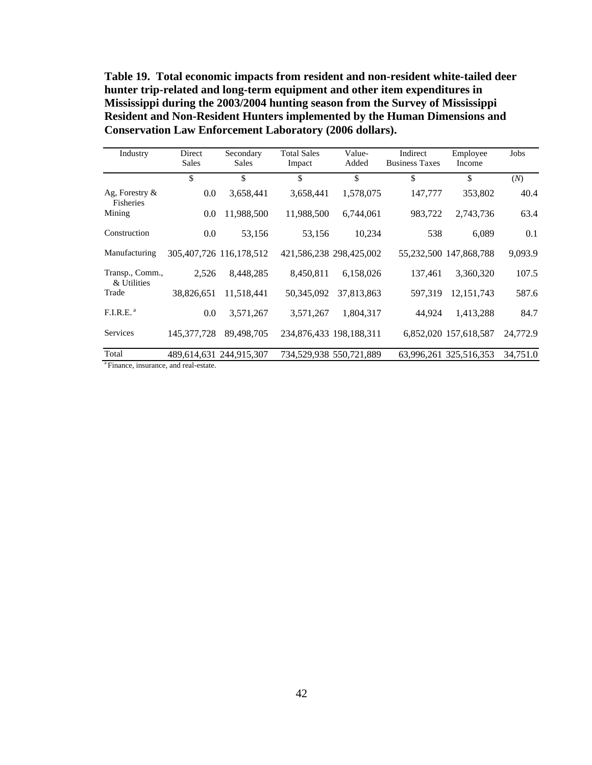**Table 19. Total economic impacts from resident and non-resident white-tailed deer hunter trip-related and long-term equipment and other item expenditures in Mississippi during the 2003/2004 hunting season from the Survey of Mississippi Resident and Non-Resident Hunters implemented by the Human Dimensions and Conservation Law Enforcement Laboratory (2006 dollars).**

| Industry | Direct Sales | Secondary Sales | Total Sales Impact | Value-Added | Indirect Business Taxes | Employee Income | Jobs |
|---|---|---|---|---|---|---|---|
| | $ | $ | $ | $ | $ | $ | (*N*) |
| Ag, Forestry & Fisheries | 0.0 | 3,658,441 | 3,658,441 | 1,578,075 | 147,777 | 353,802 | 40.4 |
| Mining | 0.0 | 11,988,500 | 11,988,500 | 6,744,061 | 983,722 | 2,743,736 | 63.4 |
| Construction | 0.0 | 53,156 | 53,156 | 10,234 | 538 | 6,089 | 0.1 |
| Manufacturing | 305,407,726 | 116,178,512 | 421,586,238 | 298,425,002 | 55,232,500 | 147,868,788 | 9,093.9 |
| Transp., Comm., & Utilities | 2,526 | 8,448,285 | 8,450,811 | 6,158,026 | 137,461 | 3,360,320 | 107.5 |
| Trade | 38,826,651 | 11,518,441 | 50,345,092 | 37,813,863 | 597,319 | 12,151,743 | 587.6 |
| F.I.R.E. [a] | 0.0 | 3,571,267 | 3,571,267 | 1,804,317 | 44,924 | 1,413,288 | 84.7 |
| Services | 145,377,728 | 89,498,705 | 234,876,433 | 198,188,311 | 6,852,020 | 157,618,587 | 24,772.9 |
| Total | 489,614,631 | 244,915,307 | 734,529,938 | 550,721,889 | 63,996,261 | 325,516,353 | 34,751.0 |

[a] Finance, insurance, and real-estate.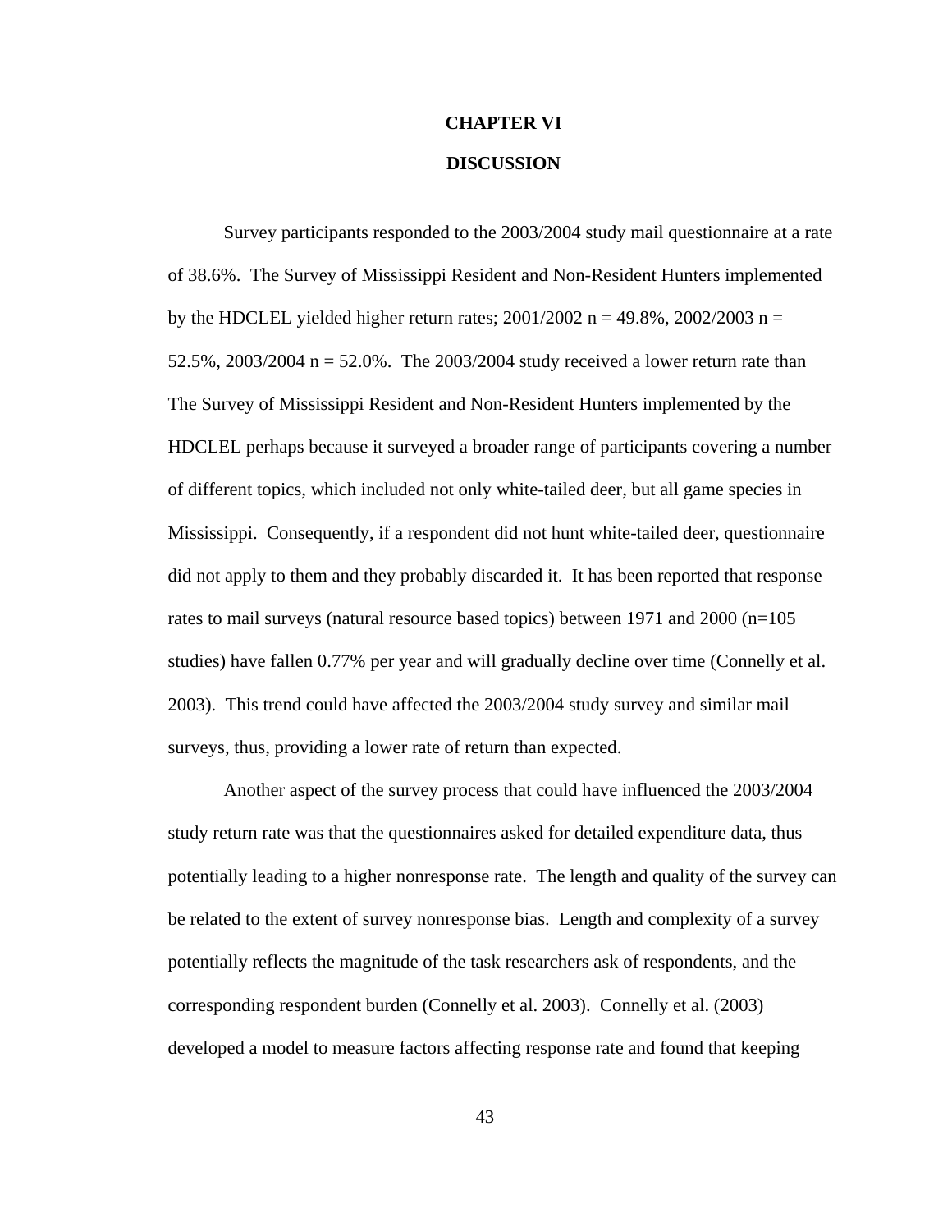# CHAPTER VI

# DISCUSSION

Survey participants responded to the 2003/2004 study mail questionnaire at a rate of 38.6%. The Survey of Mississippi Resident and Non-Resident Hunters implemented by the HDCLEL yielded higher return rates; 2001/2002 n = 49.8%, 2002/2003 n = 52.5%, 2003/2004 n = 52.0%. The 2003/2004 study received a lower return rate than The Survey of Mississippi Resident and Non-Resident Hunters implemented by the HDCLEL perhaps because it surveyed a broader range of participants covering a number of different topics, which included not only white-tailed deer, but all game species in Mississippi. Consequently, if a respondent did not hunt white-tailed deer, questionnaire did not apply to them and they probably discarded it. It has been reported that response rates to mail surveys (natural resource based topics) between 1971 and 2000 (n=105 studies) have fallen 0.77% per year and will gradually decline over time (Connelly et al. 2003). This trend could have affected the 2003/2004 study survey and similar mail surveys, thus, providing a lower rate of return than expected.

Another aspect of the survey process that could have influenced the 2003/2004 study return rate was that the questionnaires asked for detailed expenditure data, thus potentially leading to a higher nonresponse rate. The length and quality of the survey can be related to the extent of survey nonresponse bias. Length and complexity of a survey potentially reflects the magnitude of the task researchers ask of respondents, and the corresponding respondent burden (Connelly et al. 2003). Connelly et al. (2003) developed a model to measure factors affecting response rate and found that keeping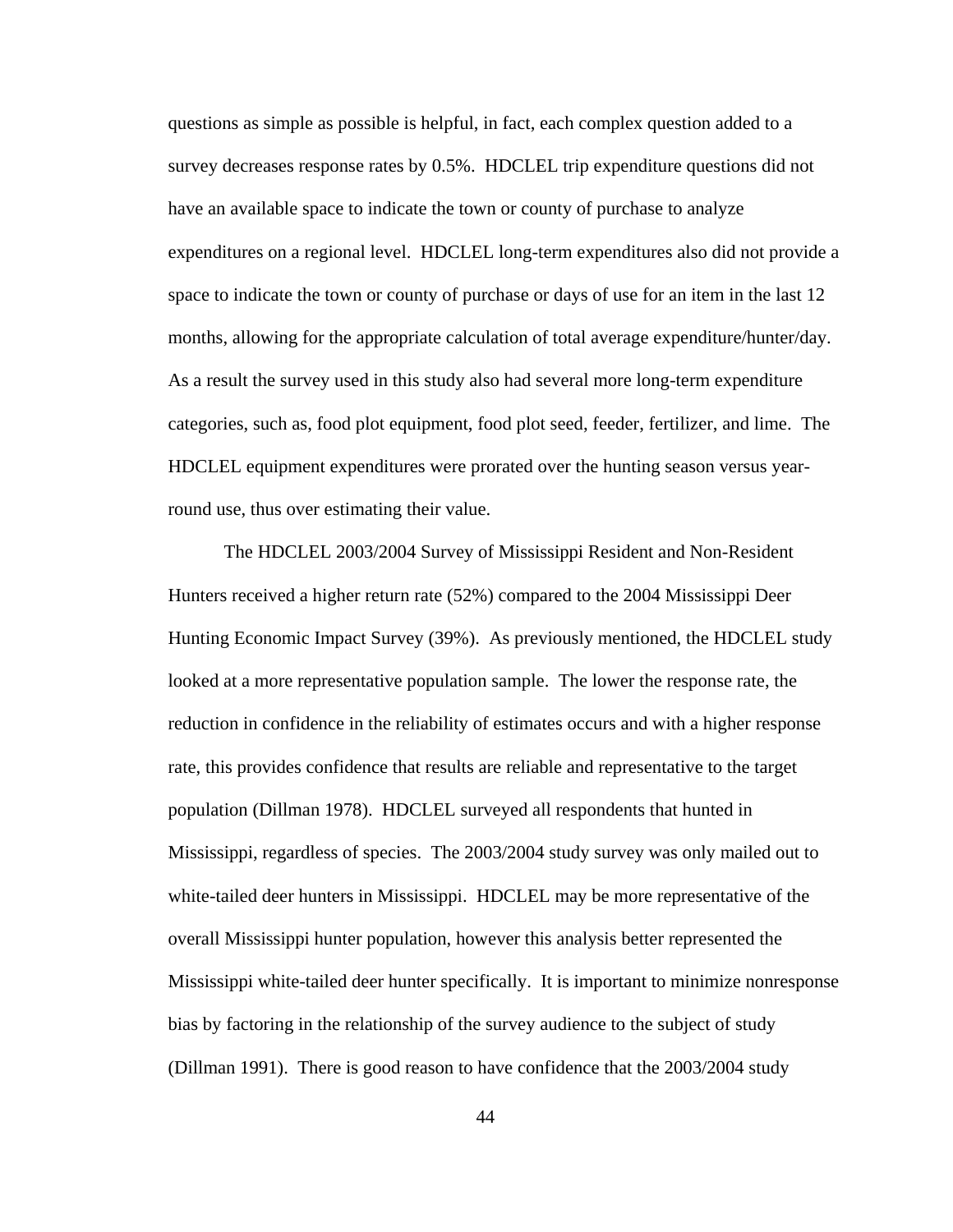questions as simple as possible is helpful, in fact, each complex question added to a survey decreases response rates by 0.5%. HDCLEL trip expenditure questions did not have an available space to indicate the town or county of purchase to analyze expenditures on a regional level. HDCLEL long-term expenditures also did not provide a space to indicate the town or county of purchase or days of use for an item in the last 12 months, allowing for the appropriate calculation of total average expenditure/hunter/day. As a result the survey used in this study also had several more long-term expenditure categories, such as, food plot equipment, food plot seed, feeder, fertilizer, and lime. The HDCLEL equipment expenditures were prorated over the hunting season versus year-round use, thus over estimating their value.

The HDCLEL 2003/2004 Survey of Mississippi Resident and Non-Resident Hunters received a higher return rate (52%) compared to the 2004 Mississippi Deer Hunting Economic Impact Survey (39%). As previously mentioned, the HDCLEL study looked at a more representative population sample. The lower the response rate, the reduction in confidence in the reliability of estimates occurs and with a higher response rate, this provides confidence that results are reliable and representative to the target population (Dillman 1978). HDCLEL surveyed all respondents that hunted in Mississippi, regardless of species. The 2003/2004 study survey was only mailed out to white-tailed deer hunters in Mississippi. HDCLEL may be more representative of the overall Mississippi hunter population, however this analysis better represented the Mississippi white-tailed deer hunter specifically. It is important to minimize nonresponse bias by factoring in the relationship of the survey audience to the subject of study (Dillman 1991). There is good reason to have confidence that the 2003/2004 study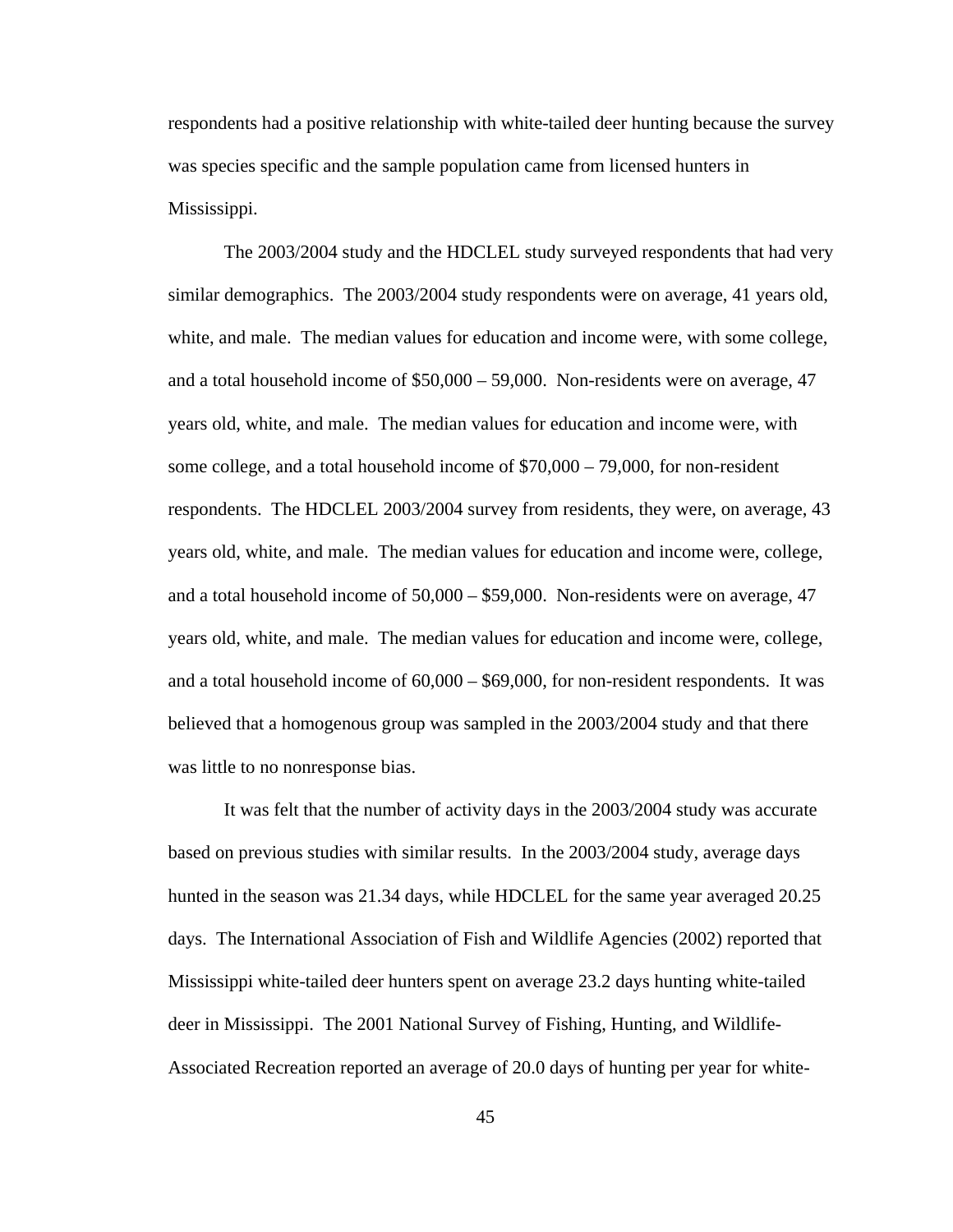respondents had a positive relationship with white-tailed deer hunting because the survey was species specific and the sample population came from licensed hunters in Mississippi.

The 2003/2004 study and the HDCLEL study surveyed respondents that had very similar demographics. The 2003/2004 study respondents were on average, 41 years old, white, and male. The median values for education and income were, with some college, and a total household income of $50,000 – 59,000. Non-residents were on average, 47 years old, white, and male. The median values for education and income were, with some college, and a total household income of $70,000 – 79,000, for non-resident respondents. The HDCLEL 2003/2004 survey from residents, they were, on average, 43 years old, white, and male. The median values for education and income were, college, and a total household income of 50,000 – $59,000. Non-residents were on average, 47 years old, white, and male. The median values for education and income were, college, and a total household income of 60,000 – $69,000, for non-resident respondents. It was believed that a homogenous group was sampled in the 2003/2004 study and that there was little to no nonresponse bias.

It was felt that the number of activity days in the 2003/2004 study was accurate based on previous studies with similar results. In the 2003/2004 study, average days hunted in the season was 21.34 days, while HDCLEL for the same year averaged 20.25 days. The International Association of Fish and Wildlife Agencies (2002) reported that Mississippi white-tailed deer hunters spent on average 23.2 days hunting white-tailed deer in Mississippi. The 2001 National Survey of Fishing, Hunting, and Wildlife-Associated Recreation reported an average of 20.0 days of hunting per year for white-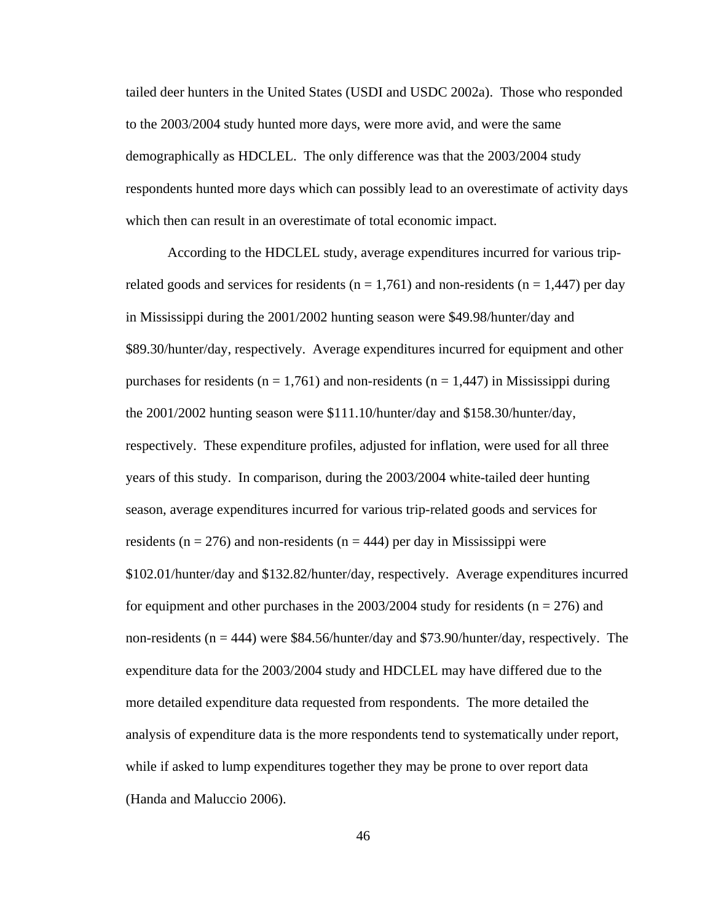tailed deer hunters in the United States (USDI and USDC 2002a). Those who responded to the 2003/2004 study hunted more days, were more avid, and were the same demographically as HDCLEL. The only difference was that the 2003/2004 study respondents hunted more days which can possibly lead to an overestimate of activity days which then can result in an overestimate of total economic impact.

According to the HDCLEL study, average expenditures incurred for various trip-related goods and services for residents (n = 1,761) and non-residents (n = 1,447) per day in Mississippi during the 2001/2002 hunting season were $49.98/hunter/day and $89.30/hunter/day, respectively. Average expenditures incurred for equipment and other purchases for residents (n = 1,761) and non-residents (n = 1,447) in Mississippi during the 2001/2002 hunting season were $111.10/hunter/day and $158.30/hunter/day, respectively. These expenditure profiles, adjusted for inflation, were used for all three years of this study. In comparison, during the 2003/2004 white-tailed deer hunting season, average expenditures incurred for various trip-related goods and services for residents (n = 276) and non-residents (n = 444) per day in Mississippi were $102.01/hunter/day and $132.82/hunter/day, respectively. Average expenditures incurred for equipment and other purchases in the 2003/2004 study for residents (n = 276) and non-residents (n = 444) were $84.56/hunter/day and $73.90/hunter/day, respectively. The expenditure data for the 2003/2004 study and HDCLEL may have differed due to the more detailed expenditure data requested from respondents. The more detailed the analysis of expenditure data is the more respondents tend to systematically under report, while if asked to lump expenditures together they may be prone to over report data (Handa and Maluccio 2006).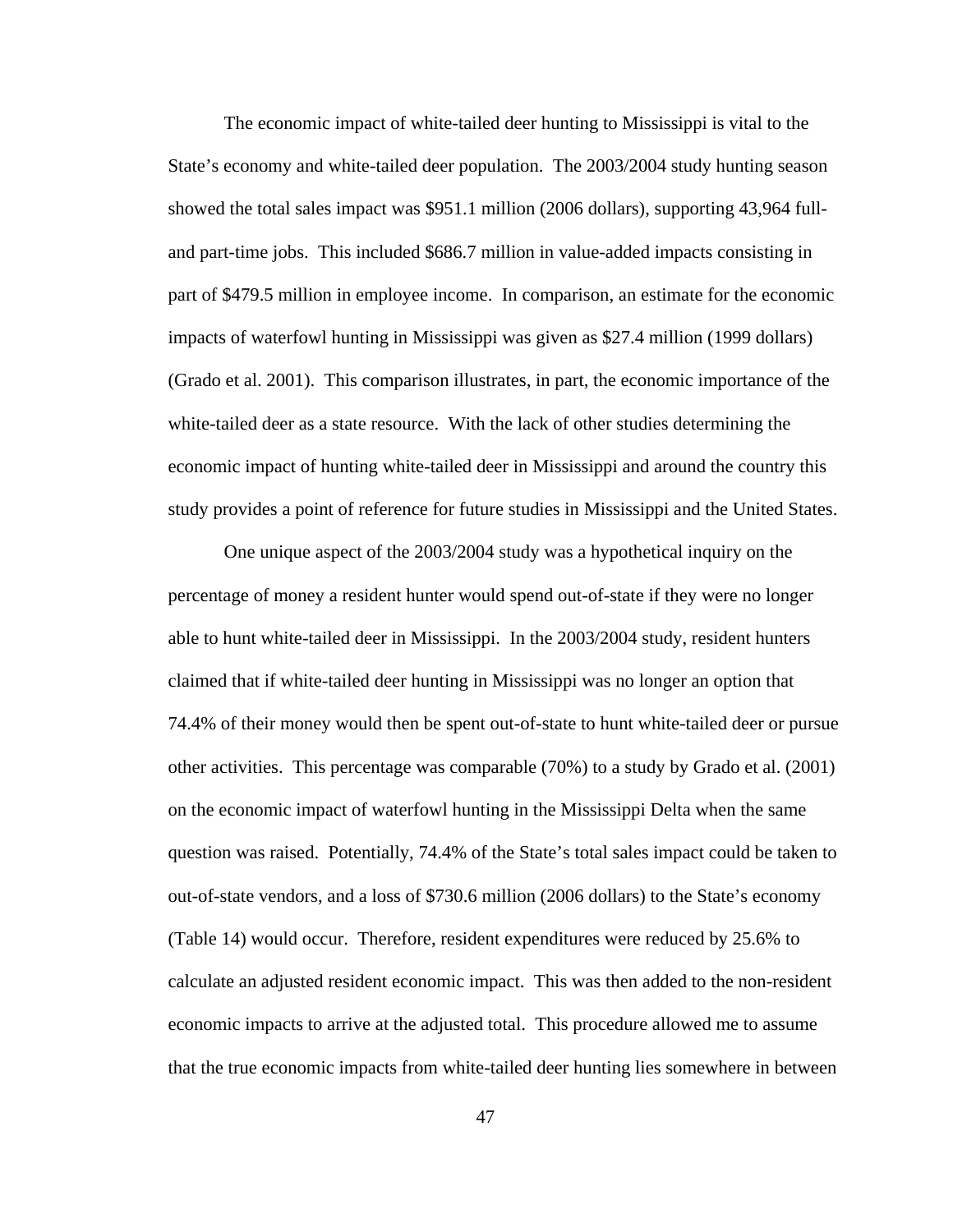The economic impact of white-tailed deer hunting to Mississippi is vital to the State's economy and white-tailed deer population. The 2003/2004 study hunting season showed the total sales impact was $951.1 million (2006 dollars), supporting 43,964 full- and part-time jobs. This included $686.7 million in value-added impacts consisting in part of $479.5 million in employee income. In comparison, an estimate for the economic impacts of waterfowl hunting in Mississippi was given as $27.4 million (1999 dollars) (Grado et al. 2001). This comparison illustrates, in part, the economic importance of the white-tailed deer as a state resource. With the lack of other studies determining the economic impact of hunting white-tailed deer in Mississippi and around the country this study provides a point of reference for future studies in Mississippi and the United States.

One unique aspect of the 2003/2004 study was a hypothetical inquiry on the percentage of money a resident hunter would spend out-of-state if they were no longer able to hunt white-tailed deer in Mississippi. In the 2003/2004 study, resident hunters claimed that if white-tailed deer hunting in Mississippi was no longer an option that 74.4% of their money would then be spent out-of-state to hunt white-tailed deer or pursue other activities. This percentage was comparable (70%) to a study by Grado et al. (2001) on the economic impact of waterfowl hunting in the Mississippi Delta when the same question was raised. Potentially, 74.4% of the State's total sales impact could be taken to out-of-state vendors, and a loss of $730.6 million (2006 dollars) to the State's economy (Table 14) would occur. Therefore, resident expenditures were reduced by 25.6% to calculate an adjusted resident economic impact. This was then added to the non-resident economic impacts to arrive at the adjusted total. This procedure allowed me to assume that the true economic impacts from white-tailed deer hunting lies somewhere in between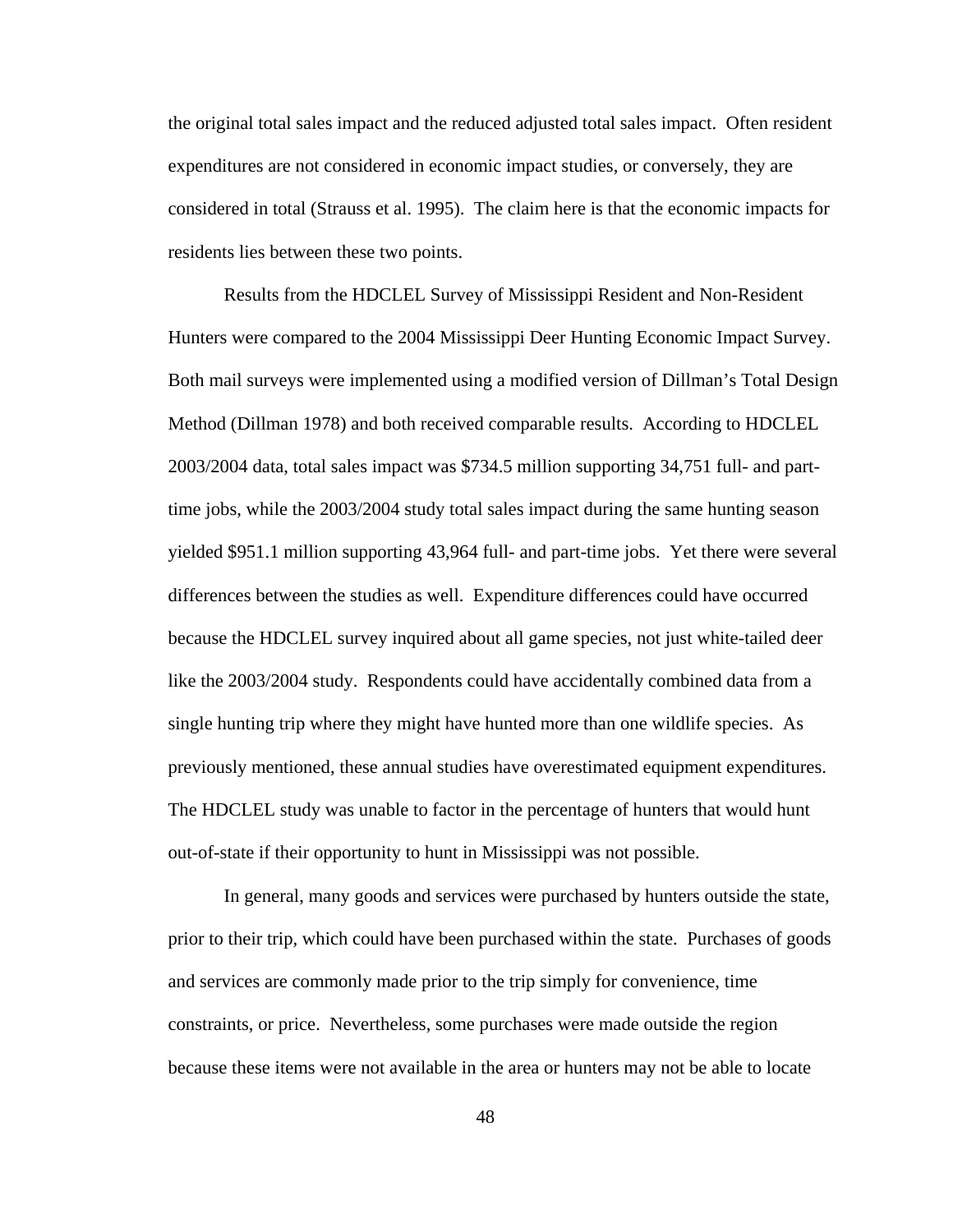the original total sales impact and the reduced adjusted total sales impact. Often resident expenditures are not considered in economic impact studies, or conversely, they are considered in total (Strauss et al. 1995). The claim here is that the economic impacts for residents lies between these two points.

Results from the HDCLEL Survey of Mississippi Resident and Non-Resident Hunters were compared to the 2004 Mississippi Deer Hunting Economic Impact Survey. Both mail surveys were implemented using a modified version of Dillman's Total Design Method (Dillman 1978) and both received comparable results. According to HDCLEL 2003/2004 data, total sales impact was $734.5 million supporting 34,751 full- and part-time jobs, while the 2003/2004 study total sales impact during the same hunting season yielded $951.1 million supporting 43,964 full- and part-time jobs. Yet there were several differences between the studies as well. Expenditure differences could have occurred because the HDCLEL survey inquired about all game species, not just white-tailed deer like the 2003/2004 study. Respondents could have accidentally combined data from a single hunting trip where they might have hunted more than one wildlife species. As previously mentioned, these annual studies have overestimated equipment expenditures. The HDCLEL study was unable to factor in the percentage of hunters that would hunt out-of-state if their opportunity to hunt in Mississippi was not possible.

In general, many goods and services were purchased by hunters outside the state, prior to their trip, which could have been purchased within the state. Purchases of goods and services are commonly made prior to the trip simply for convenience, time constraints, or price. Nevertheless, some purchases were made outside the region because these items were not available in the area or hunters may not be able to locate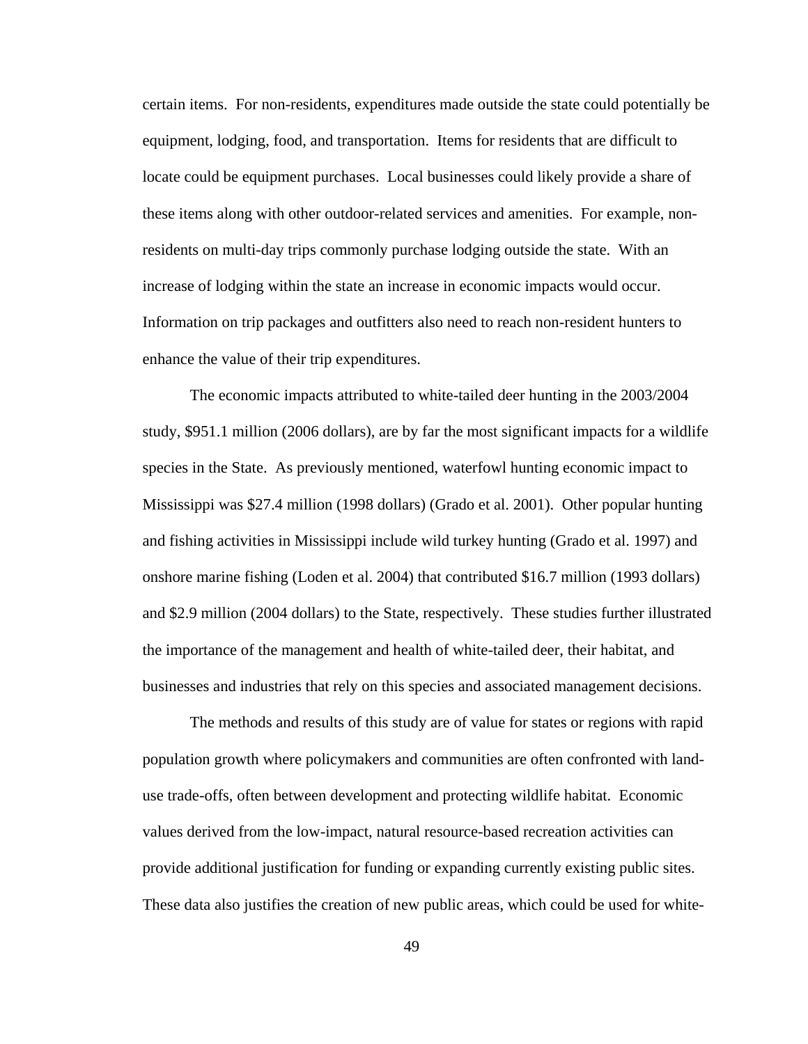certain items. For non-residents, expenditures made outside the state could potentially be equipment, lodging, food, and transportation. Items for residents that are difficult to locate could be equipment purchases. Local businesses could likely provide a share of these items along with other outdoor-related services and amenities. For example, non-residents on multi-day trips commonly purchase lodging outside the state. With an increase of lodging within the state an increase in economic impacts would occur. Information on trip packages and outfitters also need to reach non-resident hunters to enhance the value of their trip expenditures.

The economic impacts attributed to white-tailed deer hunting in the 2003/2004 study, $951.1 million (2006 dollars), are by far the most significant impacts for a wildlife species in the State. As previously mentioned, waterfowl hunting economic impact to Mississippi was $27.4 million (1998 dollars) (Grado et al. 2001). Other popular hunting and fishing activities in Mississippi include wild turkey hunting (Grado et al. 1997) and onshore marine fishing (Loden et al. 2004) that contributed $16.7 million (1993 dollars) and $2.9 million (2004 dollars) to the State, respectively. These studies further illustrated the importance of the management and health of white-tailed deer, their habitat, and businesses and industries that rely on this species and associated management decisions.

The methods and results of this study are of value for states or regions with rapid population growth where policymakers and communities are often confronted with land-use trade-offs, often between development and protecting wildlife habitat. Economic values derived from the low-impact, natural resource-based recreation activities can provide additional justification for funding or expanding currently existing public sites. These data also justifies the creation of new public areas, which could be used for white-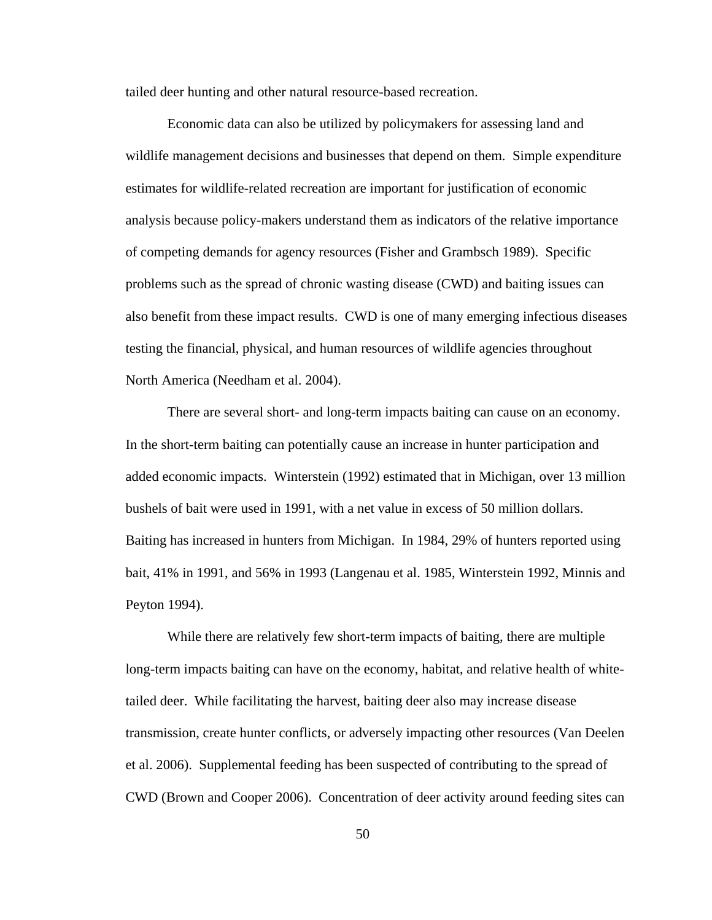tailed deer hunting and other natural resource-based recreation.

Economic data can also be utilized by policymakers for assessing land and wildlife management decisions and businesses that depend on them. Simple expenditure estimates for wildlife-related recreation are important for justification of economic analysis because policy-makers understand them as indicators of the relative importance of competing demands for agency resources (Fisher and Grambsch 1989). Specific problems such as the spread of chronic wasting disease (CWD) and baiting issues can also benefit from these impact results. CWD is one of many emerging infectious diseases testing the financial, physical, and human resources of wildlife agencies throughout North America (Needham et al. 2004).

There are several short- and long-term impacts baiting can cause on an economy. In the short-term baiting can potentially cause an increase in hunter participation and added economic impacts. Winterstein (1992) estimated that in Michigan, over 13 million bushels of bait were used in 1991, with a net value in excess of 50 million dollars. Baiting has increased in hunters from Michigan. In 1984, 29% of hunters reported using bait, 41% in 1991, and 56% in 1993 (Langenau et al. 1985, Winterstein 1992, Minnis and Peyton 1994).

While there are relatively few short-term impacts of baiting, there are multiple long-term impacts baiting can have on the economy, habitat, and relative health of white-tailed deer. While facilitating the harvest, baiting deer also may increase disease transmission, create hunter conflicts, or adversely impacting other resources (Van Deelen et al. 2006). Supplemental feeding has been suspected of contributing to the spread of CWD (Brown and Cooper 2006). Concentration of deer activity around feeding sites can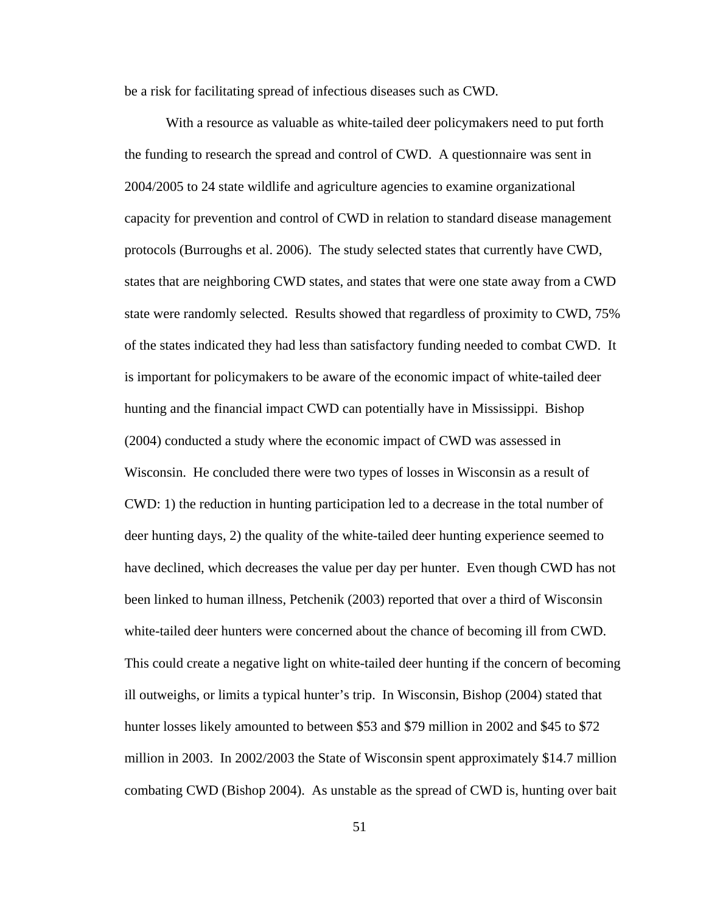be a risk for facilitating spread of infectious diseases such as CWD.

With a resource as valuable as white-tailed deer policymakers need to put forth the funding to research the spread and control of CWD. A questionnaire was sent in 2004/2005 to 24 state wildlife and agriculture agencies to examine organizational capacity for prevention and control of CWD in relation to standard disease management protocols (Burroughs et al. 2006). The study selected states that currently have CWD, states that are neighboring CWD states, and states that were one state away from a CWD state were randomly selected. Results showed that regardless of proximity to CWD, 75% of the states indicated they had less than satisfactory funding needed to combat CWD. It is important for policymakers to be aware of the economic impact of white-tailed deer hunting and the financial impact CWD can potentially have in Mississippi. Bishop (2004) conducted a study where the economic impact of CWD was assessed in Wisconsin. He concluded there were two types of losses in Wisconsin as a result of CWD: 1) the reduction in hunting participation led to a decrease in the total number of deer hunting days, 2) the quality of the white-tailed deer hunting experience seemed to have declined, which decreases the value per day per hunter. Even though CWD has not been linked to human illness, Petchenik (2003) reported that over a third of Wisconsin white-tailed deer hunters were concerned about the chance of becoming ill from CWD. This could create a negative light on white-tailed deer hunting if the concern of becoming ill outweighs, or limits a typical hunter's trip. In Wisconsin, Bishop (2004) stated that hunter losses likely amounted to between $53 and $79 million in 2002 and $45 to $72 million in 2003. In 2002/2003 the State of Wisconsin spent approximately $14.7 million combating CWD (Bishop 2004). As unstable as the spread of CWD is, hunting over bait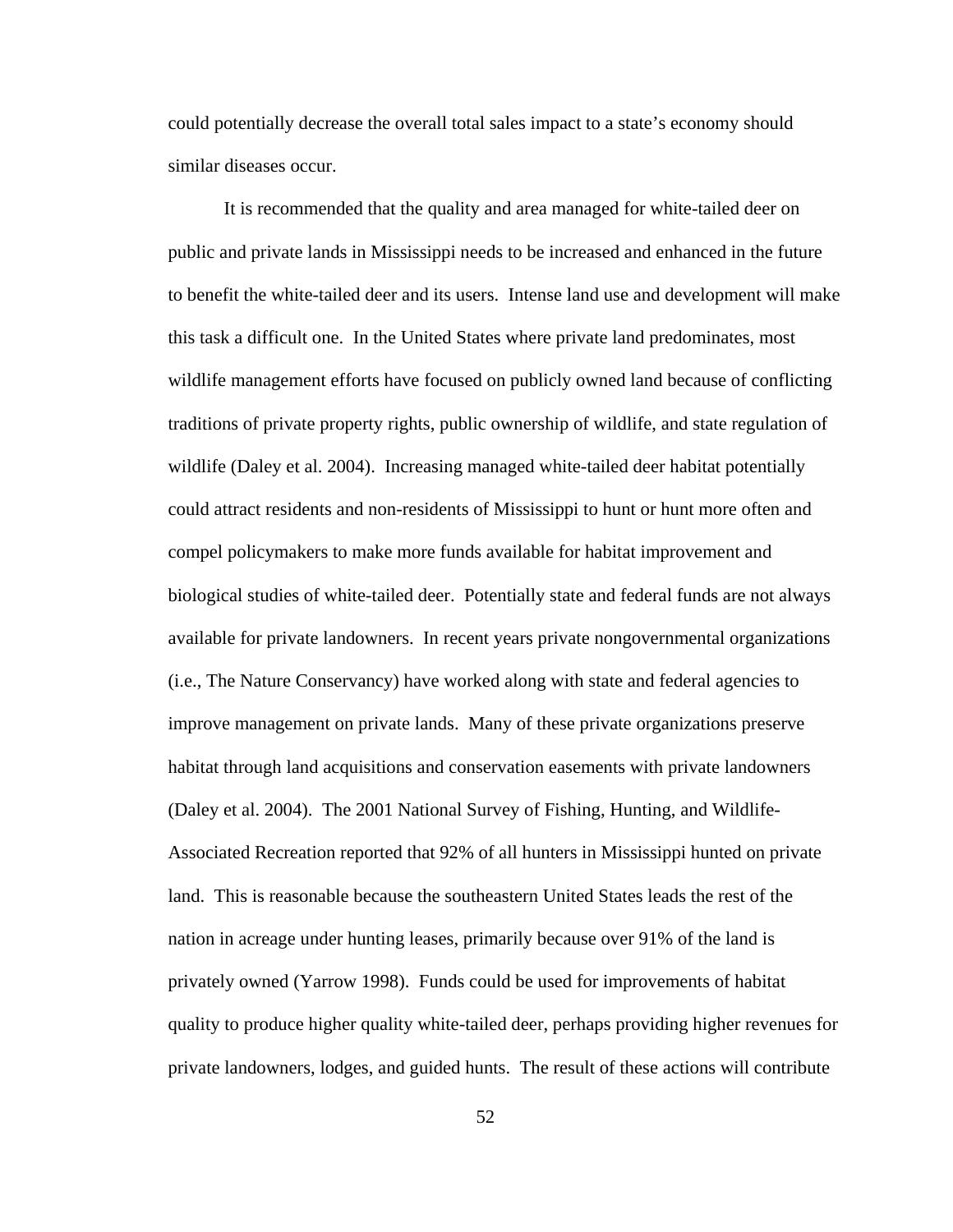could potentially decrease the overall total sales impact to a state's economy should similar diseases occur.

It is recommended that the quality and area managed for white-tailed deer on public and private lands in Mississippi needs to be increased and enhanced in the future to benefit the white-tailed deer and its users. Intense land use and development will make this task a difficult one. In the United States where private land predominates, most wildlife management efforts have focused on publicly owned land because of conflicting traditions of private property rights, public ownership of wildlife, and state regulation of wildlife (Daley et al. 2004). Increasing managed white-tailed deer habitat potentially could attract residents and non-residents of Mississippi to hunt or hunt more often and compel policymakers to make more funds available for habitat improvement and biological studies of white-tailed deer. Potentially state and federal funds are not always available for private landowners. In recent years private nongovernmental organizations (i.e., The Nature Conservancy) have worked along with state and federal agencies to improve management on private lands. Many of these private organizations preserve habitat through land acquisitions and conservation easements with private landowners (Daley et al. 2004). The 2001 National Survey of Fishing, Hunting, and Wildlife-Associated Recreation reported that 92% of all hunters in Mississippi hunted on private land. This is reasonable because the southeastern United States leads the rest of the nation in acreage under hunting leases, primarily because over 91% of the land is privately owned (Yarrow 1998). Funds could be used for improvements of habitat quality to produce higher quality white-tailed deer, perhaps providing higher revenues for private landowners, lodges, and guided hunts. The result of these actions will contribute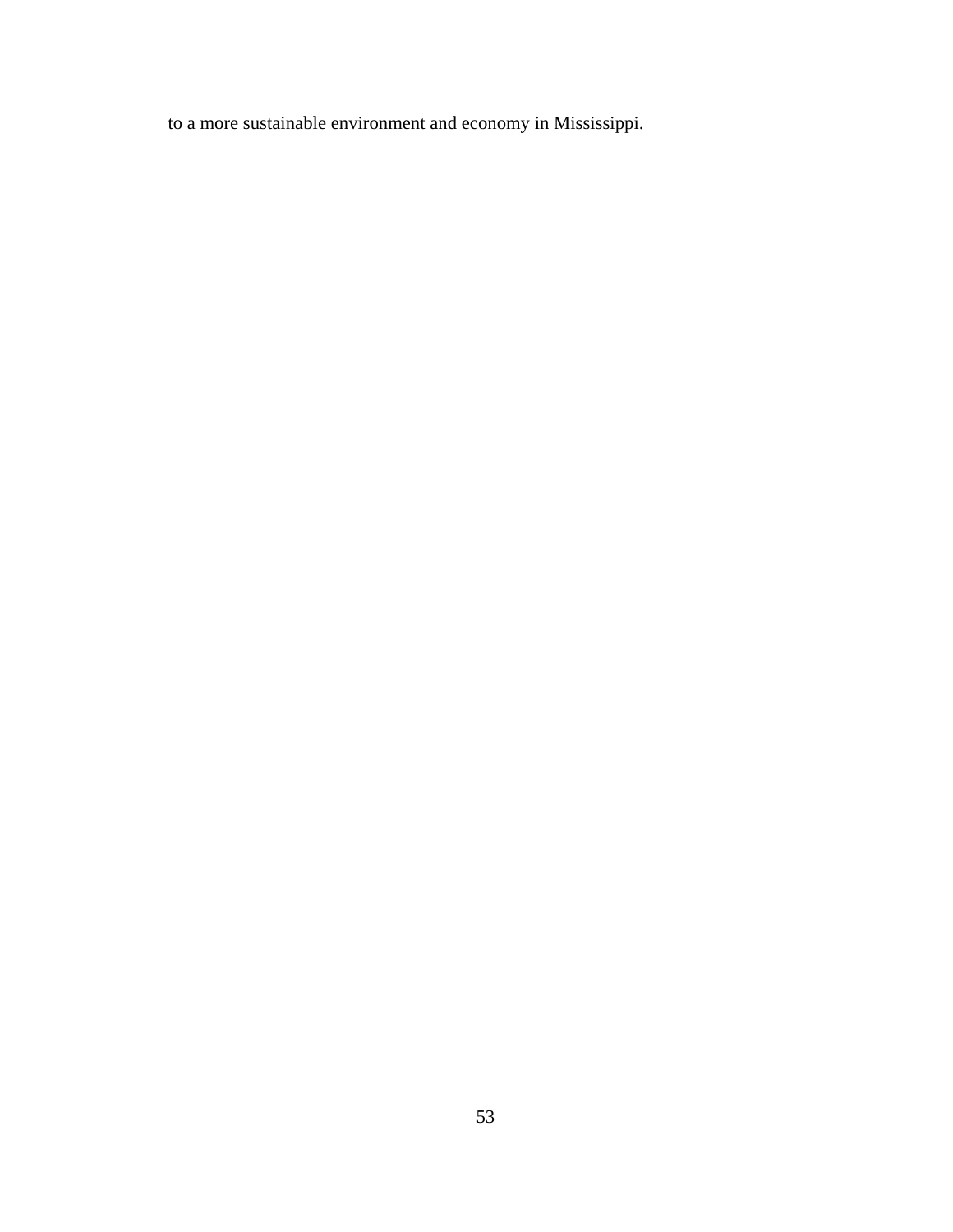to a more sustainable environment and economy in Mississippi.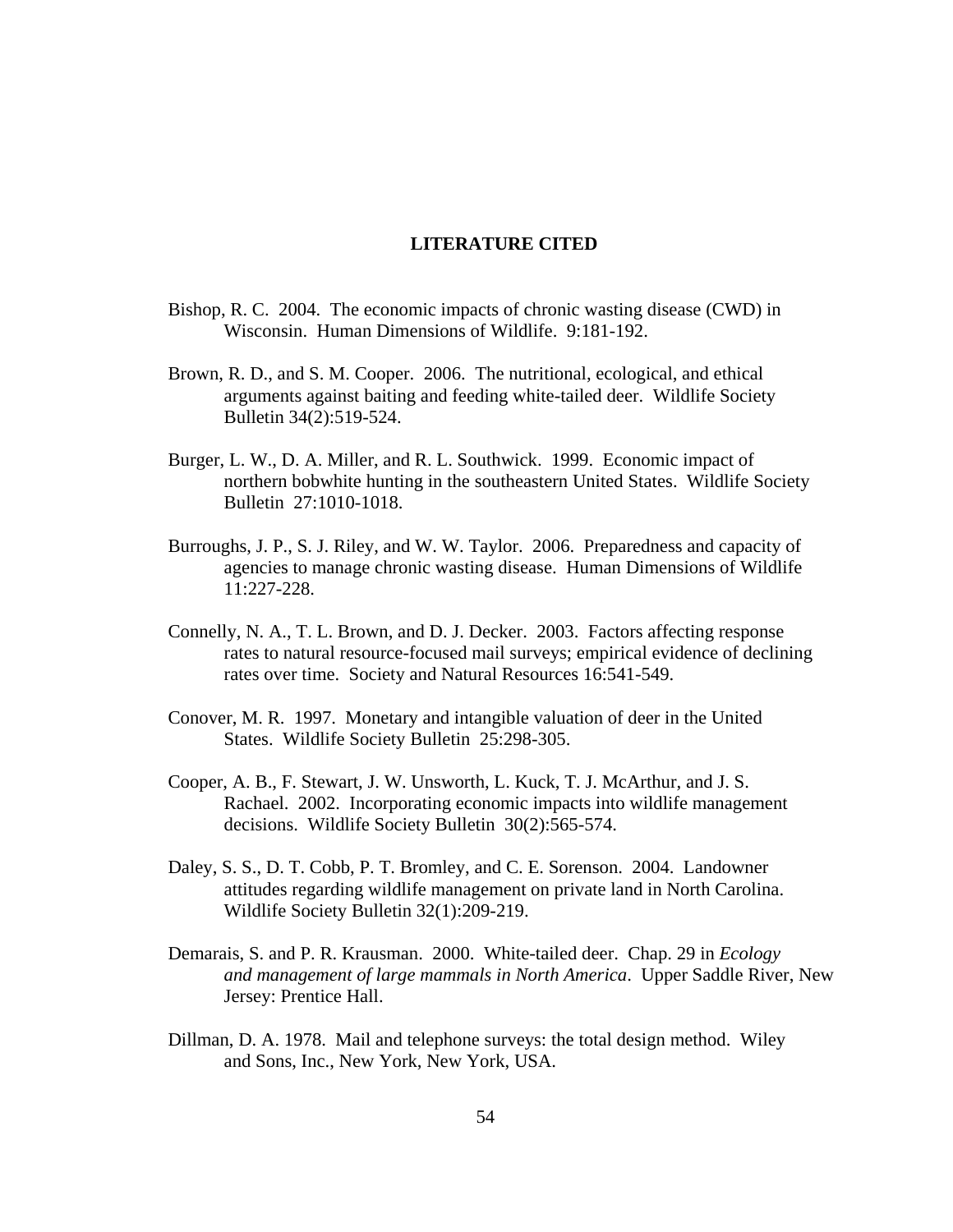# LITERATURE CITED

Bishop, R. C. 2004. The economic impacts of chronic wasting disease (CWD) in Wisconsin. Human Dimensions of Wildlife. 9:181-192.

Brown, R. D., and S. M. Cooper. 2006. The nutritional, ecological, and ethical arguments against baiting and feeding white-tailed deer. Wildlife Society Bulletin 34(2):519-524.

Burger, L. W., D. A. Miller, and R. L. Southwick. 1999. Economic impact of northern bobwhite hunting in the southeastern United States. Wildlife Society Bulletin 27:1010-1018.

Burroughs, J. P., S. J. Riley, and W. W. Taylor. 2006. Preparedness and capacity of agencies to manage chronic wasting disease. Human Dimensions of Wildlife 11:227-228.

Connelly, N. A., T. L. Brown, and D. J. Decker. 2003. Factors affecting response rates to natural resource-focused mail surveys; empirical evidence of declining rates over time. Society and Natural Resources 16:541-549.

Conover, M. R. 1997. Monetary and intangible valuation of deer in the United States. Wildlife Society Bulletin 25:298-305.

Cooper, A. B., F. Stewart, J. W. Unsworth, L. Kuck, T. J. McArthur, and J. S. Rachael. 2002. Incorporating economic impacts into wildlife management decisions. Wildlife Society Bulletin 30(2):565-574.

Daley, S. S., D. T. Cobb, P. T. Bromley, and C. E. Sorenson. 2004. Landowner attitudes regarding wildlife management on private land in North Carolina. Wildlife Society Bulletin 32(1):209-219.

Demarais, S. and P. R. Krausman. 2000. White-tailed deer. Chap. 29 in *Ecology and management of large mammals in North America*. Upper Saddle River, New Jersey: Prentice Hall.

Dillman, D. A. 1978. Mail and telephone surveys: the total design method. Wiley and Sons, Inc., New York, New York, USA.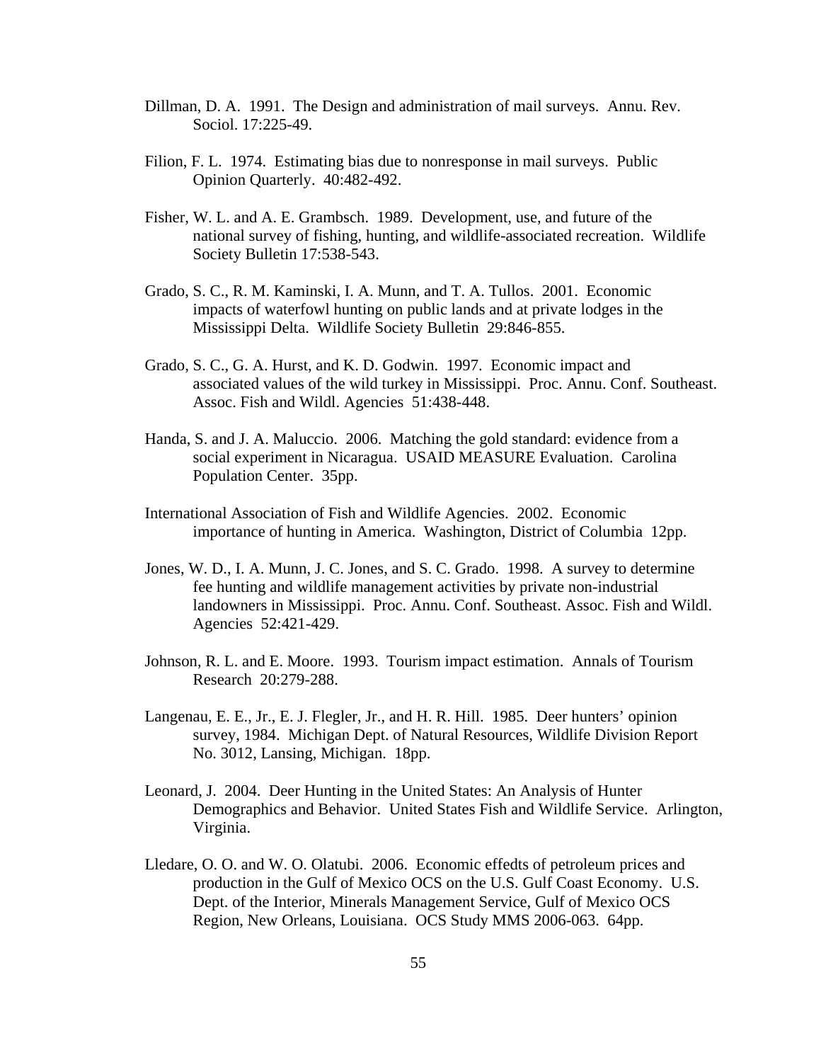Dillman, D. A. 1991. The Design and administration of mail surveys. Annu. Rev. Sociol. 17:225-49.

Filion, F. L. 1974. Estimating bias due to nonresponse in mail surveys. Public Opinion Quarterly. 40:482-492.

Fisher, W. L. and A. E. Grambsch. 1989. Development, use, and future of the national survey of fishing, hunting, and wildlife-associated recreation. Wildlife Society Bulletin 17:538-543.

Grado, S. C., R. M. Kaminski, I. A. Munn, and T. A. Tullos. 2001. Economic impacts of waterfowl hunting on public lands and at private lodges in the Mississippi Delta. Wildlife Society Bulletin 29:846-855.

Grado, S. C., G. A. Hurst, and K. D. Godwin. 1997. Economic impact and associated values of the wild turkey in Mississippi. Proc. Annu. Conf. Southeast. Assoc. Fish and Wildl. Agencies 51:438-448.

Handa, S. and J. A. Maluccio. 2006. Matching the gold standard: evidence from a social experiment in Nicaragua. USAID MEASURE Evaluation. Carolina Population Center. 35pp.

International Association of Fish and Wildlife Agencies. 2002. Economic importance of hunting in America. Washington, District of Columbia 12pp.

Jones, W. D., I. A. Munn, J. C. Jones, and S. C. Grado. 1998. A survey to determine fee hunting and wildlife management activities by private non-industrial landowners in Mississippi. Proc. Annu. Conf. Southeast. Assoc. Fish and Wildl. Agencies 52:421-429.

Johnson, R. L. and E. Moore. 1993. Tourism impact estimation. Annals of Tourism Research 20:279-288.

Langenau, E. E., Jr., E. J. Flegler, Jr., and H. R. Hill. 1985. Deer hunters' opinion survey, 1984. Michigan Dept. of Natural Resources, Wildlife Division Report No. 3012, Lansing, Michigan. 18pp.

Leonard, J. 2004. Deer Hunting in the United States: An Analysis of Hunter Demographics and Behavior. United States Fish and Wildlife Service. Arlington, Virginia.

Lledare, O. O. and W. O. Olatubi. 2006. Economic effedts of petroleum prices and production in the Gulf of Mexico OCS on the U.S. Gulf Coast Economy. U.S. Dept. of the Interior, Minerals Management Service, Gulf of Mexico OCS Region, New Orleans, Louisiana. OCS Study MMS 2006-063. 64pp.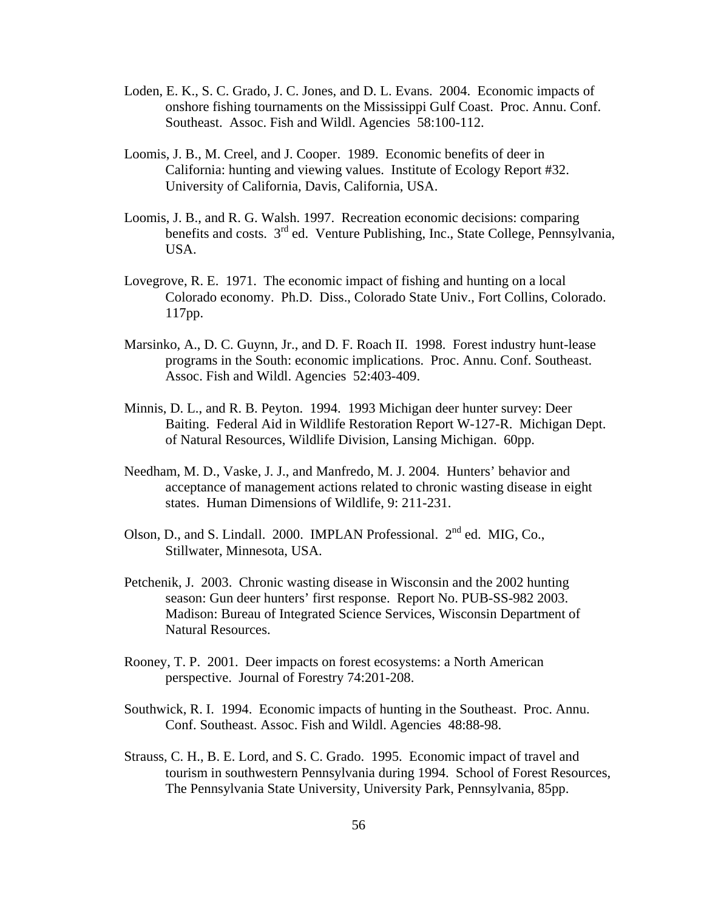Loden, E. K., S. C. Grado, J. C. Jones, and D. L. Evans. 2004. Economic impacts of onshore fishing tournaments on the Mississippi Gulf Coast. Proc. Annu. Conf. Southeast. Assoc. Fish and Wildl. Agencies 58:100-112.

Loomis, J. B., M. Creel, and J. Cooper. 1989. Economic benefits of deer in California: hunting and viewing values. Institute of Ecology Report #32. University of California, Davis, California, USA.

Loomis, J. B., and R. G. Walsh. 1997. Recreation economic decisions: comparing benefits and costs. 3rd ed. Venture Publishing, Inc., State College, Pennsylvania, USA.

Lovegrove, R. E. 1971. The economic impact of fishing and hunting on a local Colorado economy. Ph.D. Diss., Colorado State Univ., Fort Collins, Colorado. 117pp.

Marsinko, A., D. C. Guynn, Jr., and D. F. Roach II. 1998. Forest industry hunt-lease programs in the South: economic implications. Proc. Annu. Conf. Southeast. Assoc. Fish and Wildl. Agencies 52:403-409.

Minnis, D. L., and R. B. Peyton. 1994. 1993 Michigan deer hunter survey: Deer Baiting. Federal Aid in Wildlife Restoration Report W-127-R. Michigan Dept. of Natural Resources, Wildlife Division, Lansing Michigan. 60pp.

Needham, M. D., Vaske, J. J., and Manfredo, M. J. 2004. Hunters' behavior and acceptance of management actions related to chronic wasting disease in eight states. Human Dimensions of Wildlife, 9: 211-231.

Olson, D., and S. Lindall. 2000. IMPLAN Professional. 2nd ed. MIG, Co., Stillwater, Minnesota, USA.

Petchenik, J. 2003. Chronic wasting disease in Wisconsin and the 2002 hunting season: Gun deer hunters' first response. Report No. PUB-SS-982 2003. Madison: Bureau of Integrated Science Services, Wisconsin Department of Natural Resources.

Rooney, T. P. 2001. Deer impacts on forest ecosystems: a North American perspective. Journal of Forestry 74:201-208.

Southwick, R. I. 1994. Economic impacts of hunting in the Southeast. Proc. Annu. Conf. Southeast. Assoc. Fish and Wildl. Agencies 48:88-98.

Strauss, C. H., B. E. Lord, and S. C. Grado. 1995. Economic impact of travel and tourism in southwestern Pennsylvania during 1994. School of Forest Resources, The Pennsylvania State University, University Park, Pennsylvania, 85pp.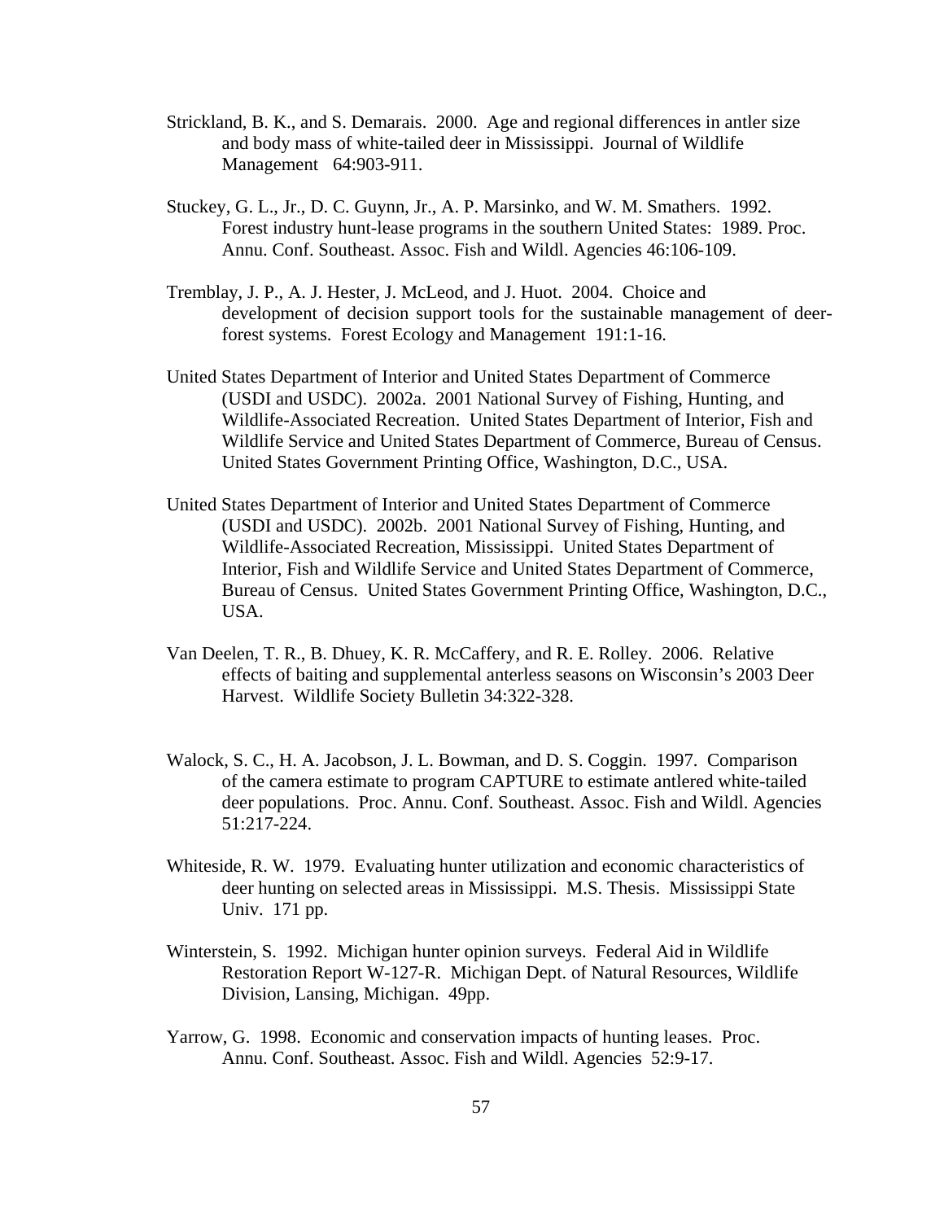Strickland, B. K., and S. Demarais. 2000. Age and regional differences in antler size and body mass of white-tailed deer in Mississippi. Journal of Wildlife Management 64:903-911.

Stuckey, G. L., Jr., D. C. Guynn, Jr., A. P. Marsinko, and W. M. Smathers. 1992. Forest industry hunt-lease programs in the southern United States: 1989. Proc. Annu. Conf. Southeast. Assoc. Fish and Wildl. Agencies 46:106-109.

Tremblay, J. P., A. J. Hester, J. McLeod, and J. Huot. 2004. Choice and development of decision support tools for the sustainable management of deer-forest systems. Forest Ecology and Management 191:1-16.

United States Department of Interior and United States Department of Commerce (USDI and USDC). 2002a. 2001 National Survey of Fishing, Hunting, and Wildlife-Associated Recreation. United States Department of Interior, Fish and Wildlife Service and United States Department of Commerce, Bureau of Census. United States Government Printing Office, Washington, D.C., USA.

United States Department of Interior and United States Department of Commerce (USDI and USDC). 2002b. 2001 National Survey of Fishing, Hunting, and Wildlife-Associated Recreation, Mississippi. United States Department of Interior, Fish and Wildlife Service and United States Department of Commerce, Bureau of Census. United States Government Printing Office, Washington, D.C., USA.

Van Deelen, T. R., B. Dhuey, K. R. McCaffery, and R. E. Rolley. 2006. Relative effects of baiting and supplemental anterless seasons on Wisconsin's 2003 Deer Harvest. Wildlife Society Bulletin 34:322-328.

Walock, S. C., H. A. Jacobson, J. L. Bowman, and D. S. Coggin. 1997. Comparison of the camera estimate to program CAPTURE to estimate antlered white-tailed deer populations. Proc. Annu. Conf. Southeast. Assoc. Fish and Wildl. Agencies 51:217-224.

Whiteside, R. W. 1979. Evaluating hunter utilization and economic characteristics of deer hunting on selected areas in Mississippi. M.S. Thesis. Mississippi State Univ. 171 pp.

Winterstein, S. 1992. Michigan hunter opinion surveys. Federal Aid in Wildlife Restoration Report W-127-R. Michigan Dept. of Natural Resources, Wildlife Division, Lansing, Michigan. 49pp.

Yarrow, G. 1998. Economic and conservation impacts of hunting leases. Proc. Annu. Conf. Southeast. Assoc. Fish and Wildl. Agencies 52:9-17.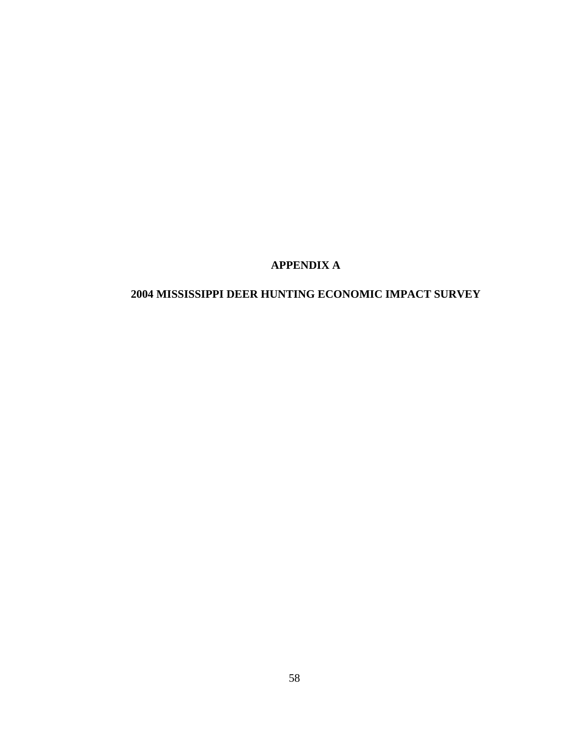# APPENDIX A

## 2004 MISSISSIPPI DEER HUNTING ECONOMIC IMPACT SURVEY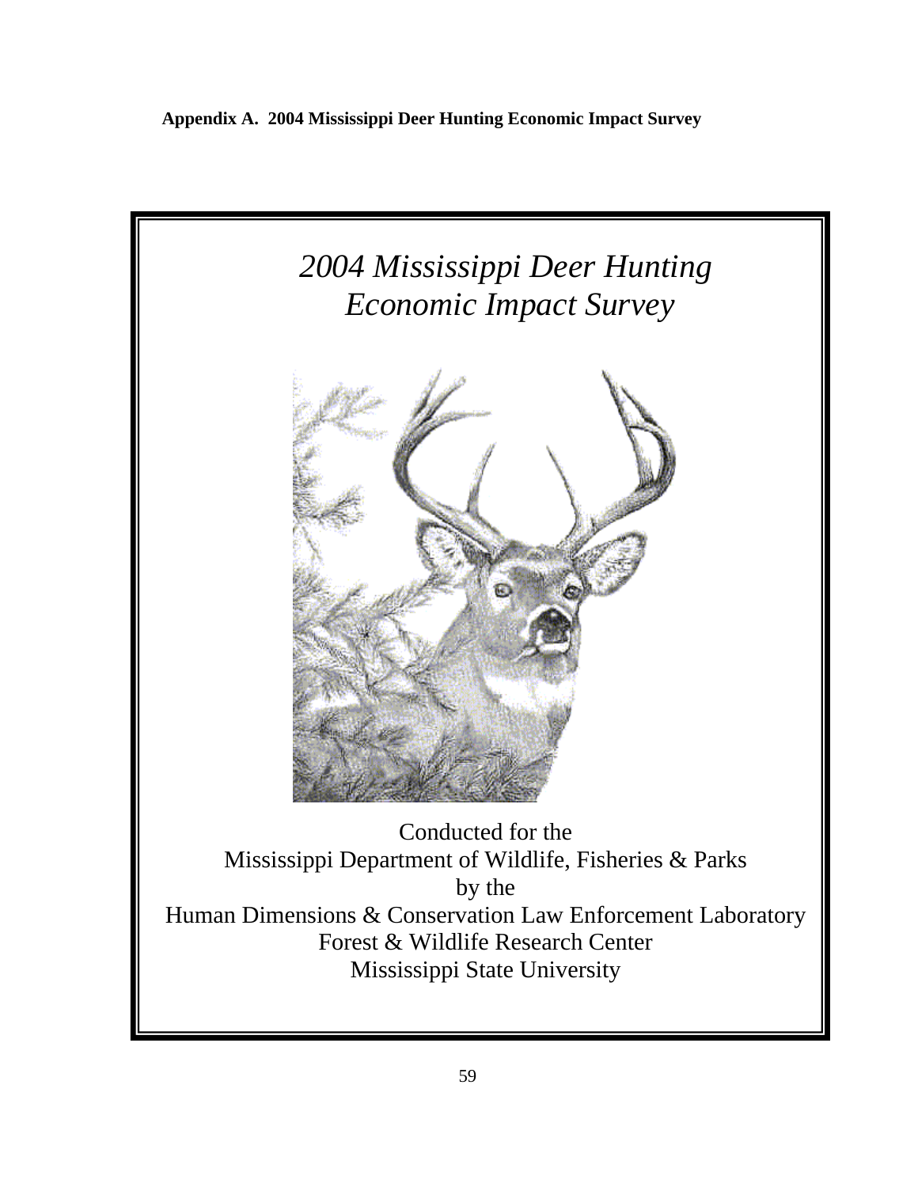**Appendix A. 2004 Mississippi Deer Hunting Economic Impact Survey**

# *2004 Mississippi Deer Hunting Economic Impact Survey*

Conducted for the
Mississippi Department of Wildlife, Fisheries & Parks
by the
Human Dimensions & Conservation Law Enforcement Laboratory
Forest & Wildlife Research Center
Mississippi State University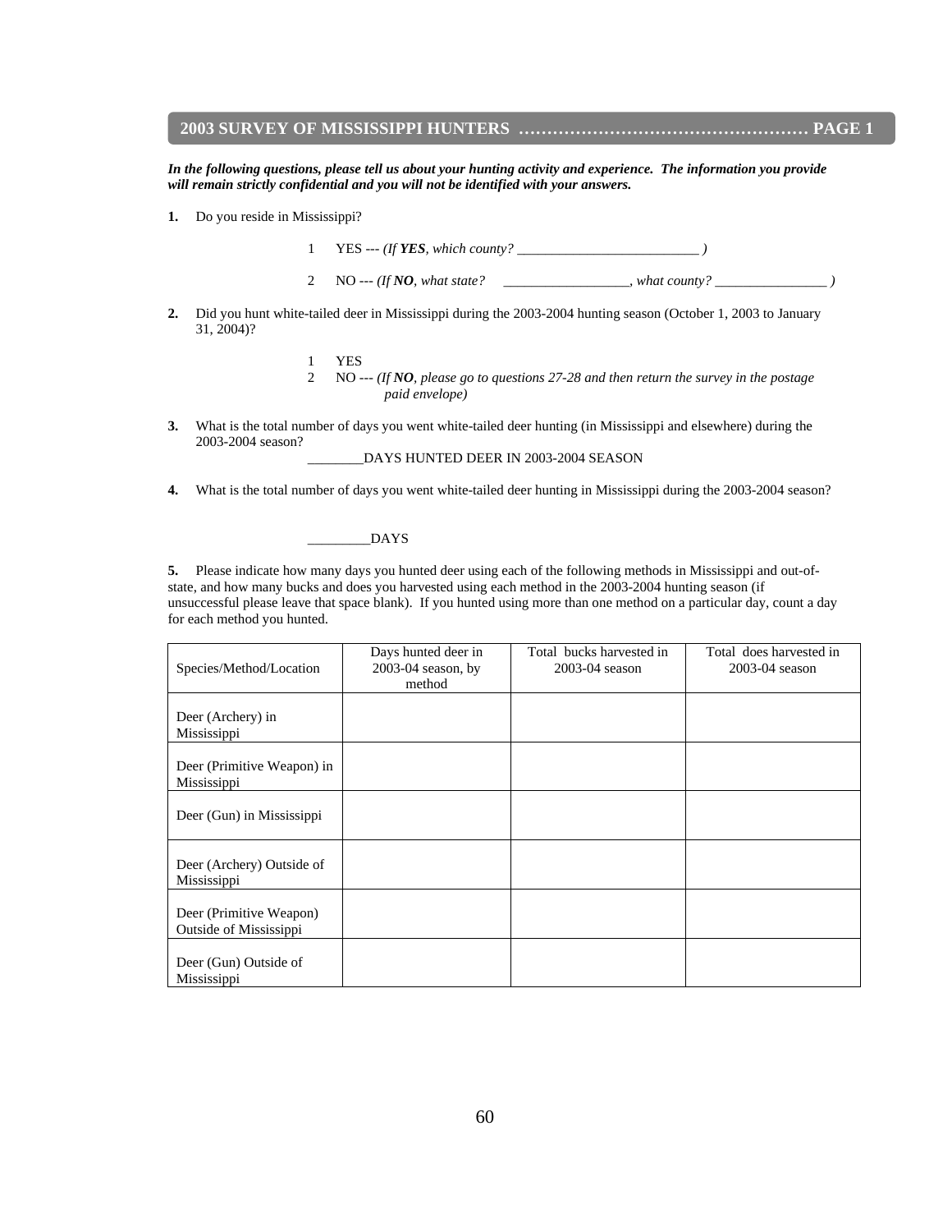## 2003 SURVEY OF MISSISSIPPI HUNTERS …………………………………………… PAGE 1

***In the following questions, please tell us about your hunting activity and experience. The information you provide will remain strictly confidential and you will not be identified with your answers.***

**1.** Do you reside in Mississippi?

1 YES --- *(If **YES**, which county? _________________________ )*

2 NO --- *(If **NO**, what state?* _________________, *what county? _______________ )*

**2.** Did you hunt white-tailed deer in Mississippi during the 2003-2004 hunting season (October 1, 2003 to January 31, 2004)?

1 YES

2 NO --- *(If **NO**, please go to questions 27-28 and then return the survey in the postage paid envelope)*

**3.** What is the total number of days you went white-tailed deer hunting (in Mississippi and elsewhere) during the 2003-2004 season?

________DAYS HUNTED DEER IN 2003-2004 SEASON

**4.** What is the total number of days you went white-tailed deer hunting in Mississippi during the 2003-2004 season?

_________DAYS

**5.** Please indicate how many days you hunted deer using each of the following methods in Mississippi and out-of-state, and how many bucks and does you harvested using each method in the 2003-2004 hunting season (if unsuccessful please leave that space blank). If you hunted using more than one method on a particular day, count a day for each method you hunted.

| Species/Method/Location | Days hunted deer in 2003-04 season, by method | Total bucks harvested in 2003-04 season | Total does harvested in 2003-04 season |
|---|---|---|---|
| Deer (Archery) in Mississippi | | | |
| Deer (Primitive Weapon) in Mississippi | | | |
| Deer (Gun) in Mississippi | | | |
| Deer (Archery) Outside of Mississippi | | | |
| Deer (Primitive Weapon) Outside of Mississippi | | | |
| Deer (Gun) Outside of Mississippi | | | |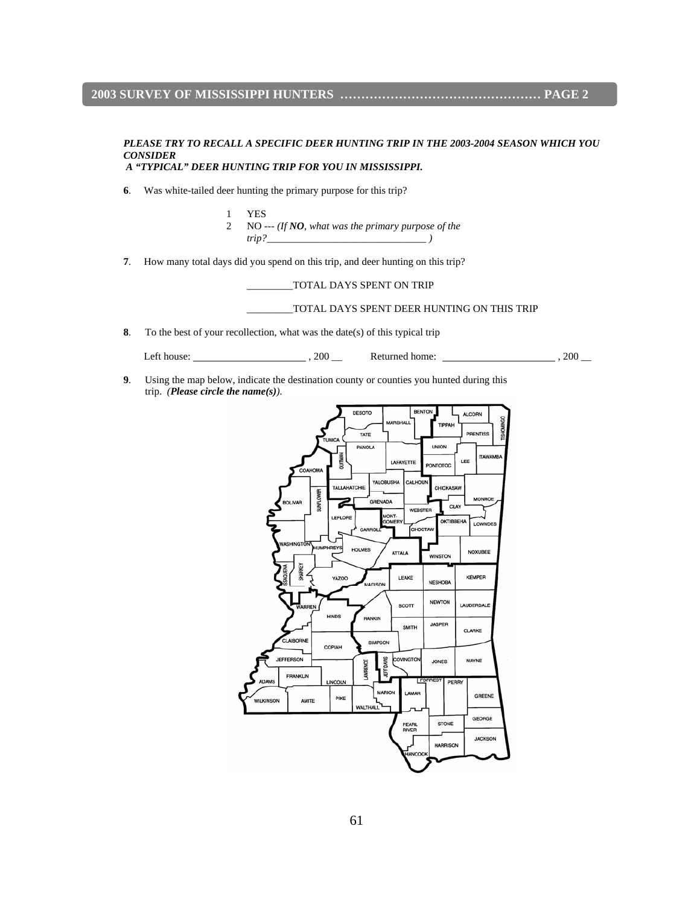*PLEASE TRY TO RECALL A SPECIFIC DEER HUNTING TRIP IN THE 2003-2004 SEASON WHICH YOU CONSIDER A "TYPICAL" DEER HUNTING TRIP FOR YOU IN MISSISSIPPI.*

**6**. Was white-tailed deer hunting the primary purpose for this trip?

1 YES
2 NO --- *(If **NO**, what was the primary purpose of the trip?_____________________________ )*

**7**. How many total days did you spend on this trip, and deer hunting on this trip?

_________TOTAL DAYS SPENT ON TRIP

_________TOTAL DAYS SPENT DEER HUNTING ON THIS TRIP

**8**. To the best of your recollection, what was the date(s) of this typical trip

Left house: ______________________ , 200 __ Returned home: ______________________ , 200 __

**9**. Using the map below, indicate the destination county or counties you hunted during this trip. ***(Please circle the name(s))***.

DESOTO, BENTON, ALCORN, MARSHALL, TIPPAH, TISHOMINGO, TATE, PRENTISS, TUNICA, PANOLA, UNION, QUITMAN, ITAWAMBA, LAFAYETTE, LEE, PONTOTOC, COAHOMA, YALOBUSHA, CALHOUN, TALLAHATCHIE, CHICKASAW, SUNFLOWER, MONROE, BOLIVAR, GRENADA, CLAY, WEBSTER, LEFLORE, MONTGOMERY, OKTIBBEHA, LOWNDES, CARROLL, CHOCTAW, WASHINGTON, HUMPHREYS, HOLMES, ATTALA, NOXUBEE, WINSTON, ISSAQUENA, SHARKEY, YAZOO, LEAKE, KEMPER, NESHOBA, MADISON, NEWTON, WARREN, SCOTT, LAUDERDALE, HINDS, RANKIN, JASPER, SMITH, CLARKE, CLAIBORNE, SIMPSON, COPIAH, JEFFERSON, COVINGTON, JONES, WAYNE, LAWRENCE, JEFF DAVIS, FRANKLIN, FORREST, PERRY, ADAMS, LINCOLN, MARION, LAMAR, GREENE, WILKINSON, AMITE, PIKE, WALTHALL, GEORGE, PEARL RIVER, STONE, JACKSON, HARRISON, HANCOCK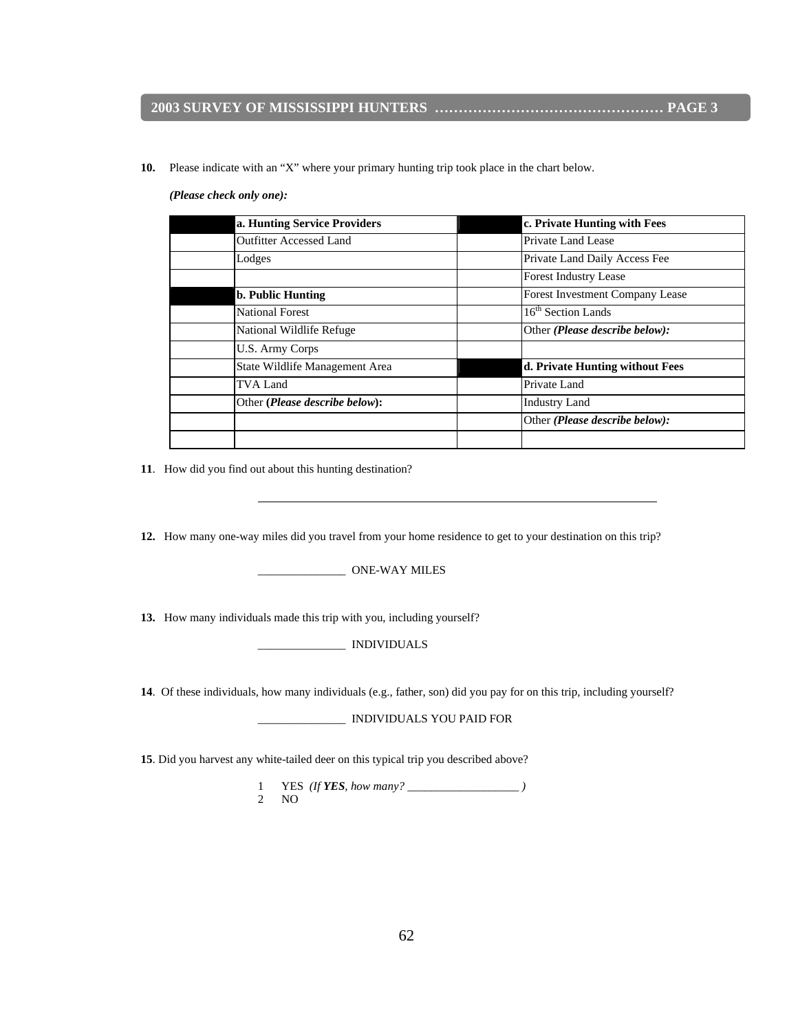**10.** Please indicate with an "X" where your primary hunting trip took place in the chart below.

***(Please check only one):***

| | **a. Hunting Service Providers** | | **c. Private Hunting with Fees** |
|---|---|---|---|
| | Outfitter Accessed Land | | Private Land Lease |
| | Lodges | | Private Land Daily Access Fee |
| | | | Forest Industry Lease |
| | **b. Public Hunting** | | Forest Investment Company Lease |
| | National Forest | | 16th Section Lands |
| | National Wildlife Refuge | | Other ***(Please describe below):*** |
| | U.S. Army Corps | | |
| | State Wildlife Management Area | | **d. Private Hunting without Fees** |
| | TVA Land | | Private Land |
| | Other **(*Please describe below*):** | | Industry Land |
| | | | Other ***(Please describe below):*** |
| | | | |

**11**. How did you find out about this hunting destination?

_______________________________________________________________

**12.** How many one-way miles did you travel from your home residence to get to your destination on this trip?

_______________ ONE-WAY MILES

**13.** How many individuals made this trip with you, including yourself?

_______________ INDIVIDUALS

**14**. Of these individuals, how many individuals (e.g., father, son) did you pay for on this trip, including yourself?

_______________ INDIVIDUALS YOU PAID FOR

**15**. Did you harvest any white-tailed deer on this typical trip you described above?

1 YES *(If **YES**, how many? ___________________ )*
2 NO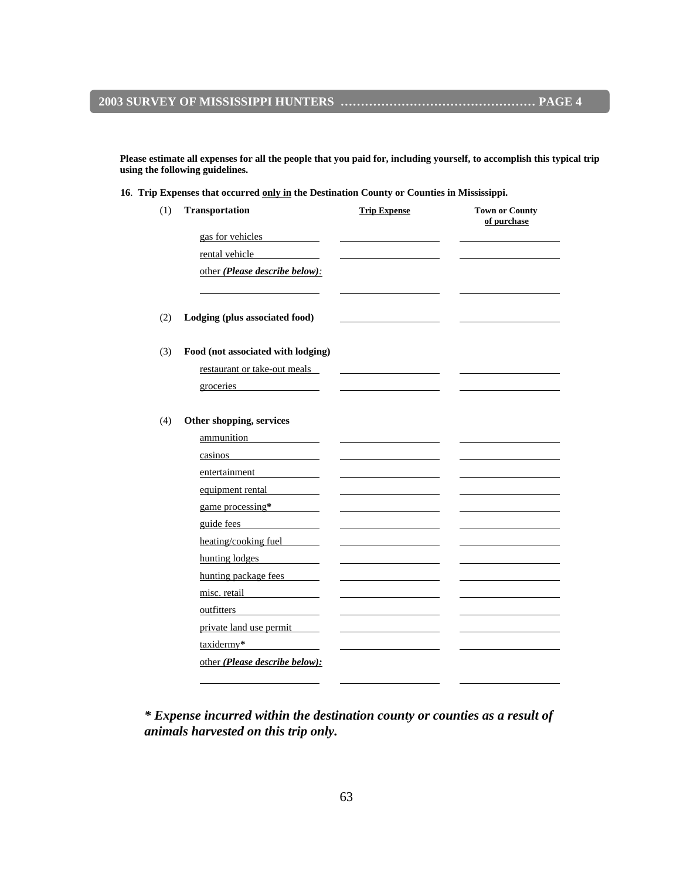**2003 SURVEY OF MISSISSIPPI HUNTERS ………………………………………… PAGE 4**

**Please estimate all expenses for all the people that you paid for, including yourself, to accomplish this typical trip using the following guidelines.**

**16. Trip Expenses that occurred only in the Destination County or Counties in Mississippi.**

| | | Trip Expense | Town or County of purchase |
|---|---|---|---|
| (1) | **Transportation** | | |
| | gas for vehicles | | |
| | rental vehicle | | |
| | other *(Please describe below):* | | |
| | | | |
| (2) | **Lodging (plus associated food)** | | |
| (3) | **Food (not associated with lodging)** | | |
| | restaurant or take-out meals | | |
| | groceries | | |
| (4) | **Other shopping, services** | | |
| | ammunition | | |
| | casinos | | |
| | entertainment | | |
| | equipment rental | | |
| | game processing* | | |
| | guide fees | | |
| | heating/cooking fuel | | |
| | hunting lodges | | |
| | hunting package fees | | |
| | misc. retail | | |
| | outfitters | | |
| | private land use permit | | |
| | taxidermy* | | |
| | other *(Please describe below):* | | |
| | | | |

***\* Expense incurred within the destination county or counties as a result of animals harvested on this trip only.***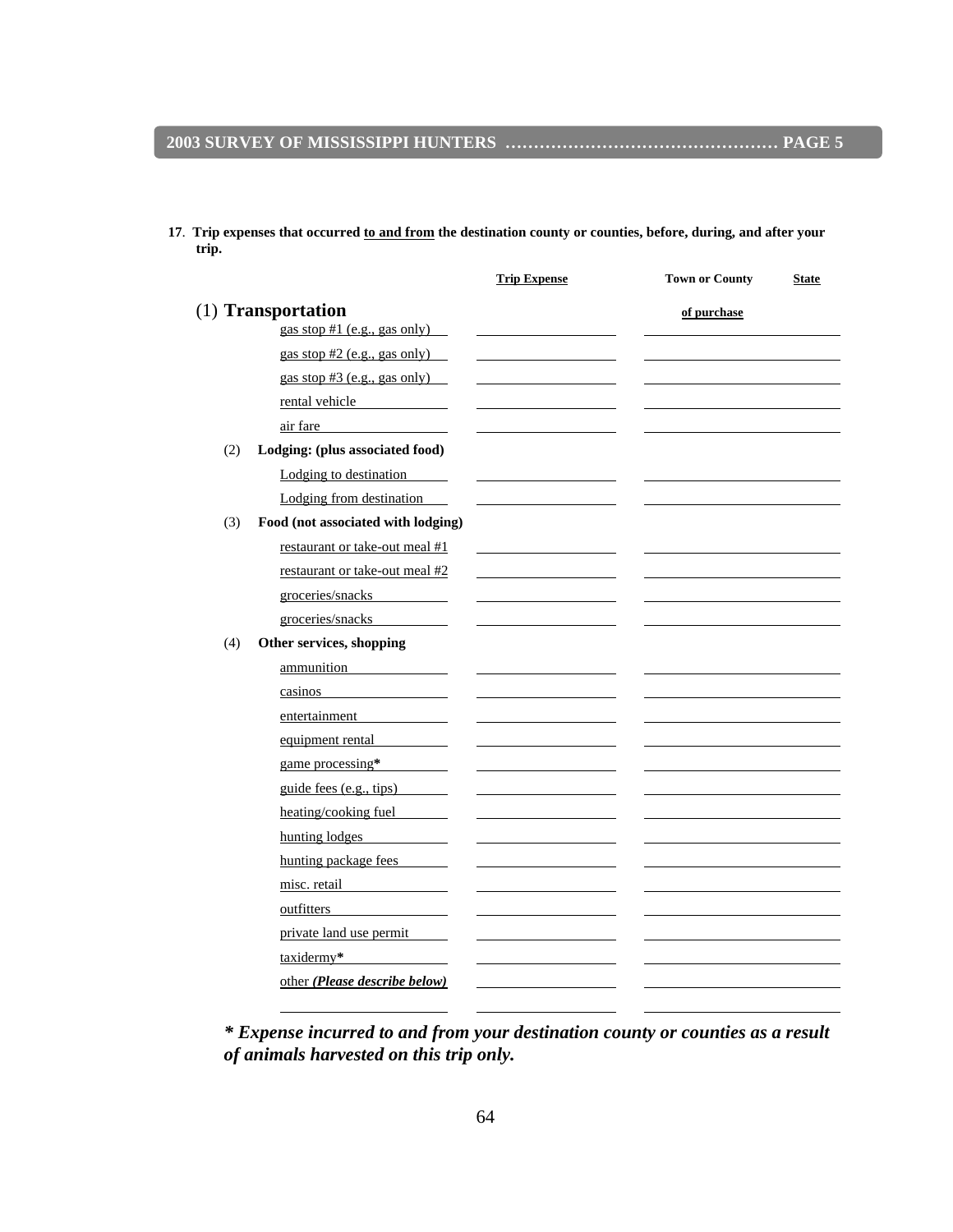**17. Trip expenses that occurred <u>to and from</u> the destination county or counties, before, during, and after your trip.**

| | Trip Expense | Town or County of purchase | State |
|---|---|---|---|
| **(1) Transportation** | | | |
| gas stop #1 (e.g., gas only) | | | |
| gas stop #2 (e.g., gas only) | | | |
| gas stop #3 (e.g., gas only) | | | |
| rental vehicle | | | |
| air fare | | | |
| **(2) Lodging: (plus associated food)** | | | |
| Lodging to destination | | | |
| Lodging from destination | | | |
| **(3) Food (not associated with lodging)** | | | |
| restaurant or take-out meal #1 | | | |
| restaurant or take-out meal #2 | | | |
| groceries/snacks | | | |
| groceries/snacks | | | |
| **(4) Other services, shopping** | | | |
| ammunition | | | |
| casinos | | | |
| entertainment | | | |
| equipment rental | | | |
| game processing* | | | |
| guide fees (e.g., tips) | | | |
| heating/cooking fuel | | | |
| hunting lodges | | | |
| hunting package fees | | | |
| misc. retail | | | |
| outfitters | | | |
| private land use permit | | | |
| taxidermy* | | | |
| other ***(Please describe below)*** | | | |
| | | | |

***\* Expense incurred to and from your destination county or counties as a result of animals harvested on this trip only.***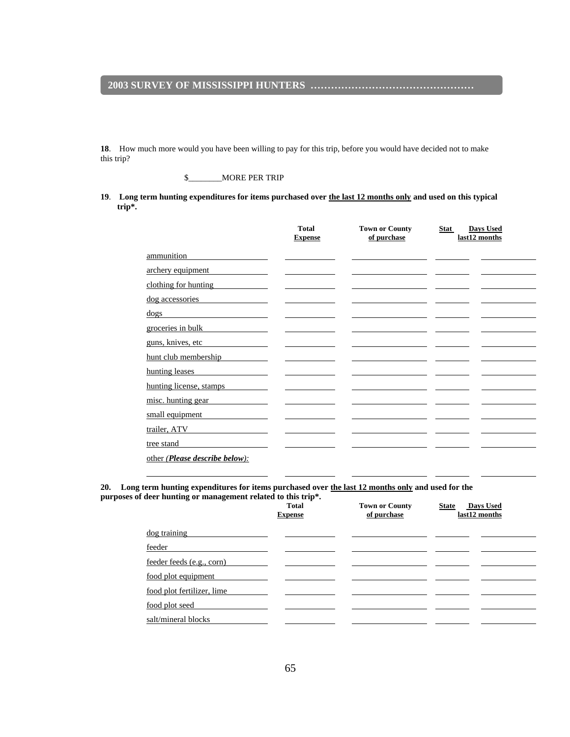## 2003 SURVEY OF MISSISSIPPI HUNTERS …………………………………………

**18**. How much more would you have been willing to pay for this trip, before you would have decided not to make this trip?

$________MORE PER TRIP

**19**. **Long term hunting expenditures for items purchased over the last 12 months only and used on this typical trip\*.**

| | Total Expense | Town or County of purchase | Stat | Days Used last12 months |
|---|---|---|---|---|
| ammunition | | | | |
| archery equipment | | | | |
| clothing for hunting | | | | |
| dog accessories | | | | |
| dogs | | | | |
| groceries in bulk | | | | |
| guns, knives, etc | | | | |
| hunt club membership | | | | |
| hunting leases | | | | |
| hunting license, stamps | | | | |
| misc. hunting gear | | | | |
| small equipment | | | | |
| trailer, ATV | | | | |
| tree stand | | | | |
| other (***Please describe below***): | | | | |
| | | | | |

**20. Long term hunting expenditures for items purchased over the last 12 months only and used for the purposes of deer hunting or management related to this trip\*.**

| | Total Expense | Town or County of purchase | State | Days Used last12 months |
|---|---|---|---|---|
| dog training | | | | |
| feeder | | | | |
| feeder feeds (e.g., corn) | | | | |
| food plot equipment | | | | |
| food plot fertilizer, lime | | | | |
| food plot seed | | | | |
| salt/mineral blocks | | | | |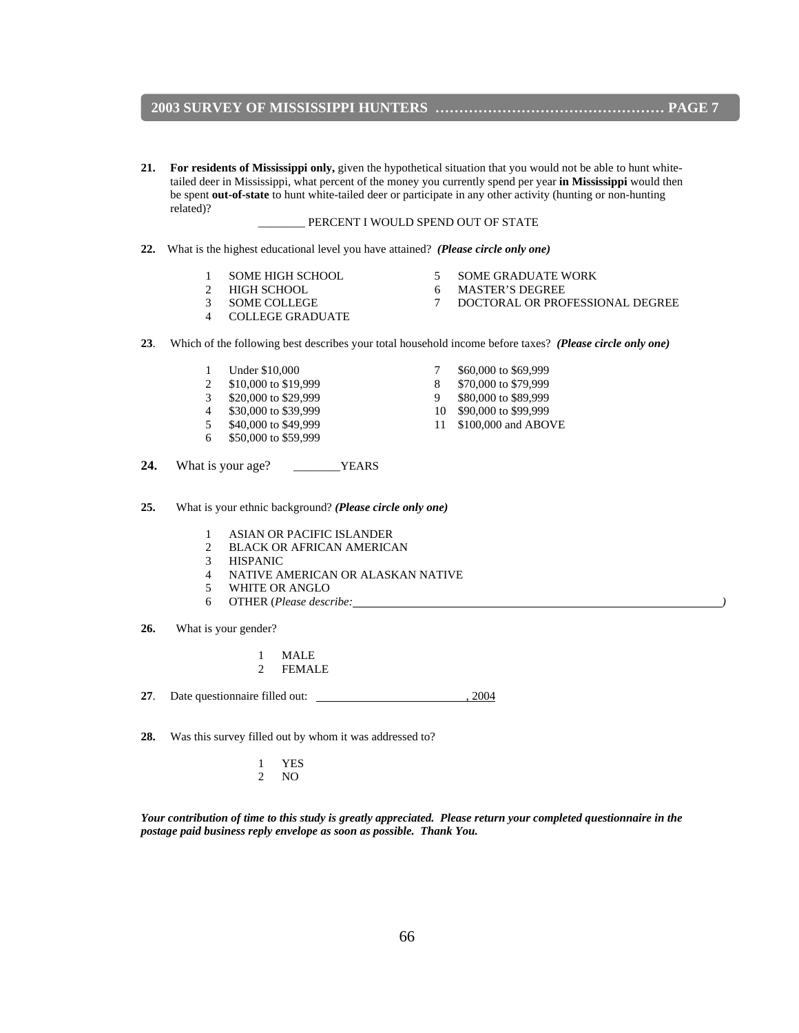**21.** **For residents of Mississippi only,** given the hypothetical situation that you would not be able to hunt white-tailed deer in Mississippi, what percent of the money you currently spend per year **in Mississippi** would then be spent **out-of-state** to hunt white-tailed deer or participate in any other activity (hunting or non-hunting related)?

________ PERCENT I WOULD SPEND OUT OF STATE

**22.** What is the highest educational level you have attained? ***(Please circle only one)***

1 SOME HIGH SCHOOL
2 HIGH SCHOOL
3 SOME COLLEGE
4 COLLEGE GRADUATE
5 SOME GRADUATE WORK
6 MASTER'S DEGREE
7 DOCTORAL OR PROFESSIONAL DEGREE

**23**. Which of the following best describes your total household income before taxes? ***(Please circle only one)***

1 Under $10,000
2 $10,000 to $19,999
3 $20,000 to $29,999
4 $30,000 to $39,999
5 $40,000 to $49,999
6 $50,000 to $59,999
7 $60,000 to $69,999
8 $70,000 to $79,999
9 $80,000 to $89,999
10 $90,000 to $99,999
11 $100,000 and ABOVE

**24.** What is your age? _______YEARS

**25.** What is your ethnic background? ***(Please circle only one)***

1 ASIAN OR PACIFIC ISLANDER
2 BLACK OR AFRICAN AMERICAN
3 HISPANIC
4 NATIVE AMERICAN OR ALASKAN NATIVE
5 WHITE OR ANGLO
6 OTHER (*Please describe:* ______________________________)

**26.** What is your gender?

1 MALE
2 FEMALE

**27**. Date questionnaire filled out: ________________________, 2004

**28.** Was this survey filled out by whom it was addressed to?

1 YES
2 NO

***Your contribution of time to this study is greatly appreciated. Please return your completed questionnaire in the postage paid business reply envelope as soon as possible. Thank You.***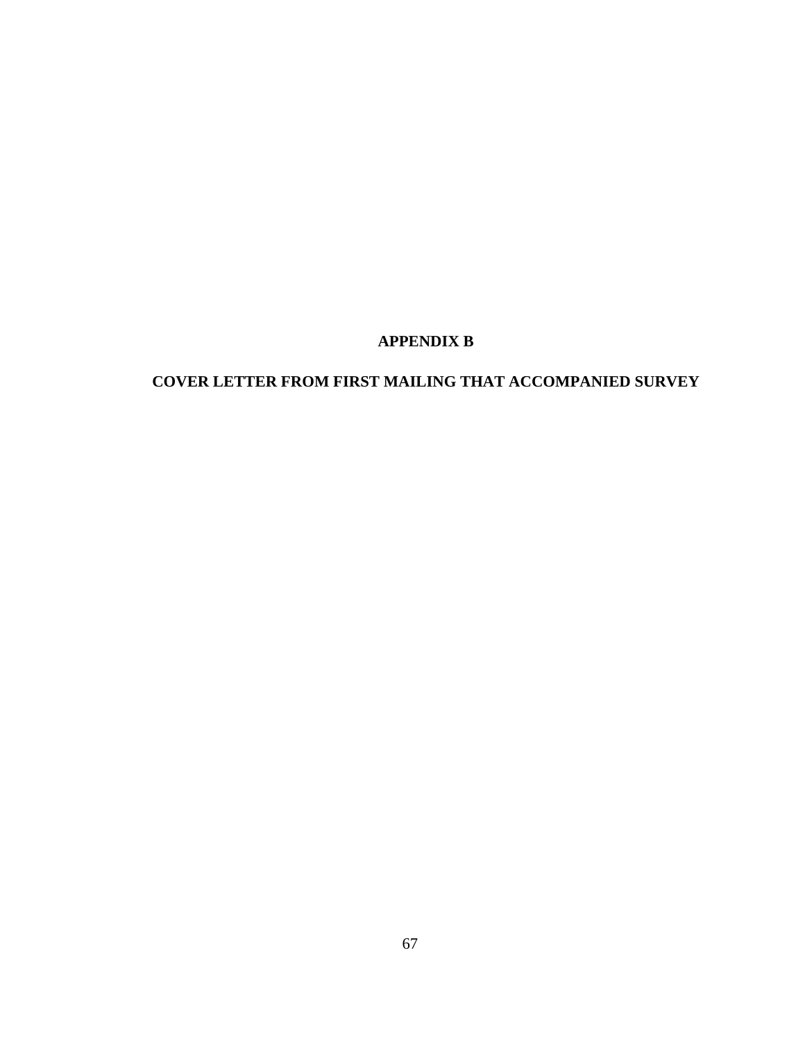# APPENDIX B

## COVER LETTER FROM FIRST MAILING THAT ACCOMPANIED SURVEY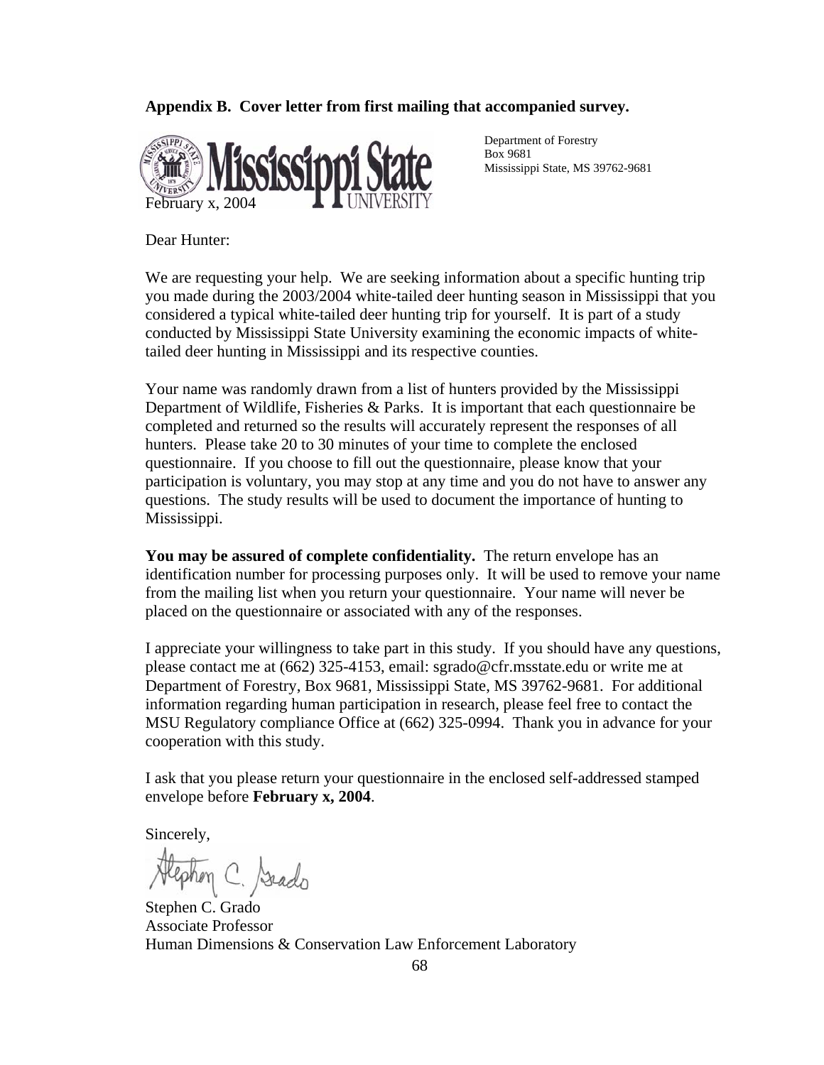**Appendix B. Cover letter from first mailing that accompanied survey.**

Mississippi State University

Department of Forestry
Box 9681
Mississippi State, MS 39762-9681

February x, 2004

Dear Hunter:

We are requesting your help. We are seeking information about a specific hunting trip you made during the 2003/2004 white-tailed deer hunting season in Mississippi that you considered a typical white-tailed deer hunting trip for yourself. It is part of a study conducted by Mississippi State University examining the economic impacts of white-tailed deer hunting in Mississippi and its respective counties.

Your name was randomly drawn from a list of hunters provided by the Mississippi Department of Wildlife, Fisheries & Parks. It is important that each questionnaire be completed and returned so the results will accurately represent the responses of all hunters. Please take 20 to 30 minutes of your time to complete the enclosed questionnaire. If you choose to fill out the questionnaire, please know that your participation is voluntary, you may stop at any time and you do not have to answer any questions. The study results will be used to document the importance of hunting to Mississippi.

**You may be assured of complete confidentiality.** The return envelope has an identification number for processing purposes only. It will be used to remove your name from the mailing list when you return your questionnaire. Your name will never be placed on the questionnaire or associated with any of the responses.

I appreciate your willingness to take part in this study. If you should have any questions, please contact me at (662) 325-4153, email: sgrado@cfr.msstate.edu or write me at Department of Forestry, Box 9681, Mississippi State, MS 39762-9681. For additional information regarding human participation in research, please feel free to contact the MSU Regulatory compliance Office at (662) 325-0994. Thank you in advance for your cooperation with this study.

I ask that you please return your questionnaire in the enclosed self-addressed stamped envelope before **February x, 2004**.

Sincerely,

Stephen C. Grado
Associate Professor
Human Dimensions & Conservation Law Enforcement Laboratory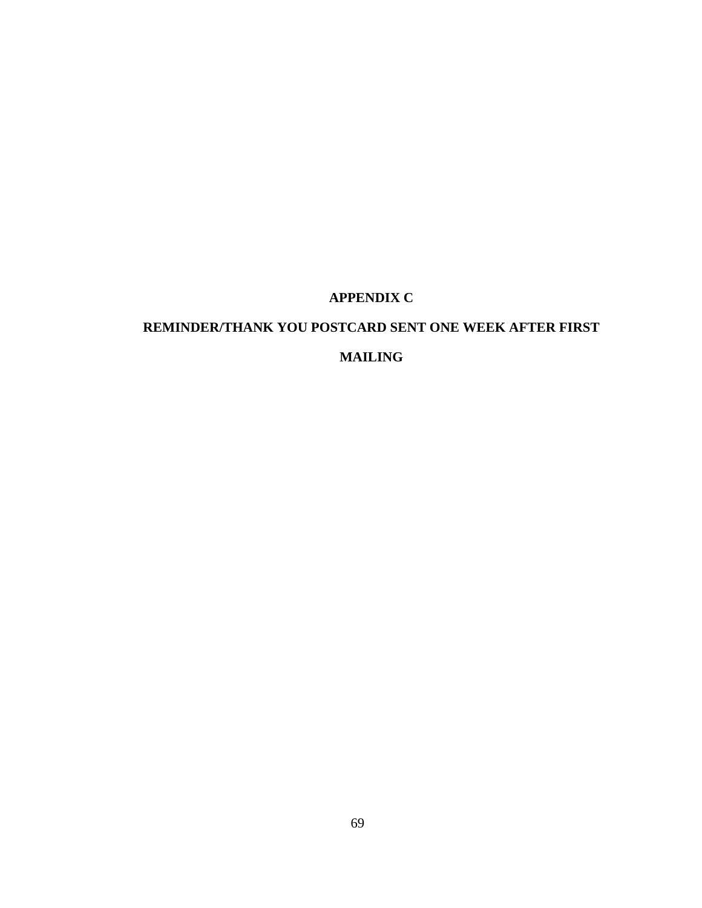# APPENDIX C

# REMINDER/THANK YOU POSTCARD SENT ONE WEEK AFTER FIRST MAILING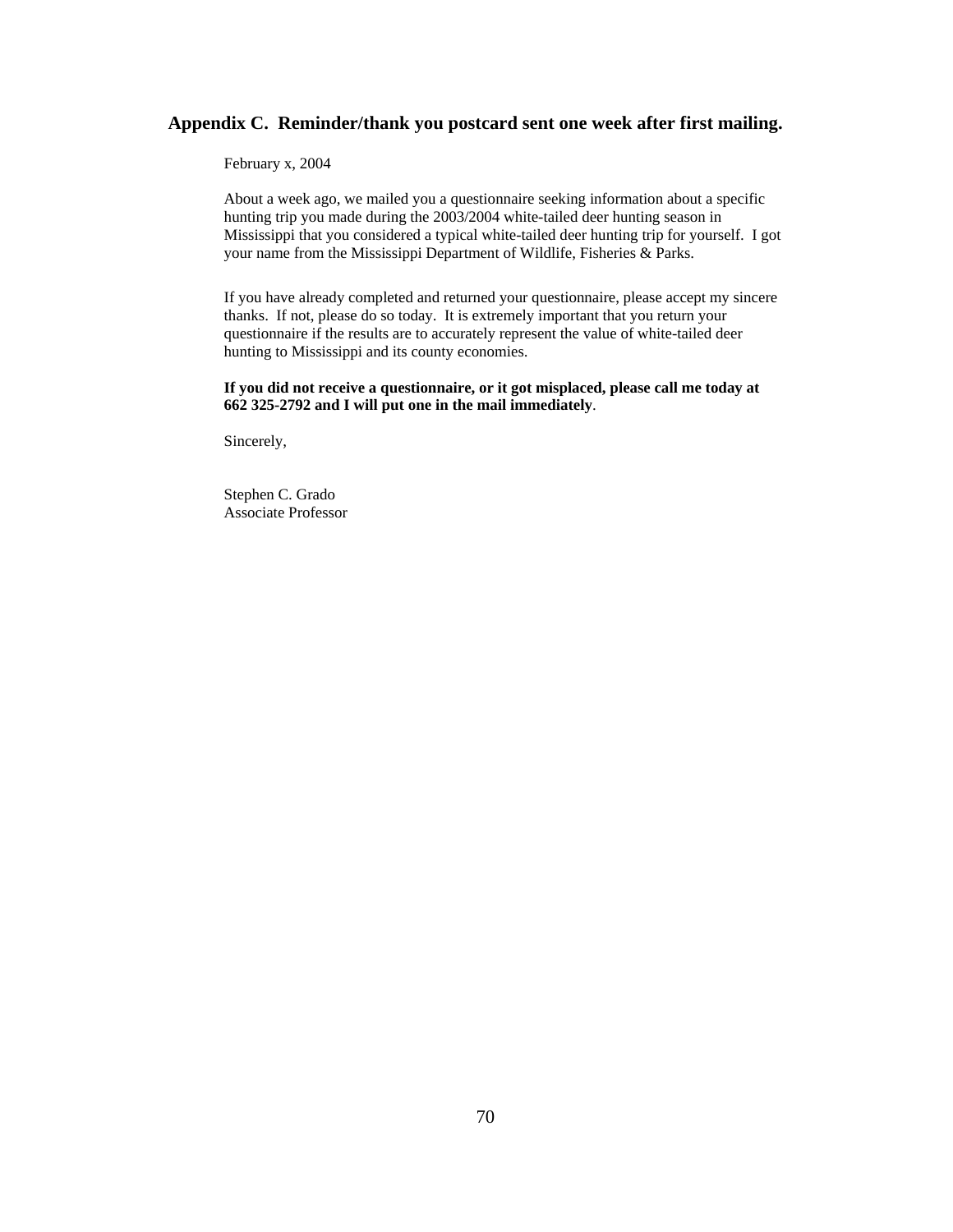## Appendix C. Reminder/thank you postcard sent one week after first mailing.

February x, 2004

About a week ago, we mailed you a questionnaire seeking information about a specific hunting trip you made during the 2003/2004 white-tailed deer hunting season in Mississippi that you considered a typical white-tailed deer hunting trip for yourself. I got your name from the Mississippi Department of Wildlife, Fisheries & Parks.

If you have already completed and returned your questionnaire, please accept my sincere thanks. If not, please do so today. It is extremely important that you return your questionnaire if the results are to accurately represent the value of white-tailed deer hunting to Mississippi and its county economies.

**If you did not receive a questionnaire, or it got misplaced, please call me today at 662 325-2792 and I will put one in the mail immediately**.

Sincerely,

Stephen C. Grado
Associate Professor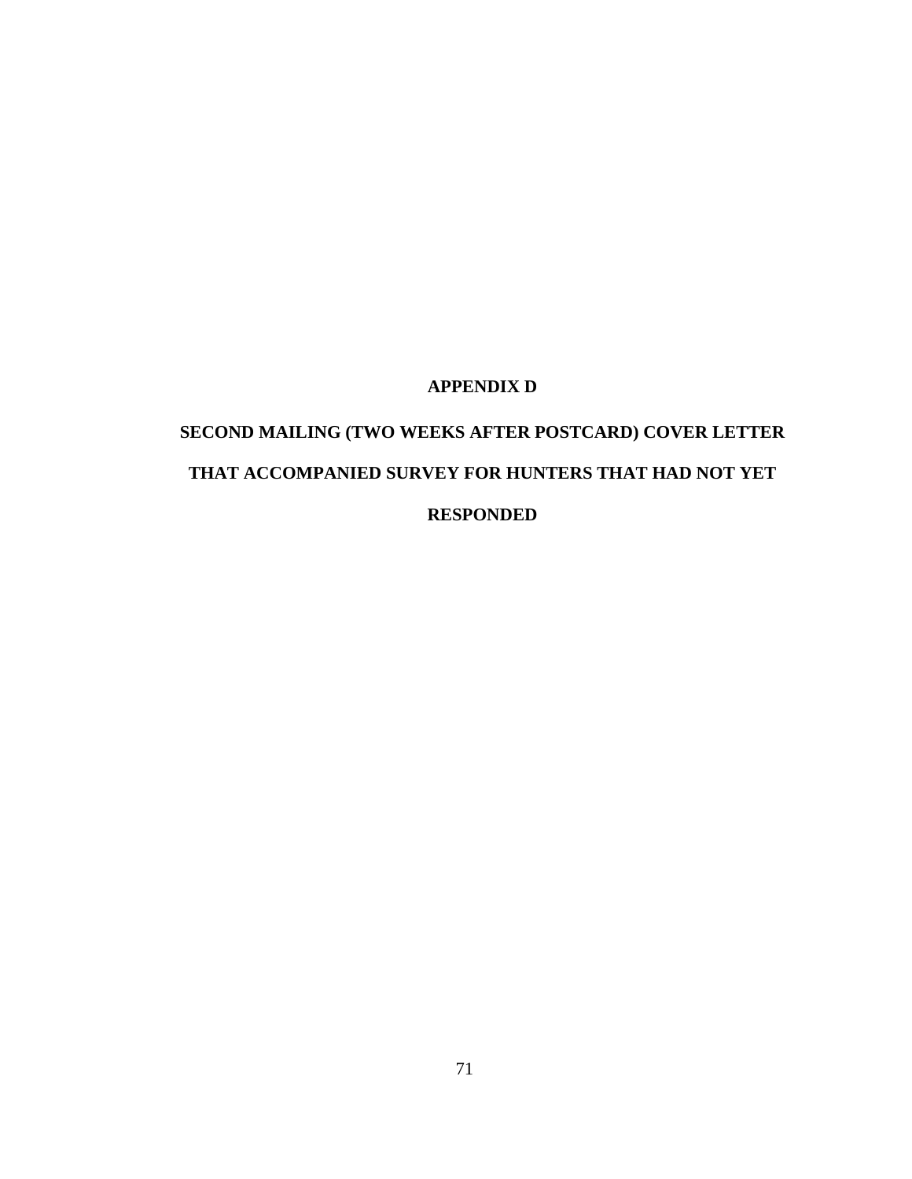# APPENDIX D

# SECOND MAILING (TWO WEEKS AFTER POSTCARD) COVER LETTER THAT ACCOMPANIED SURVEY FOR HUNTERS THAT HAD NOT YET RESPONDED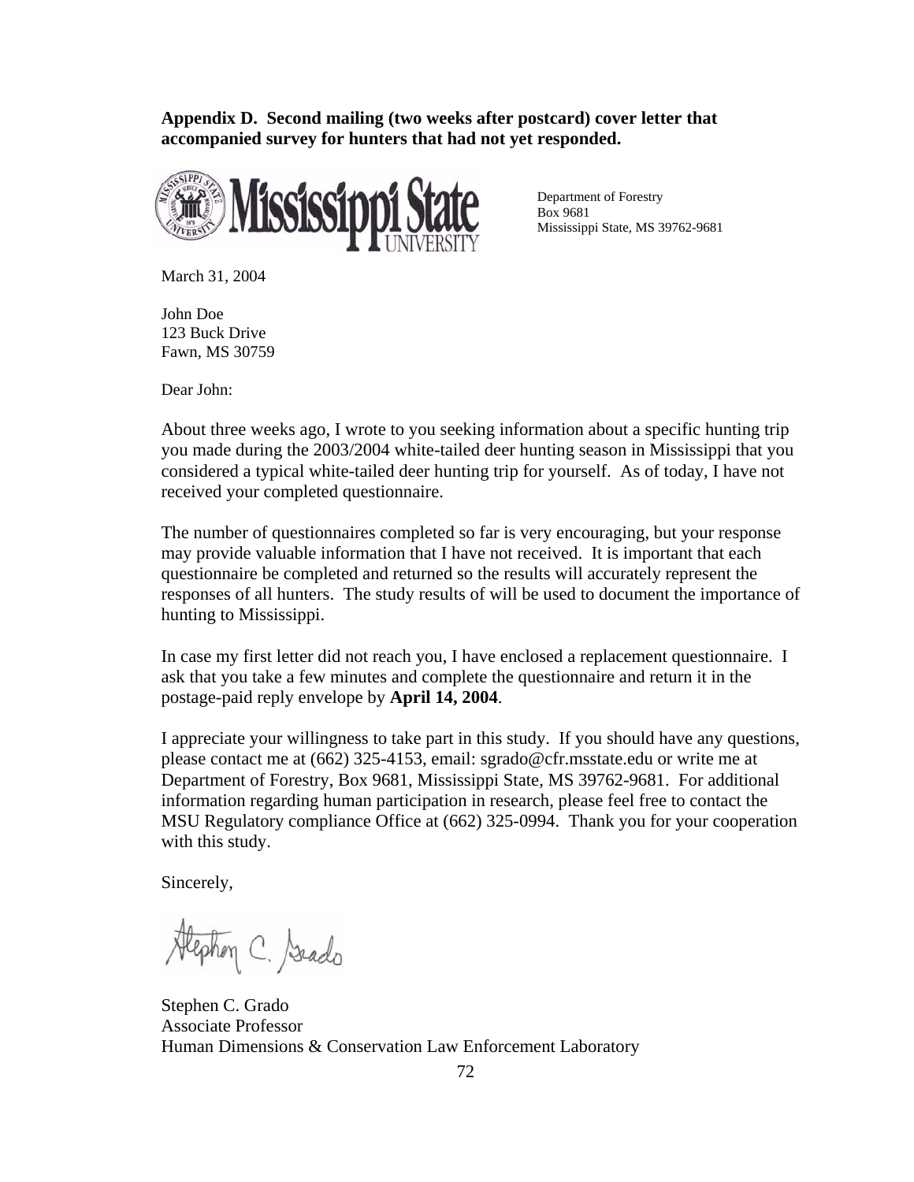**Appendix D. Second mailing (two weeks after postcard) cover letter that accompanied survey for hunters that had not yet responded.**

Mississippi State UNIVERSITY

Department of Forestry
Box 9681
Mississippi State, MS 39762-9681

March 31, 2004

John Doe
123 Buck Drive
Fawn, MS 30759

Dear John:

About three weeks ago, I wrote to you seeking information about a specific hunting trip you made during the 2003/2004 white-tailed deer hunting season in Mississippi that you considered a typical white-tailed deer hunting trip for yourself. As of today, I have not received your completed questionnaire.

The number of questionnaires completed so far is very encouraging, but your response may provide valuable information that I have not received. It is important that each questionnaire be completed and returned so the results will accurately represent the responses of all hunters. The study results of will be used to document the importance of hunting to Mississippi.

In case my first letter did not reach you, I have enclosed a replacement questionnaire. I ask that you take a few minutes and complete the questionnaire and return it in the postage-paid reply envelope by **April 14, 2004**.

I appreciate your willingness to take part in this study. If you should have any questions, please contact me at (662) 325-4153, email: sgrado@cfr.msstate.edu or write me at Department of Forestry, Box 9681, Mississippi State, MS 39762-9681. For additional information regarding human participation in research, please feel free to contact the MSU Regulatory compliance Office at (662) 325-0994. Thank you for your cooperation with this study.

Sincerely,

Stephen C. Grado

Stephen C. Grado
Associate Professor
Human Dimensions & Conservation Law Enforcement Laboratory